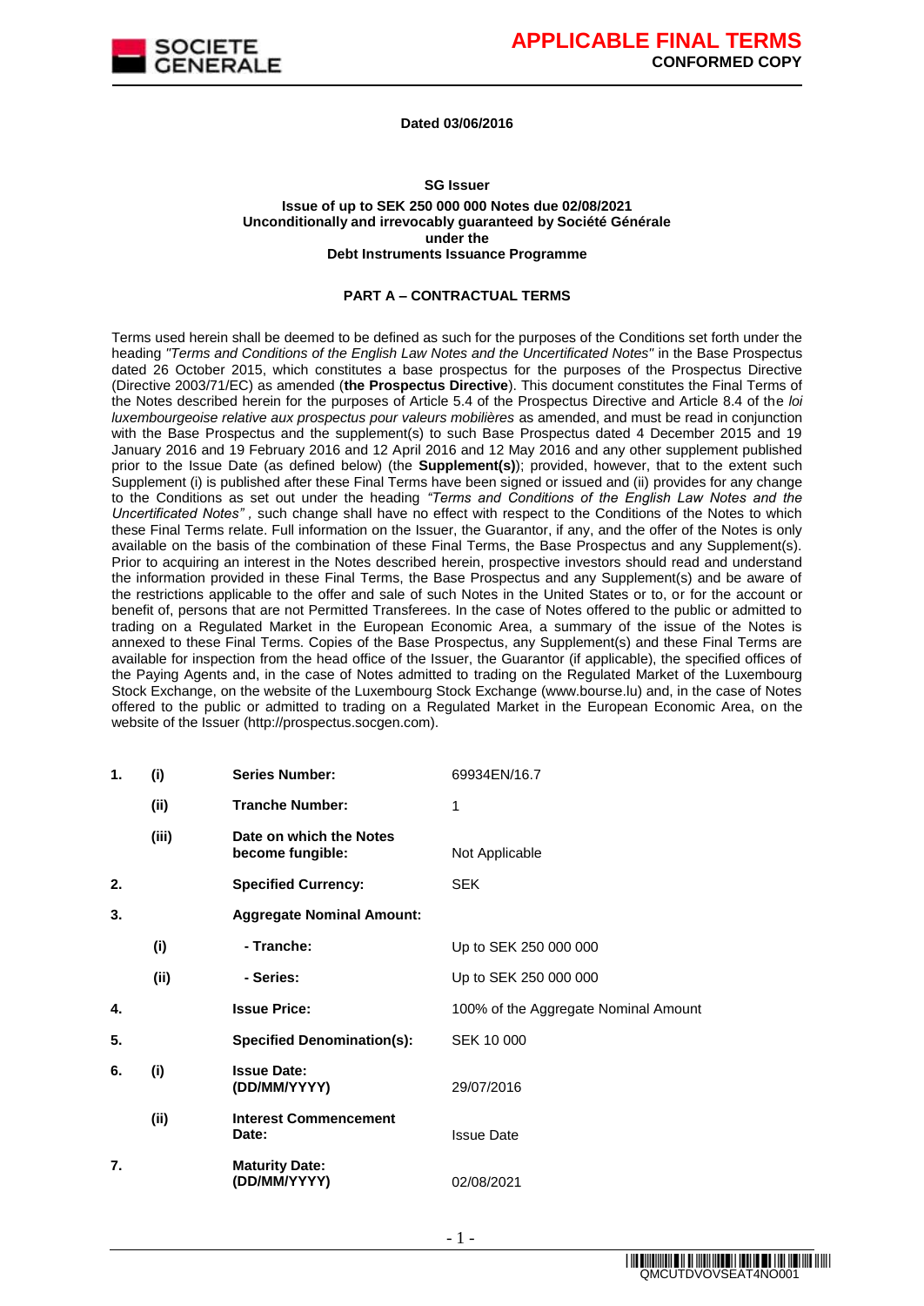**APPLICABLE FINAL TERMS**
**CONFORMED COPY**

**Dated 03/06/2016**

**SG Issuer**

**Issue of up to SEK 250 000 000 Notes due 02/08/2021**
**Unconditionally and irrevocably guaranteed by Société Générale**
**under the**
**Debt Instruments Issuance Programme**

## PART A – CONTRACTUAL TERMS

Terms used herein shall be deemed to be defined as such for the purposes of the Conditions set forth under the heading *"Terms and Conditions of the English Law Notes and the Uncertificated Notes"* in the Base Prospectus dated 26 October 2015, which constitutes a base prospectus for the purposes of the Prospectus Directive (Directive 2003/71/EC) as amended (**the Prospectus Directive**). This document constitutes the Final Terms of the Notes described herein for the purposes of Article 5.4 of the Prospectus Directive and Article 8.4 of the *loi luxembourgeoise relative aux prospectus pour valeurs mobilières* as amended, and must be read in conjunction with the Base Prospectus and the supplement(s) to such Base Prospectus dated 4 December 2015 and 19 January 2016 and 19 February 2016 and 12 April 2016 and 12 May 2016 and any other supplement published prior to the Issue Date (as defined below) (the **Supplement(s)**); provided, however, that to the extent such Supplement (i) is published after these Final Terms have been signed or issued and (ii) provides for any change to the Conditions as set out under the heading *"Terms and Conditions of the English Law Notes and the Uncertificated Notes"*, such change shall have no effect with respect to the Conditions of the Notes to which these Final Terms relate. Full information on the Issuer, the Guarantor, if any, and the offer of the Notes is only available on the basis of the combination of these Final Terms, the Base Prospectus and any Supplement(s). Prior to acquiring an interest in the Notes described herein, prospective investors should read and understand the information provided in these Final Terms, the Base Prospectus and any Supplement(s) and be aware of the restrictions applicable to the offer and sale of such Notes in the United States or to, or for the account or benefit of, persons that are not Permitted Transferees. In the case of Notes offered to the public or admitted to trading on a Regulated Market in the European Economic Area, a summary of the issue of the Notes is annexed to these Final Terms. Copies of the Base Prospectus, any Supplement(s) and these Final Terms are available for inspection from the head office of the Issuer, the Guarantor (if applicable), the specified offices of the Paying Agents and, in the case of Notes admitted to trading on the Regulated Market of the Luxembourg Stock Exchange, on the website of the Luxembourg Stock Exchange (www.bourse.lu) and, in the case of Notes offered to the public or admitted to trading on a Regulated Market in the European Economic Area, on the website of the Issuer (http://prospectus.socgen.com).

| | | | |
|---|---|---|---|
| **1.** | **(i)** | **Series Number:** | 69934EN/16.7 |
| | **(ii)** | **Tranche Number:** | 1 |
| | **(iii)** | **Date on which the Notes become fungible:** | Not Applicable |
| **2.** | | **Specified Currency:** | SEK |
| **3.** | | **Aggregate Nominal Amount:** | |
| | **(i)** | **- Tranche:** | Up to SEK 250 000 000 |
| | **(ii)** | **- Series:** | Up to SEK 250 000 000 |
| **4.** | | **Issue Price:** | 100% of the Aggregate Nominal Amount |
| **5.** | | **Specified Denomination(s):** | SEK 10 000 |
| **6.** | **(i)** | **Issue Date: (DD/MM/YYYY)** | 29/07/2016 |
| | **(ii)** | **Interest Commencement Date:** | Issue Date |
| **7.** | | **Maturity Date: (DD/MM/YYYY)** | 02/08/2021 |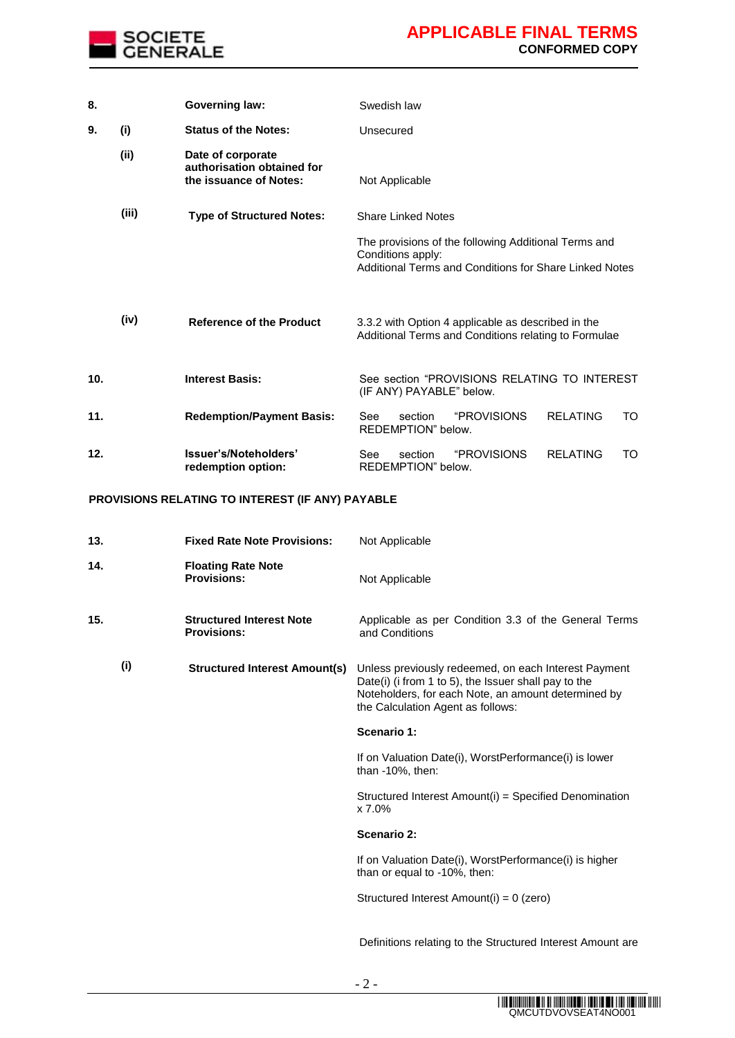| | | | |
|---|---|---|---|
| **8.** | | **Governing law:** | Swedish law |
| **9.** | **(i)** | **Status of the Notes:** | Unsecured |
| | **(ii)** | **Date of corporate authorisation obtained for the issuance of Notes:** | Not Applicable |
| | **(iii)** | **Type of Structured Notes:** | Share Linked Notes<br><br>The provisions of the following Additional Terms and Conditions apply:<br>Additional Terms and Conditions for Share Linked Notes |
| | **(iv)** | **Reference of the Product** | 3.3.2 with Option 4 applicable as described in the Additional Terms and Conditions relating to Formulae |
| **10.** | | **Interest Basis:** | See section "PROVISIONS RELATING TO INTEREST (IF ANY) PAYABLE" below. |
| **11.** | | **Redemption/Payment Basis:** | See section "PROVISIONS RELATING TO REDEMPTION" below. |
| **12.** | | **Issuer's/Noteholders' redemption option:** | See section "PROVISIONS RELATING TO REDEMPTION" below. |

**PROVISIONS RELATING TO INTEREST (IF ANY) PAYABLE**

| | | | |
|---|---|---|---|
| **13.** | | **Fixed Rate Note Provisions:** | Not Applicable |
| **14.** | | **Floating Rate Note Provisions:** | Not Applicable |
| **15.** | | **Structured Interest Note Provisions:** | Applicable as per Condition 3.3 of the General Terms and Conditions |
| | **(i)** | **Structured Interest Amount(s)** | Unless previously redeemed, on each Interest Payment Date(i) (i from 1 to 5), the Issuer shall pay to the Noteholders, for each Note, an amount determined by the Calculation Agent as follows:<br><br>**Scenario 1:**<br><br>If on Valuation Date(i), WorstPerformance(i) is lower than -10%, then:<br><br>Structured Interest Amount(i) = Specified Denomination x 7.0%<br><br>**Scenario 2:**<br><br>If on Valuation Date(i), WorstPerformance(i) is higher than or equal to -10%, then:<br><br>Structured Interest Amount(i) = 0 (zero)<br><br>Definitions relating to the Structured Interest Amount are |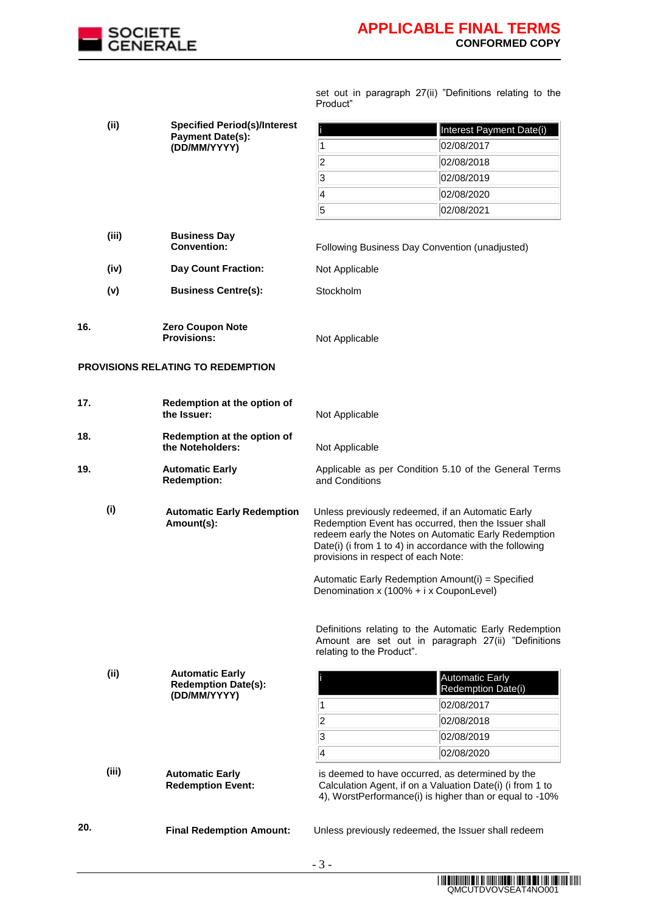set out in paragraph 27(ii) "Definitions relating to the Product"

**(ii)** **Specified Period(s)/Interest Payment Date(s): (DD/MM/YYYY)**

| i | Interest Payment Date(i) |
|---|---|
| 1 | 02/08/2017 |
| 2 | 02/08/2018 |
| 3 | 02/08/2019 |
| 4 | 02/08/2020 |
| 5 | 02/08/2021 |

**(iii)** **Business Day Convention:** Following Business Day Convention (unadjusted)

**(iv)** **Day Count Fraction:** Not Applicable

**(v)** **Business Centre(s):** Stockholm

**16.** **Zero Coupon Note Provisions:** Not Applicable

**PROVISIONS RELATING TO REDEMPTION**

**17.** **Redemption at the option of the Issuer:** Not Applicable

**18.** **Redemption at the option of the Noteholders:** Not Applicable

**19.** **Automatic Early Redemption:** Applicable as per Condition 5.10 of the General Terms and Conditions

**(i)** **Automatic Early Redemption Amount(s):** Unless previously redeemed, if an Automatic Early Redemption Event has occurred, then the Issuer shall redeem early the Notes on Automatic Early Redemption Date(i) (i from 1 to 4) in accordance with the following provisions in respect of each Note:

Automatic Early Redemption Amount(i) = Specified Denomination x (100% + i x CouponLevel)

Definitions relating to the Automatic Early Redemption Amount are set out in paragraph 27(ii) "Definitions relating to the Product".

**(ii)** **Automatic Early Redemption Date(s): (DD/MM/YYYY)**

| i | Automatic Early Redemption Date(i) |
|---|---|
| 1 | 02/08/2017 |
| 2 | 02/08/2018 |
| 3 | 02/08/2019 |
| 4 | 02/08/2020 |

**(iii)** **Automatic Early Redemption Event:** is deemed to have occurred, as determined by the Calculation Agent, if on a Valuation Date(i) (i from 1 to 4), WorstPerformance(i) is higher than or equal to -10%

**20.** **Final Redemption Amount:** Unless previously redeemed, the Issuer shall redeem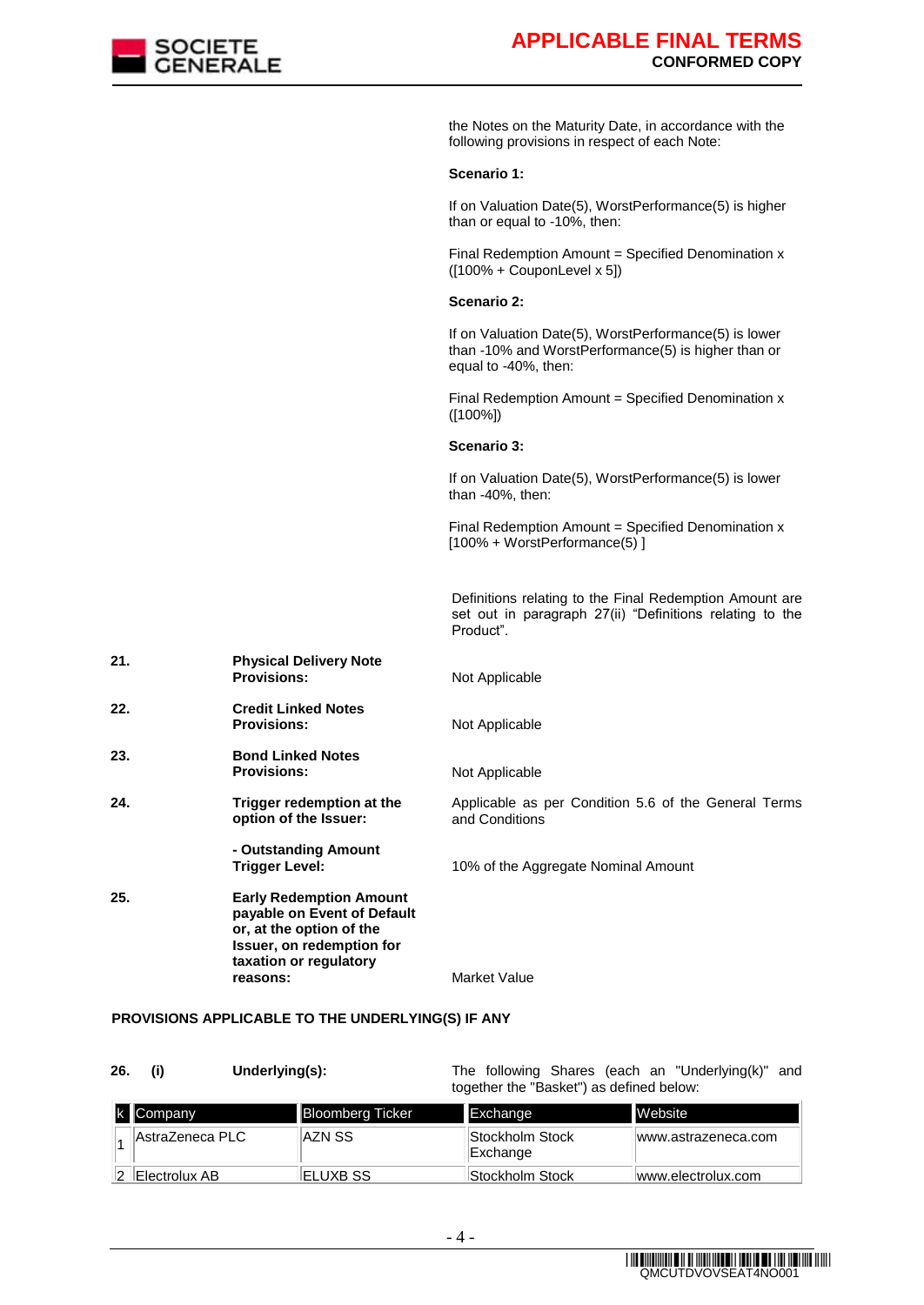the Notes on the Maturity Date, in accordance with the following provisions in respect of each Note:

**Scenario 1:**

If on Valuation Date(5), WorstPerformance(5) is higher than or equal to -10%, then:

Final Redemption Amount = Specified Denomination x ([100% + CouponLevel x 5])

**Scenario 2:**

If on Valuation Date(5), WorstPerformance(5) is lower than -10% and WorstPerformance(5) is higher than or equal to -40%, then:

Final Redemption Amount = Specified Denomination x ([100%])

**Scenario 3:**

If on Valuation Date(5), WorstPerformance(5) is lower than -40%, then:

Final Redemption Amount = Specified Denomination x [100% + WorstPerformance(5) ]

Definitions relating to the Final Redemption Amount are set out in paragraph 27(ii) "Definitions relating to the Product".

**21. Physical Delivery Note Provisions:** Not Applicable

**22. Credit Linked Notes Provisions:** Not Applicable

**23. Bond Linked Notes Provisions:** Not Applicable

**24. Trigger redemption at the option of the Issuer:** Applicable as per Condition 5.6 of the General Terms and Conditions

**- Outstanding Amount Trigger Level:** 10% of the Aggregate Nominal Amount

**25. Early Redemption Amount payable on Event of Default or, at the option of the Issuer, on redemption for taxation or regulatory reasons:** Market Value

**PROVISIONS APPLICABLE TO THE UNDERLYING(S) IF ANY**

**26. (i) Underlying(s):** The following Shares (each an "Underlying(k)" and together the "Basket") as defined below:

| k | Company | Bloomberg Ticker | Exchange | Website |
|---|---|---|---|---|
| 1 | AstraZeneca PLC | AZN SS | Stockholm Stock Exchange | www.astrazeneca.com |
| 2 | Electrolux AB | ELUXB SS | Stockholm Stock | www.electrolux.com |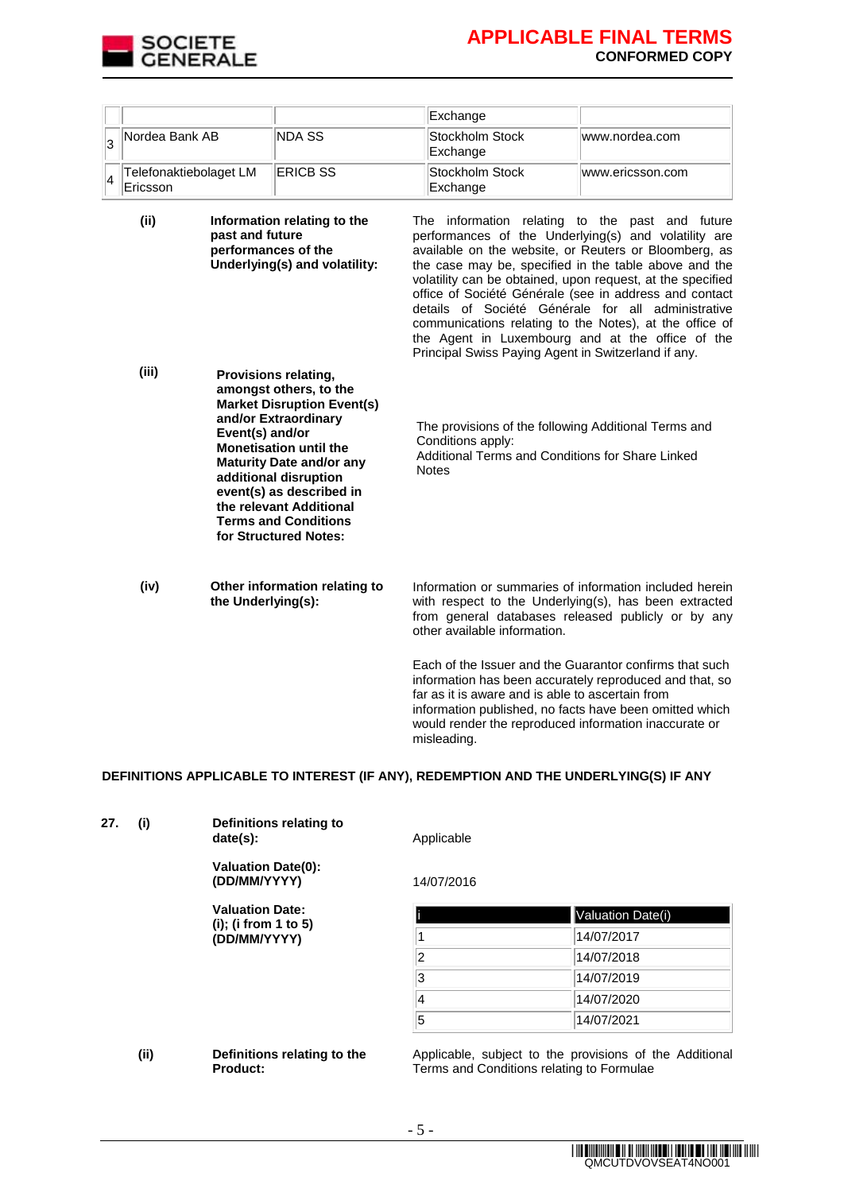| | | | Exchange | |
|---|---|---|---|---|
| 3 | Nordea Bank AB | NDA SS | Stockholm Stock Exchange | www.nordea.com |
| 4 | Telefonaktiebolaget LM Ericsson | ERICB SS | Stockholm Stock Exchange | www.ericsson.com |

**(ii) Information relating to the past and future performances of the Underlying(s) and volatility:**

The information relating to the past and future performances of the Underlying(s) and volatility are available on the website, or Reuters or Bloomberg, as the case may be, specified in the table above and the volatility can be obtained, upon request, at the specified office of Société Générale (see in address and contact details of Société Générale for all administrative communications relating to the Notes), at the office of the Agent in Luxembourg and at the office of the Principal Swiss Paying Agent in Switzerland if any.

**(iii) Provisions relating, amongst others, to the Market Disruption Event(s) and/or Extraordinary Event(s) and/or Monetisation until the Maturity Date and/or any additional disruption event(s) as described in the relevant Additional Terms and Conditions for Structured Notes:**

The provisions of the following Additional Terms and Conditions apply:
Additional Terms and Conditions for Share Linked Notes

**(iv) Other information relating to the Underlying(s):**

Information or summaries of information included herein with respect to the Underlying(s), has been extracted from general databases released publicly or by any other available information.

Each of the Issuer and the Guarantor confirms that such information has been accurately reproduced and that, so far as it is aware and is able to ascertain from information published, no facts have been omitted which would render the reproduced information inaccurate or misleading.

**DEFINITIONS APPLICABLE TO INTEREST (IF ANY), REDEMPTION AND THE UNDERLYING(S) IF ANY**

**27. (i) Definitions relating to date(s):** Applicable

**Valuation Date(0): (DD/MM/YYYY)** 14/07/2016

**Valuation Date: (i); (i from 1 to 5) (DD/MM/YYYY)**

| i | Valuation Date(i) |
|---|---|
| 1 | 14/07/2017 |
| 2 | 14/07/2018 |
| 3 | 14/07/2019 |
| 4 | 14/07/2020 |
| 5 | 14/07/2021 |

**(ii) Definitions relating to the Product:** Applicable, subject to the provisions of the Additional Terms and Conditions relating to Formulae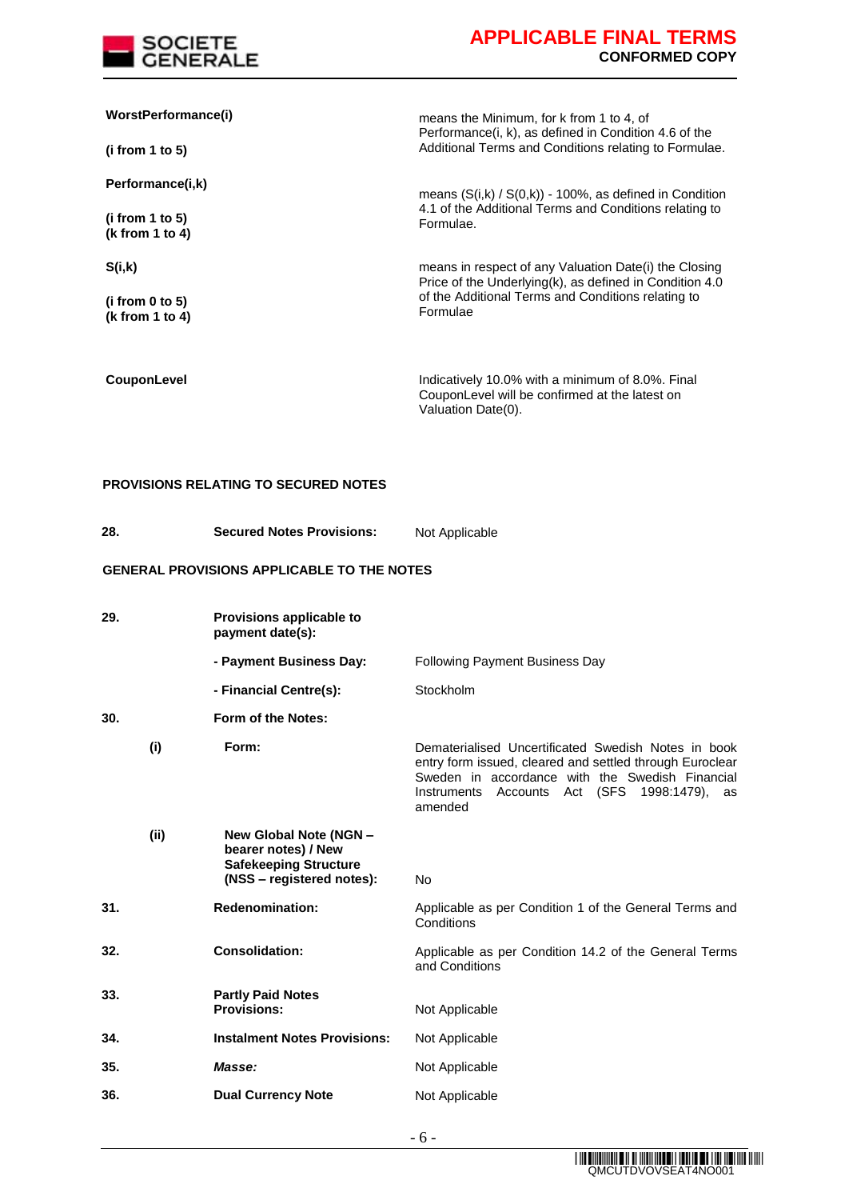| | |
|---|---|
| **WorstPerformance(i)**<br><br>**(i from 1 to 5)** | means the Minimum, for k from 1 to 4, of Performance(i, k), as defined in Condition 4.6 of the Additional Terms and Conditions relating to Formulae. |
| **Performance(i,k)**<br><br>**(i from 1 to 5)**<br>**(k from 1 to 4)** | means (S(i,k) / S(0,k)) - 100%, as defined in Condition 4.1 of the Additional Terms and Conditions relating to Formulae. |
| **S(i,k)**<br><br>**(i from 0 to 5)**<br>**(k from 1 to 4)** | means in respect of any Valuation Date(i) the Closing Price of the Underlying(k), as defined in Condition 4.0 of the Additional Terms and Conditions relating to Formulae |
| **CouponLevel** | Indicatively 10.0% with a minimum of 8.0%. Final CouponLevel will be confirmed at the latest on Valuation Date(0). |

**PROVISIONS RELATING TO SECURED NOTES**

| | | |
|---|---|---|
| **28.** | **Secured Notes Provisions:** | Not Applicable |

**GENERAL PROVISIONS APPLICABLE TO THE NOTES**

| | | | |
|---|---|---|---|
| **29.** | | **Provisions applicable to payment date(s):** | |
| | | **- Payment Business Day:** | Following Payment Business Day |
| | | **- Financial Centre(s):** | Stockholm |
| **30.** | | **Form of the Notes:** | |
| | **(i)** | **Form:** | Dematerialised Uncertificated Swedish Notes in book entry form issued, cleared and settled through Euroclear Sweden in accordance with the Swedish Financial Instruments Accounts Act (SFS 1998:1479), as amended |
| | **(ii)** | **New Global Note (NGN – bearer notes) / New Safekeeping Structure (NSS – registered notes):** | No |
| **31.** | | **Redenomination:** | Applicable as per Condition 1 of the General Terms and Conditions |
| **32.** | | **Consolidation:** | Applicable as per Condition 14.2 of the General Terms and Conditions |
| **33.** | | **Partly Paid Notes Provisions:** | Not Applicable |
| **34.** | | **Instalment Notes Provisions:** | Not Applicable |
| **35.** | | ***Masse:*** | Not Applicable |
| **36.** | | **Dual Currency Note** | Not Applicable |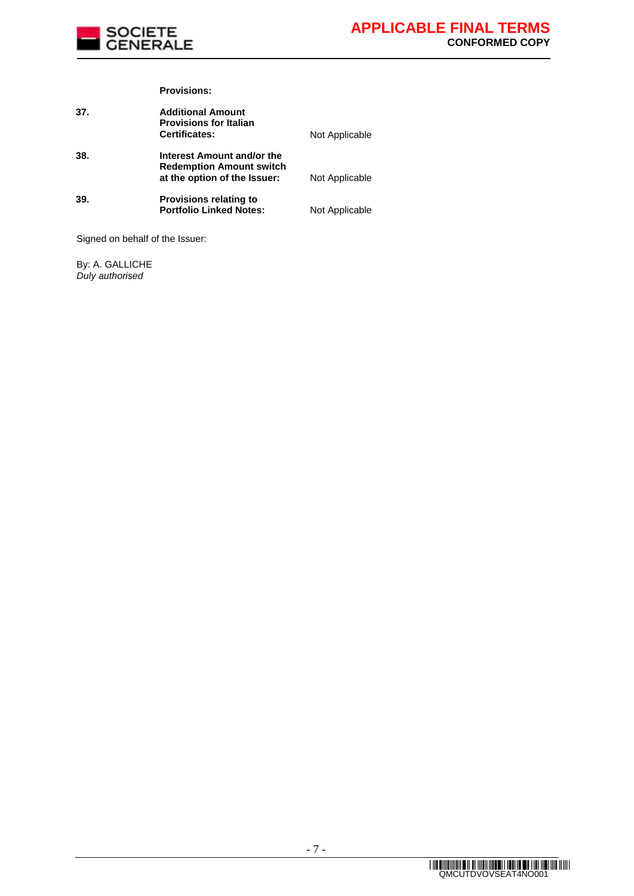**Provisions:**

| | | |
|---|---|---|
| **37.** | **Additional Amount Provisions for Italian Certificates:** | Not Applicable |
| **38.** | **Interest Amount and/or the Redemption Amount switch at the option of the Issuer:** | Not Applicable |
| **39.** | **Provisions relating to Portfolio Linked Notes:** | Not Applicable |

Signed on behalf of the Issuer:

By: A. GALLICHE
*Duly authorised*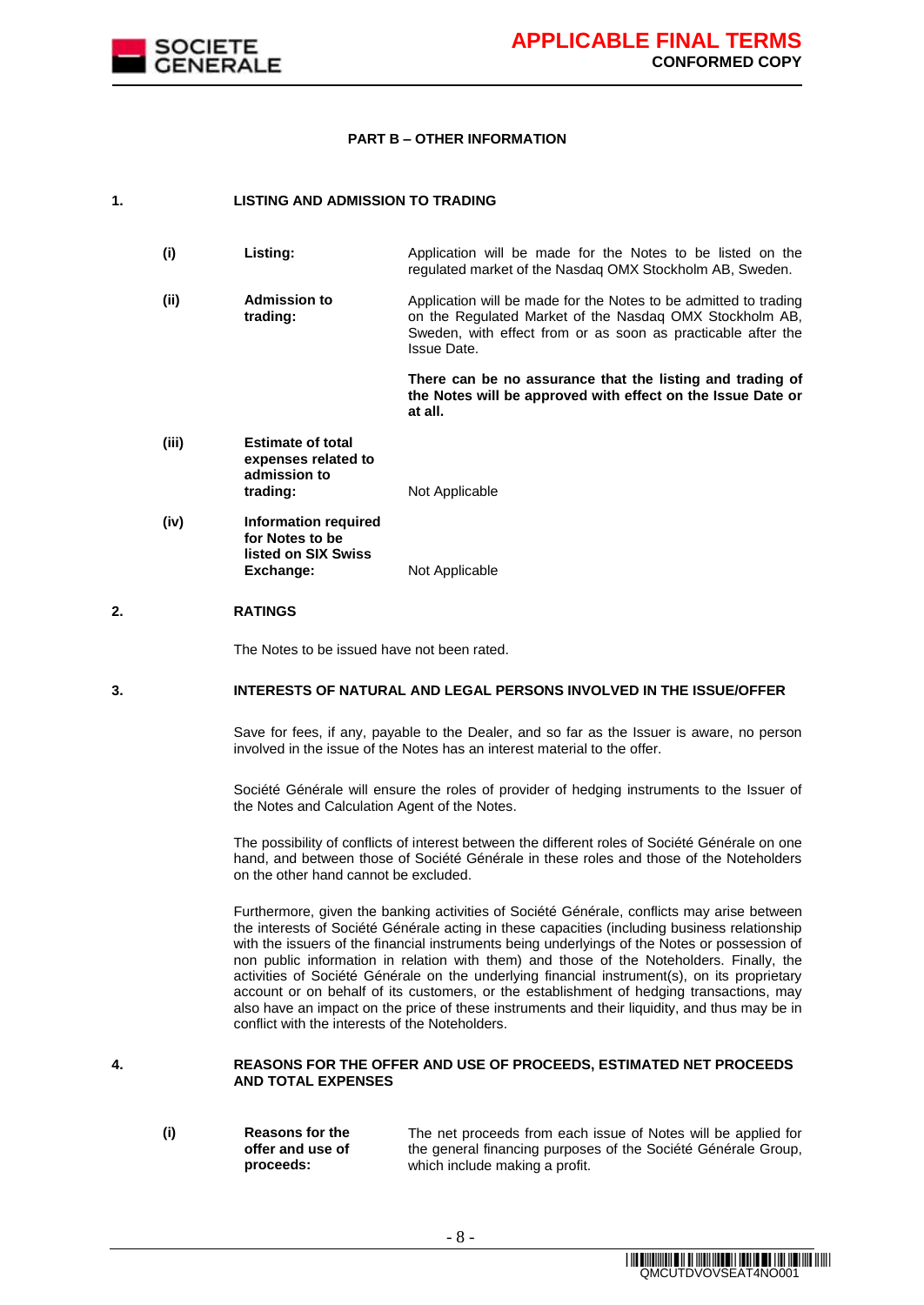## PART B – OTHER INFORMATION

### 1. LISTING AND ADMISSION TO TRADING

| | | |
|---|---|---|
| (i) | **Listing:** | Application will be made for the Notes to be listed on the regulated market of the Nasdaq OMX Stockholm AB, Sweden. |
| (ii) | **Admission to trading:** | Application will be made for the Notes to be admitted to trading on the Regulated Market of the Nasdaq OMX Stockholm AB, Sweden, with effect from or as soon as practicable after the Issue Date.<br><br>**There can be no assurance that the listing and trading of the Notes will be approved with effect on the Issue Date or at all.** |
| (iii) | **Estimate of total expenses related to admission to trading:** | Not Applicable |
| (iv) | **Information required for Notes to be listed on SIX Swiss Exchange:** | Not Applicable |

### 2. RATINGS

The Notes to be issued have not been rated.

### 3. INTERESTS OF NATURAL AND LEGAL PERSONS INVOLVED IN THE ISSUE/OFFER

Save for fees, if any, payable to the Dealer, and so far as the Issuer is aware, no person involved in the issue of the Notes has an interest material to the offer.

Société Générale will ensure the roles of provider of hedging instruments to the Issuer of the Notes and Calculation Agent of the Notes.

The possibility of conflicts of interest between the different roles of Société Générale on one hand, and between those of Société Générale in these roles and those of the Noteholders on the other hand cannot be excluded.

Furthermore, given the banking activities of Société Générale, conflicts may arise between the interests of Société Générale acting in these capacities (including business relationship with the issuers of the financial instruments being underlyings of the Notes or possession of non public information in relation with them) and those of the Noteholders. Finally, the activities of Société Générale on the underlying financial instrument(s), on its proprietary account or on behalf of its customers, or the establishment of hedging transactions, may also have an impact on the price of these instruments and their liquidity, and thus may be in conflict with the interests of the Noteholders.

### 4. REASONS FOR THE OFFER AND USE OF PROCEEDS, ESTIMATED NET PROCEEDS AND TOTAL EXPENSES

| | | |
|---|---|---|
| (i) | **Reasons for the offer and use of proceeds:** | The net proceeds from each issue of Notes will be applied for the general financing purposes of the Société Générale Group, which include making a profit. |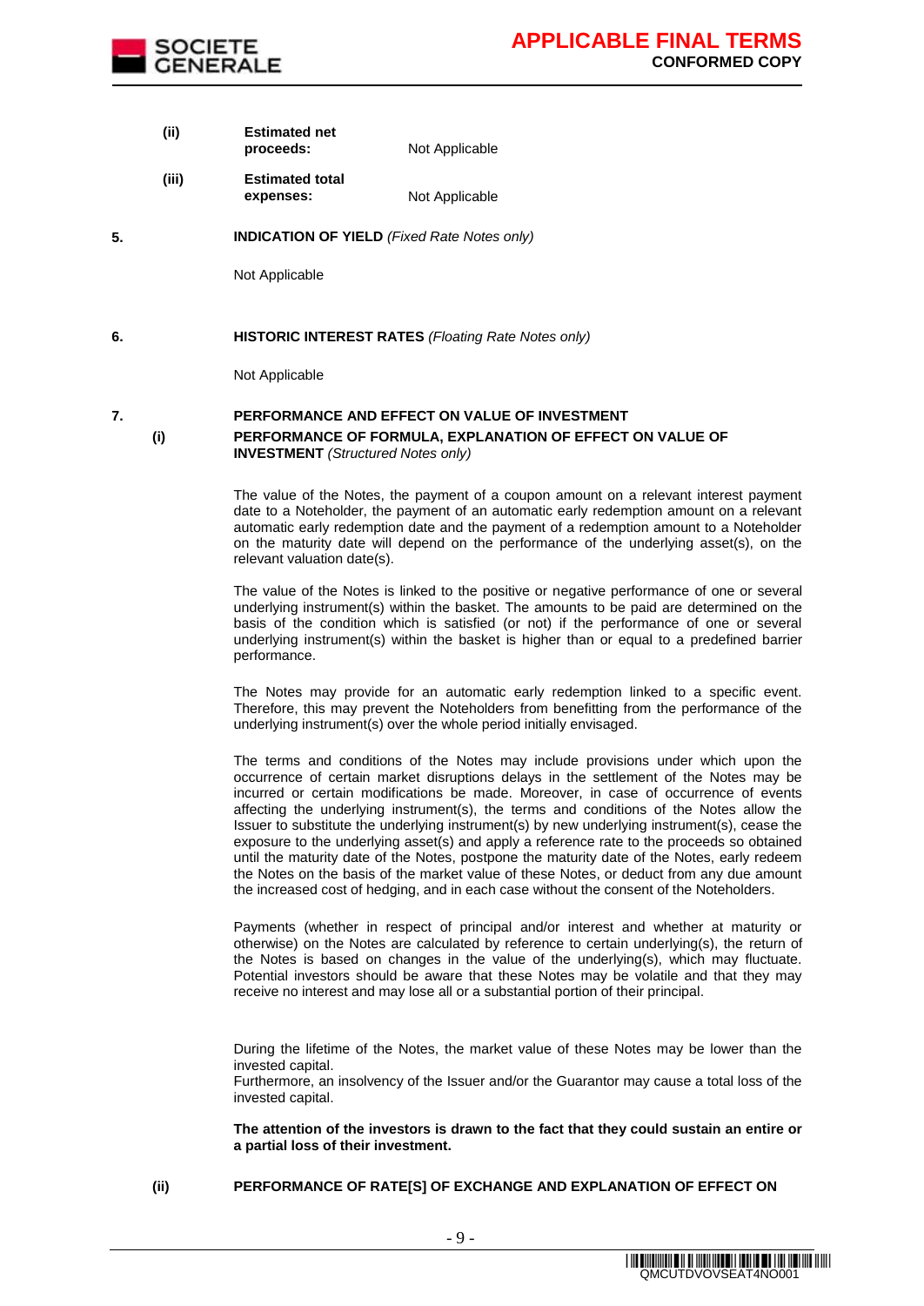(ii) **Estimated net proceeds:** Not Applicable

(iii) **Estimated total expenses:** Not Applicable

**5. INDICATION OF YIELD** *(Fixed Rate Notes only)*

Not Applicable

**6. HISTORIC INTEREST RATES** *(Floating Rate Notes only)*

Not Applicable

**7. PERFORMANCE AND EFFECT ON VALUE OF INVESTMENT**

**(i) PERFORMANCE OF FORMULA, EXPLANATION OF EFFECT ON VALUE OF INVESTMENT** *(Structured Notes only)*

The value of the Notes, the payment of a coupon amount on a relevant interest payment date to a Noteholder, the payment of an automatic early redemption amount on a relevant automatic early redemption date and the payment of a redemption amount to a Noteholder on the maturity date will depend on the performance of the underlying asset(s), on the relevant valuation date(s).

The value of the Notes is linked to the positive or negative performance of one or several underlying instrument(s) within the basket. The amounts to be paid are determined on the basis of the condition which is satisfied (or not) if the performance of one or several underlying instrument(s) within the basket is higher than or equal to a predefined barrier performance.

The Notes may provide for an automatic early redemption linked to a specific event. Therefore, this may prevent the Noteholders from benefitting from the performance of the underlying instrument(s) over the whole period initially envisaged.

The terms and conditions of the Notes may include provisions under which upon the occurrence of certain market disruptions delays in the settlement of the Notes may be incurred or certain modifications be made. Moreover, in case of occurrence of events affecting the underlying instrument(s), the terms and conditions of the Notes allow the Issuer to substitute the underlying instrument(s) by new underlying instrument(s), cease the exposure to the underlying asset(s) and apply a reference rate to the proceeds so obtained until the maturity date of the Notes, postpone the maturity date of the Notes, early redeem the Notes on the basis of the market value of these Notes, or deduct from any due amount the increased cost of hedging, and in each case without the consent of the Noteholders.

Payments (whether in respect of principal and/or interest and whether at maturity or otherwise) on the Notes are calculated by reference to certain underlying(s), the return of the Notes is based on changes in the value of the underlying(s), which may fluctuate. Potential investors should be aware that these Notes may be volatile and that they may receive no interest and may lose all or a substantial portion of their principal.

During the lifetime of the Notes, the market value of these Notes may be lower than the invested capital.
Furthermore, an insolvency of the Issuer and/or the Guarantor may cause a total loss of the invested capital.

**The attention of the investors is drawn to the fact that they could sustain an entire or a partial loss of their investment.**

**(ii) PERFORMANCE OF RATE[S] OF EXCHANGE AND EXPLANATION OF EFFECT ON**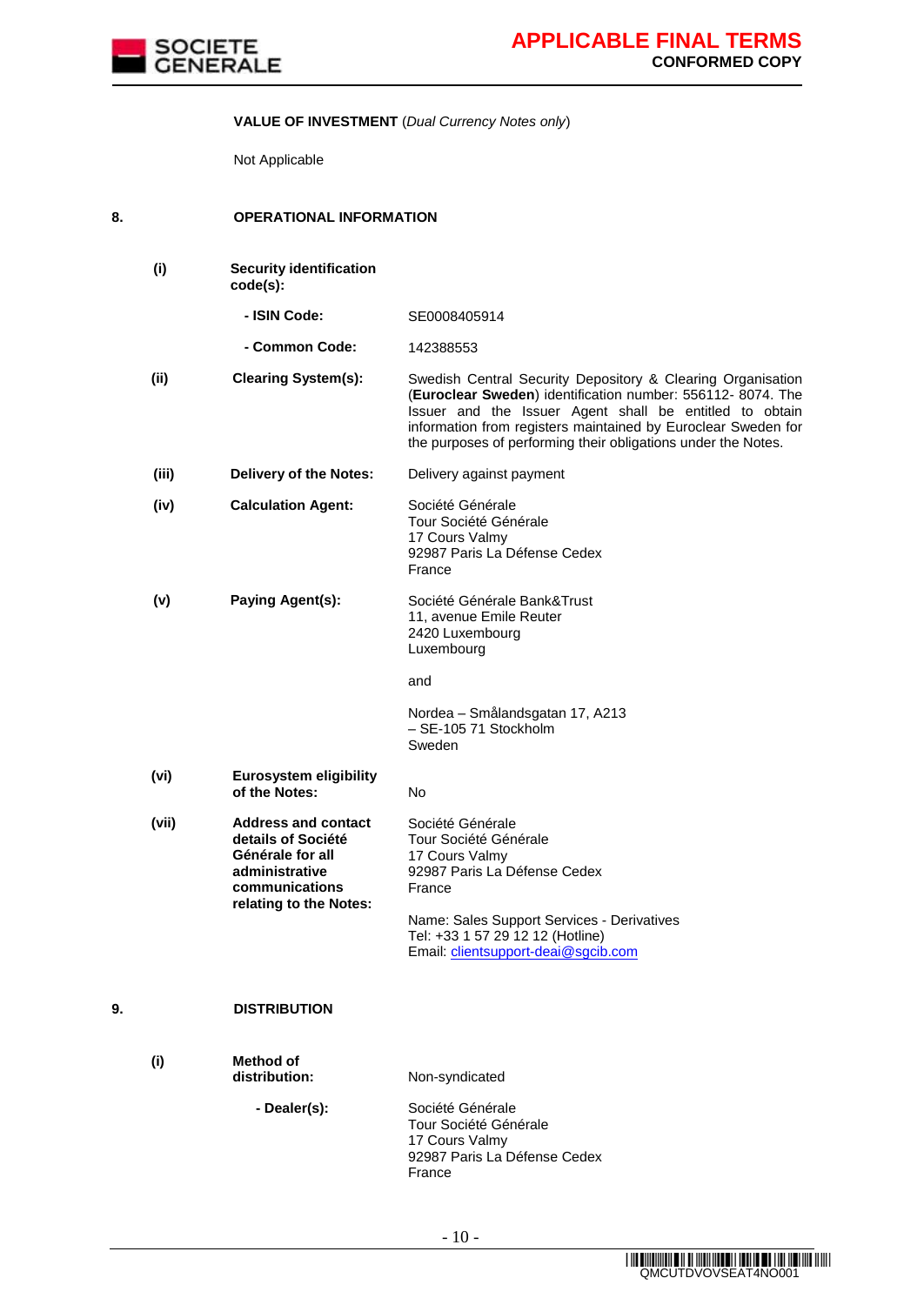**VALUE OF INVESTMENT** (*Dual Currency Notes only*)

Not Applicable

## 8. OPERATIONAL INFORMATION

| | | |
|---|---|---|
| **(i)** | **Security identification code(s):** | |
| | **- ISIN Code:** | SE0008405914 |
| | **- Common Code:** | 142388553 |
| **(ii)** | **Clearing System(s):** | Swedish Central Security Depository & Clearing Organisation (**Euroclear Sweden**) identification number: 556112- 8074. The Issuer and the Issuer Agent shall be entitled to obtain information from registers maintained by Euroclear Sweden for the purposes of performing their obligations under the Notes. |
| **(iii)** | **Delivery of the Notes:** | Delivery against payment |
| **(iv)** | **Calculation Agent:** | Société Générale<br>Tour Société Générale<br>17 Cours Valmy<br>92987 Paris La Défense Cedex<br>France |
| **(v)** | **Paying Agent(s):** | Société Générale Bank&Trust<br>11, avenue Emile Reuter<br>2420 Luxembourg<br>Luxembourg<br><br>and<br><br>Nordea – Smålandsgatan 17, A213<br>– SE-105 71 Stockholm<br>Sweden |
| **(vi)** | **Eurosystem eligibility of the Notes:** | No |
| **(vii)** | **Address and contact details of Société Générale for all administrative communications relating to the Notes:** | Société Générale<br>Tour Société Générale<br>17 Cours Valmy<br>92987 Paris La Défense Cedex<br>France<br><br>Name: Sales Support Services - Derivatives<br>Tel: +33 1 57 29 12 12 (Hotline)<br>Email: clientsupport-deai@sgcib.com |

## 9. DISTRIBUTION

| | | |
|---|---|---|
| **(i)** | **Method of distribution:** | Non-syndicated |
| | **- Dealer(s):** | Société Générale<br>Tour Société Générale<br>17 Cours Valmy<br>92987 Paris La Défense Cedex<br>France |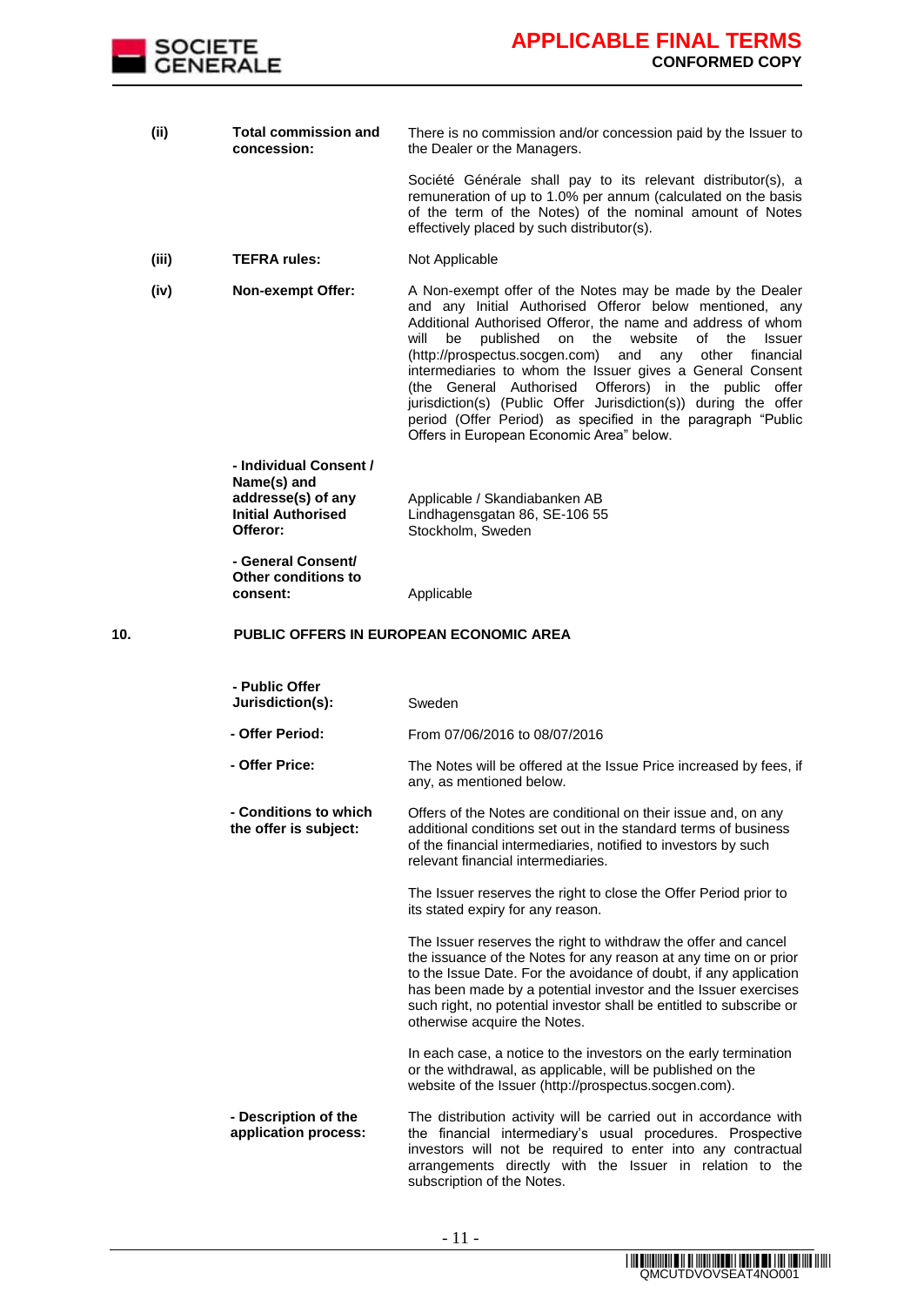| | | |
|---|---|---|
| **(ii)** | **Total commission and concession:** | There is no commission and/or concession paid by the Issuer to the Dealer or the Managers.<br><br>Société Générale shall pay to its relevant distributor(s), a remuneration of up to 1.0% per annum (calculated on the basis of the term of the Notes) of the nominal amount of Notes effectively placed by such distributor(s). |
| **(iii)** | **TEFRA rules:** | Not Applicable |
| **(iv)** | **Non-exempt Offer:** | A Non-exempt offer of the Notes may be made by the Dealer and any Initial Authorised Offeror below mentioned, any Additional Authorised Offeror, the name and address of whom will be published on the website of the Issuer (http://prospectus.socgen.com) and any other financial intermediaries to whom the Issuer gives a General Consent (the General Authorised Offerors) in the public offer jurisdiction(s) (Public Offer Jurisdiction(s)) during the offer period (Offer Period) as specified in the paragraph "Public Offers in European Economic Area" below. |
| | **- Individual Consent / Name(s) and addresse(s) of any Initial Authorised Offeror:** | Applicable / Skandiabanken AB Lindhagensgatan 86, SE-106 55 Stockholm, Sweden |
| | **- General Consent/ Other conditions to consent:** | Applicable |

**10. PUBLIC OFFERS IN EUROPEAN ECONOMIC AREA**

| | |
|---|---|
| **- Public Offer Jurisdiction(s):** | Sweden |
| **- Offer Period:** | From 07/06/2016 to 08/07/2016 |
| **- Offer Price:** | The Notes will be offered at the Issue Price increased by fees, if any, as mentioned below. |
| **- Conditions to which the offer is subject:** | Offers of the Notes are conditional on their issue and, on any additional conditions set out in the standard terms of business of the financial intermediaries, notified to investors by such relevant financial intermediaries.<br><br>The Issuer reserves the right to close the Offer Period prior to its stated expiry for any reason.<br><br>The Issuer reserves the right to withdraw the offer and cancel the issuance of the Notes for any reason at any time on or prior to the Issue Date. For the avoidance of doubt, if any application has been made by a potential investor and the Issuer exercises such right, no potential investor shall be entitled to subscribe or otherwise acquire the Notes.<br><br>In each case, a notice to the investors on the early termination or the withdrawal, as applicable, will be published on the website of the Issuer (http://prospectus.socgen.com). |
| **- Description of the application process:** | The distribution activity will be carried out in accordance with the financial intermediary's usual procedures. Prospective investors will not be required to enter into any contractual arrangements directly with the Issuer in relation to the subscription of the Notes. |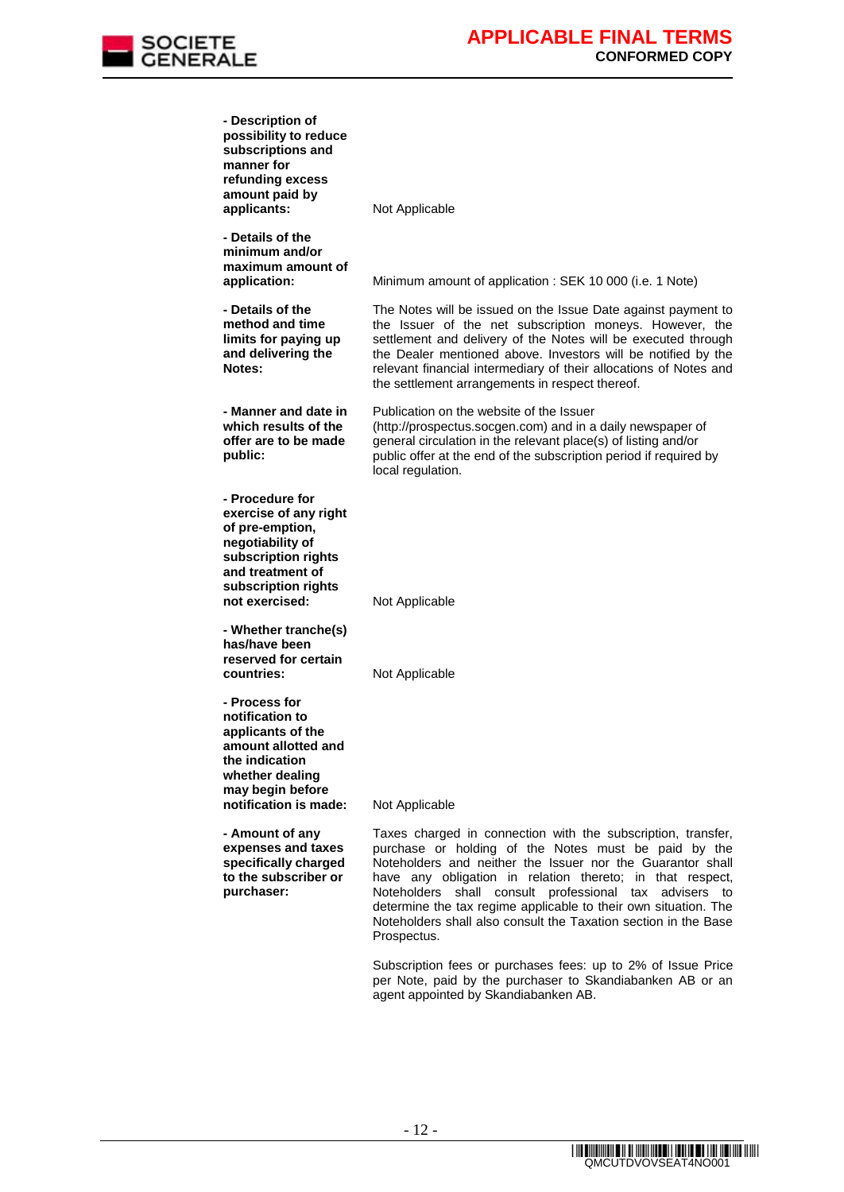| | |
|---|---|
| **- Description of possibility to reduce subscriptions and manner for refunding excess amount paid by applicants:** | Not Applicable |
| **- Details of the minimum and/or maximum amount of application:** | Minimum amount of application : SEK 10 000 (i.e. 1 Note) |
| **- Details of the method and time limits for paying up and delivering the Notes:** | The Notes will be issued on the Issue Date against payment to the Issuer of the net subscription moneys. However, the settlement and delivery of the Notes will be executed through the Dealer mentioned above. Investors will be notified by the relevant financial intermediary of their allocations of Notes and the settlement arrangements in respect thereof. |
| **- Manner and date in which results of the offer are to be made public:** | Publication on the website of the Issuer (http://prospectus.socgen.com) and in a daily newspaper of general circulation in the relevant place(s) of listing and/or public offer at the end of the subscription period if required by local regulation. |
| **- Procedure for exercise of any right of pre-emption, negotiability of subscription rights and treatment of subscription rights not exercised:** | Not Applicable |
| **- Whether tranche(s) has/have been reserved for certain countries:** | Not Applicable |
| **- Process for notification to applicants of the amount allotted and the indication whether dealing may begin before notification is made:** | Not Applicable |
| **- Amount of any expenses and taxes specifically charged to the subscriber or purchaser:** | Taxes charged in connection with the subscription, transfer, purchase or holding of the Notes must be paid by the Noteholders and neither the Issuer nor the Guarantor shall have any obligation in relation thereto; in that respect, Noteholders shall consult professional tax advisers to determine the tax regime applicable to their own situation. The Noteholders shall also consult the Taxation section in the Base Prospectus.<br><br>Subscription fees or purchases fees: up to 2% of Issue Price per Note, paid by the purchaser to Skandiabanken AB or an agent appointed by Skandiabanken AB. |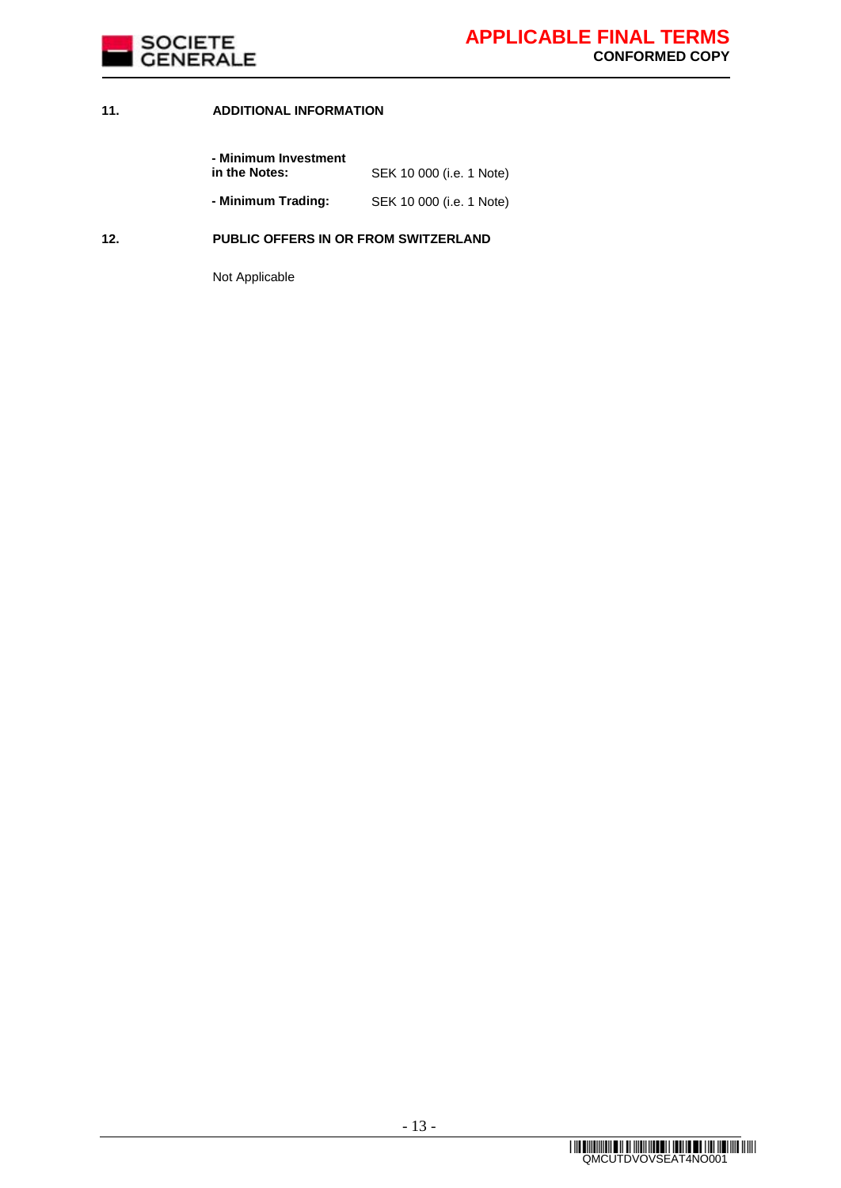## 11. ADDITIONAL INFORMATION

| | |
|---|---|
| **- Minimum Investment in the Notes:** | SEK 10 000 (i.e. 1 Note) |
| **- Minimum Trading:** | SEK 10 000 (i.e. 1 Note) |

## 12. PUBLIC OFFERS IN OR FROM SWITZERLAND

Not Applicable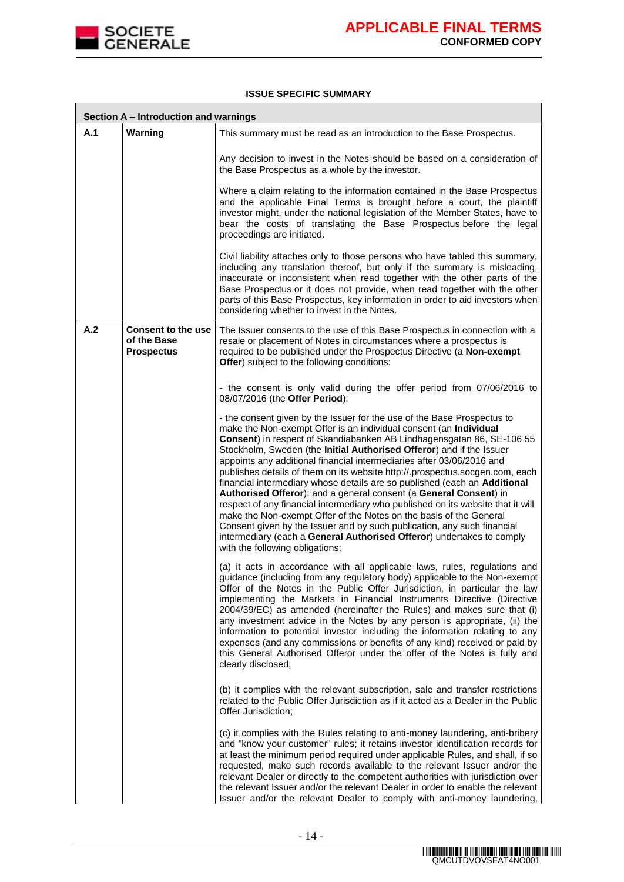**ISSUE SPECIFIC SUMMARY**

| Section A – Introduction and warnings | | |
|---|---|---|
| **A.1** | **Warning** | This summary must be read as an introduction to the Base Prospectus.<br><br>Any decision to invest in the Notes should be based on a consideration of the Base Prospectus as a whole by the investor.<br><br>Where a claim relating to the information contained in the Base Prospectus and the applicable Final Terms is brought before a court, the plaintiff investor might, under the national legislation of the Member States, have to bear the costs of translating the Base Prospectus before the legal proceedings are initiated.<br><br>Civil liability attaches only to those persons who have tabled this summary, including any translation thereof, but only if the summary is misleading, inaccurate or inconsistent when read together with the other parts of the Base Prospectus or it does not provide, when read together with the other parts of this Base Prospectus, key information in order to aid investors when considering whether to invest in the Notes. |
| **A.2** | **Consent to the use of the Base Prospectus** | The Issuer consents to the use of this Base Prospectus in connection with a resale or placement of Notes in circumstances where a prospectus is required to be published under the Prospectus Directive (a **Non-exempt Offer**) subject to the following conditions:<br><br>- the consent is only valid during the offer period from 07/06/2016 to 08/07/2016 (the **Offer Period**);<br><br>- the consent given by the Issuer for the use of the Base Prospectus to make the Non-exempt Offer is an individual consent (an **Individual Consent**) in respect of Skandiabanken AB Lindhagensgatan 86, SE-106 55 Stockholm, Sweden (the **Initial Authorised Offeror**) and if the Issuer appoints any additional financial intermediaries after 03/06/2016 and publishes details of them on its website http://.prospectus.socgen.com, each financial intermediary whose details are so published (each an **Additional Authorised Offeror**); and a general consent (a **General Consent**) in respect of any financial intermediary who published on its website that it will make the Non-exempt Offer of the Notes on the basis of the General Consent given by the Issuer and by such publication, any such financial intermediary (each a **General Authorised Offeror**) undertakes to comply with the following obligations:<br><br>(a) it acts in accordance with all applicable laws, rules, regulations and guidance (including from any regulatory body) applicable to the Non-exempt Offer of the Notes in the Public Offer Jurisdiction, in particular the law implementing the Markets in Financial Instruments Directive (Directive 2004/39/EC) as amended (hereinafter the Rules) and makes sure that (i) any investment advice in the Notes by any person is appropriate, (ii) the information to potential investor including the information relating to any expenses (and any commissions or benefits of any kind) received or paid by this General Authorised Offeror under the offer of the Notes is fully and clearly disclosed;<br><br>(b) it complies with the relevant subscription, sale and transfer restrictions related to the Public Offer Jurisdiction as if it acted as a Dealer in the Public Offer Jurisdiction;<br><br>(c) it complies with the Rules relating to anti-money laundering, anti-bribery and "know your customer" rules; it retains investor identification records for at least the minimum period required under applicable Rules, and shall, if so requested, make such records available to the relevant Issuer and/or the relevant Dealer or directly to the competent authorities with jurisdiction over the relevant Issuer and/or the relevant Dealer in order to enable the relevant Issuer and/or the relevant Dealer to comply with anti-money laundering, |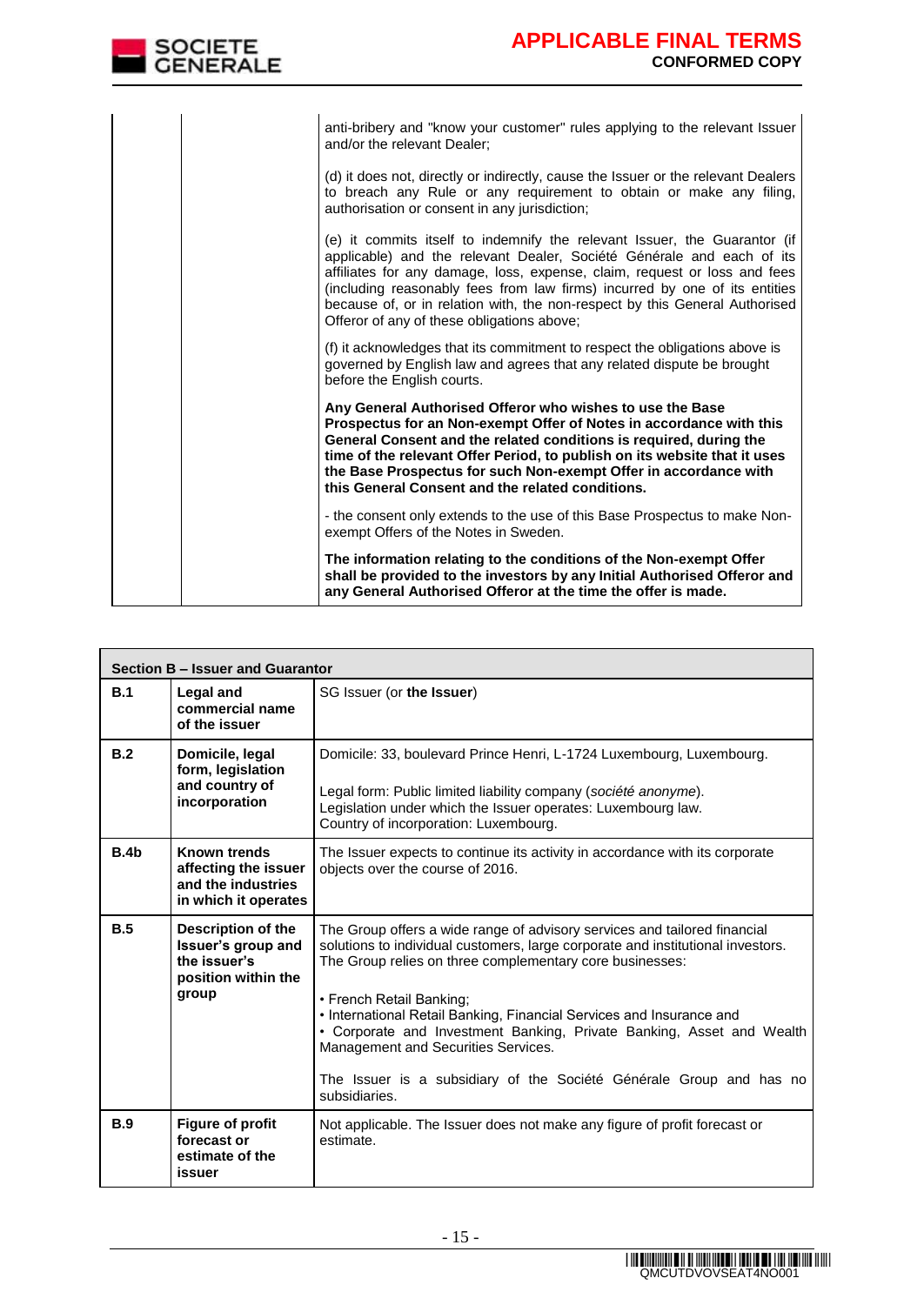| | | anti-bribery and "know your customer" rules applying to the relevant Issuer and/or the relevant Dealer;<br><br>(d) it does not, directly or indirectly, cause the Issuer or the relevant Dealers to breach any Rule or any requirement to obtain or make any filing, authorisation or consent in any jurisdiction;<br><br>(e) it commits itself to indemnify the relevant Issuer, the Guarantor (if applicable) and the relevant Dealer, Société Générale and each of its affiliates for any damage, loss, expense, claim, request or loss and fees (including reasonably fees from law firms) incurred by one of its entities because of, or in relation with, the non-respect by this General Authorised Offeror of any of these obligations above;<br><br>(f) it acknowledges that its commitment to respect the obligations above is governed by English law and agrees that any related dispute be brought before the English courts.<br><br>**Any General Authorised Offeror who wishes to use the Base Prospectus for an Non-exempt Offer of Notes in accordance with this General Consent and the related conditions is required, during the time of the relevant Offer Period, to publish on its website that it uses the Base Prospectus for such Non-exempt Offer in accordance with this General Consent and the related conditions.**<br><br>- the consent only extends to the use of this Base Prospectus to make Non-exempt Offers of the Notes in Sweden.<br><br>**The information relating to the conditions of the Non-exempt Offer shall be provided to the investors by any Initial Authorised Offeror and any General Authorised Offeror at the time the offer is made.** |
|---|---|---|

| **Section B – Issuer and Guarantor** | | |
|---|---|---|
| **B.1** | **Legal and commercial name of the issuer** | SG Issuer (or **the Issuer**) |
| **B.2** | **Domicile, legal form, legislation and country of incorporation** | Domicile: 33, boulevard Prince Henri, L-1724 Luxembourg, Luxembourg.<br><br>Legal form: Public limited liability company (*société anonyme*).<br>Legislation under which the Issuer operates: Luxembourg law.<br>Country of incorporation: Luxembourg. |
| **B.4b** | **Known trends affecting the issuer and the industries in which it operates** | The Issuer expects to continue its activity in accordance with its corporate objects over the course of 2016. |
| **B.5** | **Description of the Issuer's group and the issuer's position within the group** | The Group offers a wide range of advisory services and tailored financial solutions to individual customers, large corporate and institutional investors. The Group relies on three complementary core businesses:<br><br>• French Retail Banking;<br>• International Retail Banking, Financial Services and Insurance and<br>• Corporate and Investment Banking, Private Banking, Asset and Wealth Management and Securities Services.<br><br>The Issuer is a subsidiary of the Société Générale Group and has no subsidiaries. |
| **B.9** | **Figure of profit forecast or estimate of the issuer** | Not applicable. The Issuer does not make any figure of profit forecast or estimate. |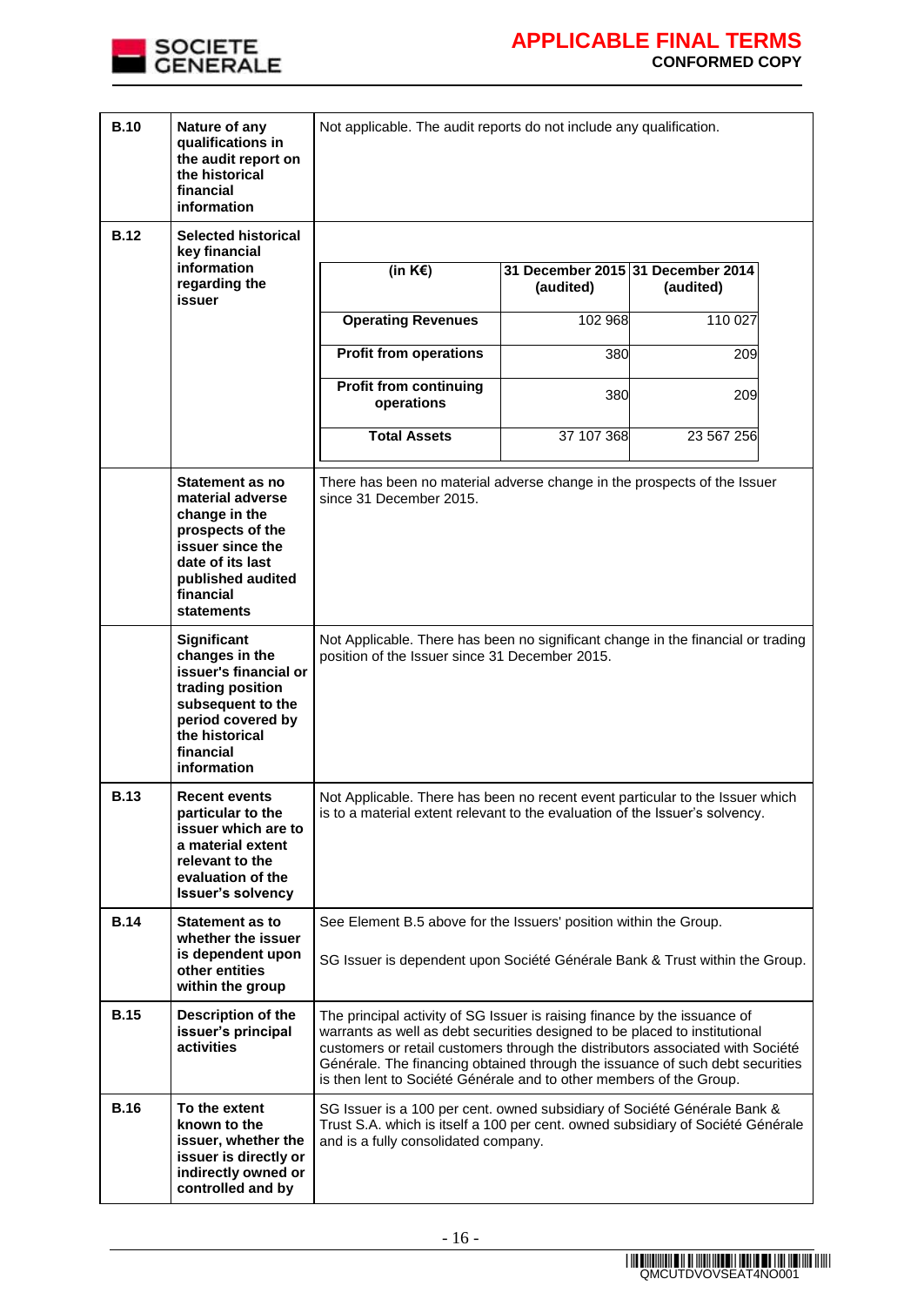| | | |
|---|---|---|
| **B.10** | **Nature of any qualifications in the audit report on the historical financial information** | Not applicable. The audit reports do not include any qualification. |
| **B.12** | **Selected historical key financial information regarding the issuer** | <table><tr><th>(in K€)</th><th>31 December 2015 (audited)</th><th>31 December 2014 (audited)</th></tr><tr><td>**Operating Revenues**</td><td>102 968</td><td>110 027</td></tr><tr><td>**Profit from operations**</td><td>380</td><td>209</td></tr><tr><td>**Profit from continuing operations**</td><td>380</td><td>209</td></tr><tr><td>**Total Assets**</td><td>37 107 368</td><td>23 567 256</td></tr></table> |
| | **Statement as no material adverse change in the prospects of the issuer since the date of its last published audited financial statements** | There has been no material adverse change in the prospects of the Issuer since 31 December 2015. |
| | **Significant changes in the issuer's financial or trading position subsequent to the period covered by the historical financial information** | Not Applicable. There has been no significant change in the financial or trading position of the Issuer since 31 December 2015. |
| **B.13** | **Recent events particular to the issuer which are to a material extent relevant to the evaluation of the Issuer's solvency** | Not Applicable. There has been no recent event particular to the Issuer which is to a material extent relevant to the evaluation of the Issuer's solvency. |
| **B.14** | **Statement as to whether the issuer is dependent upon other entities within the group** | See Element B.5 above for the Issuers' position within the Group.<br><br>SG Issuer is dependent upon Société Générale Bank & Trust within the Group. |
| **B.15** | **Description of the issuer's principal activities** | The principal activity of SG Issuer is raising finance by the issuance of warrants as well as debt securities designed to be placed to institutional customers or retail customers through the distributors associated with Société Générale. The financing obtained through the issuance of such debt securities is then lent to Société Générale and to other members of the Group. |
| **B.16** | **To the extent known to the issuer, whether the issuer is directly or indirectly owned or controlled and by** | SG Issuer is a 100 per cent. owned subsidiary of Société Générale Bank & Trust S.A. which is itself a 100 per cent. owned subsidiary of Société Générale and is a fully consolidated company. |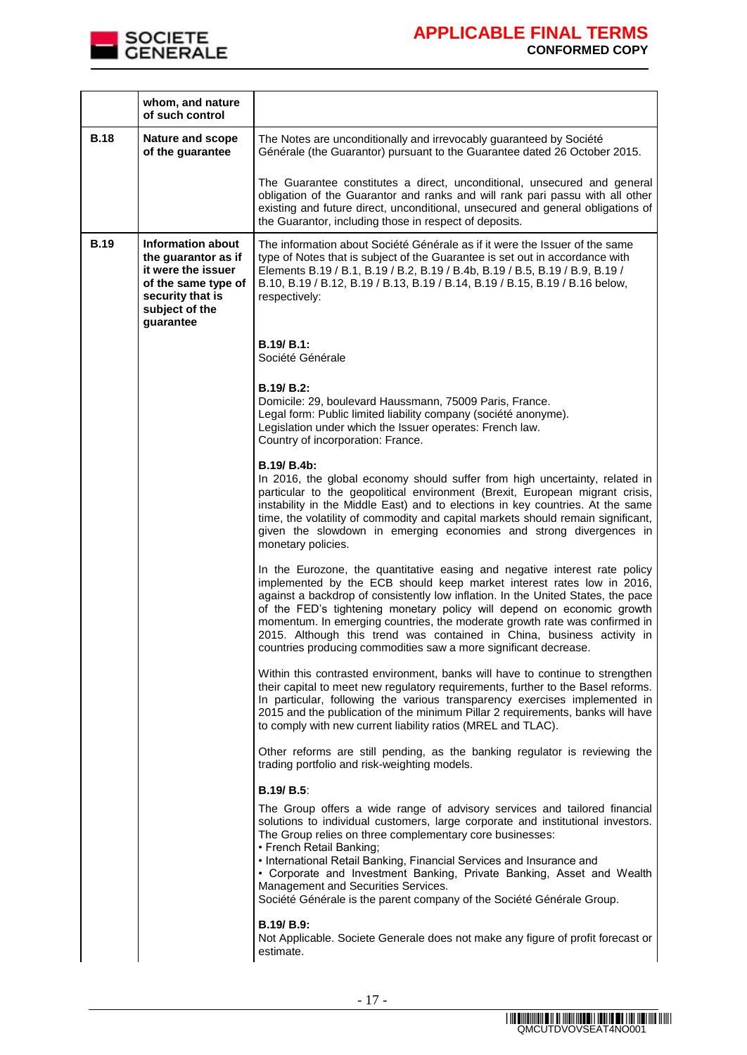| | whom, and nature of such control | |
|---|---|---|
| **B.18** | **Nature and scope of the guarantee** | The Notes are unconditionally and irrevocably guaranteed by Société Générale (the Guarantor) pursuant to the Guarantee dated 26 October 2015.<br><br>The Guarantee constitutes a direct, unconditional, unsecured and general obligation of the Guarantor and ranks and will rank pari passu with all other existing and future direct, unconditional, unsecured and general obligations of the Guarantor, including those in respect of deposits. |
| **B.19** | **Information about the guarantor as if it were the issuer of the same type of security that is subject of the guarantee** | The information about Société Générale as if it were the Issuer of the same type of Notes that is subject of the Guarantee is set out in accordance with Elements B.19 / B.1, B.19 / B.2, B.19 / B.4b, B.19 / B.5, B.19 / B.9, B.19 / B.10, B.19 / B.12, B.19 / B.13, B.19 / B.14, B.19 / B.15, B.19 / B.16 below, respectively:<br><br>**B.19/ B.1:**<br>Société Générale<br><br>**B.19/ B.2:**<br>Domicile: 29, boulevard Haussmann, 75009 Paris, France.<br>Legal form: Public limited liability company (société anonyme).<br>Legislation under which the Issuer operates: French law.<br>Country of incorporation: France.<br><br>**B.19/ B.4b:**<br>In 2016, the global economy should suffer from high uncertainty, related in particular to the geopolitical environment (Brexit, European migrant crisis, instability in the Middle East) and to elections in key countries. At the same time, the volatility of commodity and capital markets should remain significant, given the slowdown in emerging economies and strong divergences in monetary policies.<br><br>In the Eurozone, the quantitative easing and negative interest rate policy implemented by the ECB should keep market interest rates low in 2016, against a backdrop of consistently low inflation. In the United States, the pace of the FED's tightening monetary policy will depend on economic growth momentum. In emerging countries, the moderate growth rate was confirmed in 2015. Although this trend was contained in China, business activity in countries producing commodities saw a more significant decrease.<br><br>Within this contrasted environment, banks will have to continue to strengthen their capital to meet new regulatory requirements, further to the Basel reforms. In particular, following the various transparency exercises implemented in 2015 and the publication of the minimum Pillar 2 requirements, banks will have to comply with new current liability ratios (MREL and TLAC).<br><br>Other reforms are still pending, as the banking regulator is reviewing the trading portfolio and risk-weighting models.<br><br>**B.19/ B.5**:<br>The Group offers a wide range of advisory services and tailored financial solutions to individual customers, large corporate and institutional investors. The Group relies on three complementary core businesses:<br>• French Retail Banking;<br>• International Retail Banking, Financial Services and Insurance and<br>• Corporate and Investment Banking, Private Banking, Asset and Wealth Management and Securities Services.<br>Société Générale is the parent company of the Société Générale Group.<br><br>**B.19/ B.9:**<br>Not Applicable. Societe Generale does not make any figure of profit forecast or estimate. |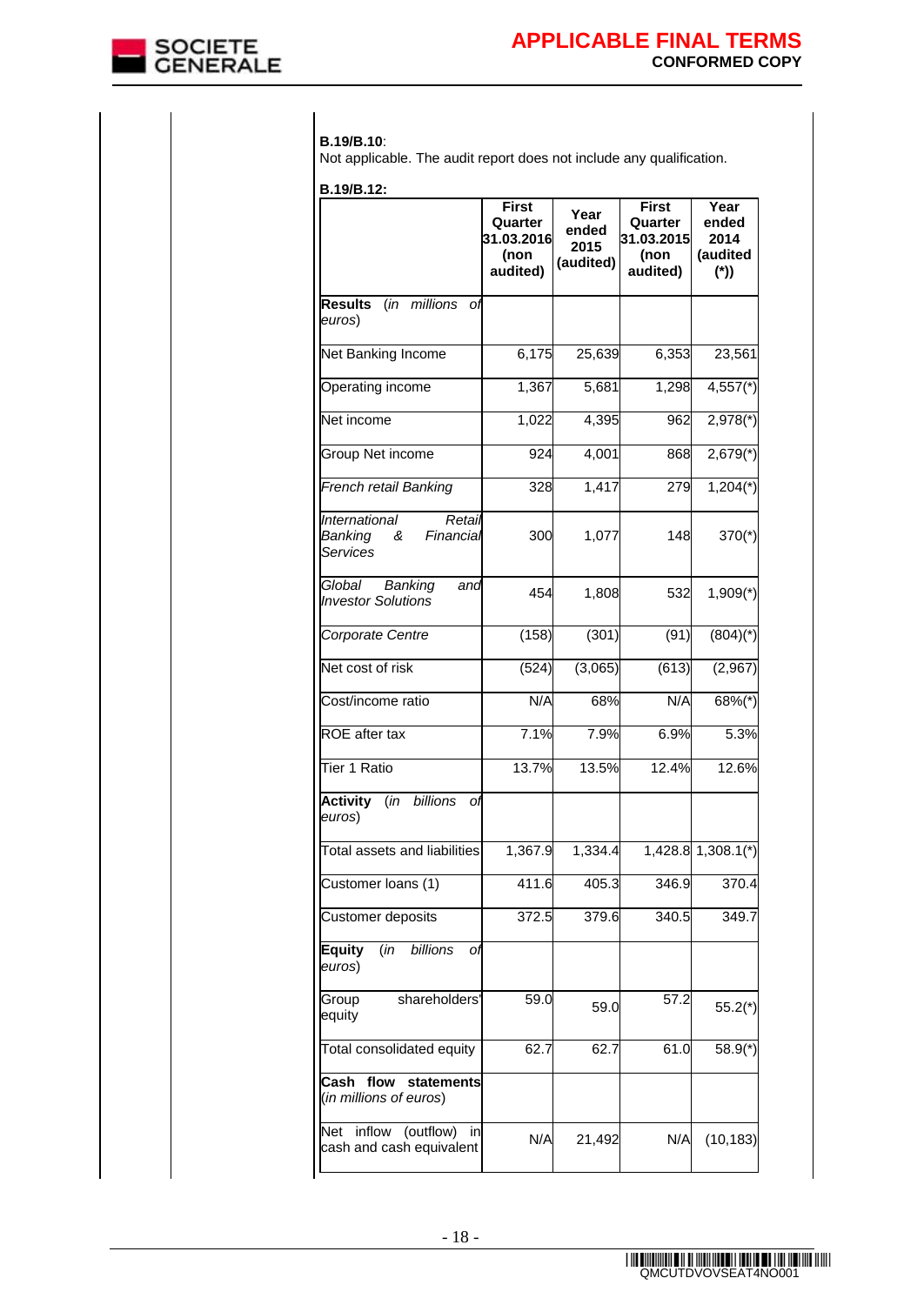**B.19/B.10**:
Not applicable. The audit report does not include any qualification.

**B.19/B.12:**

| | First Quarter 31.03.2016 (non audited) | Year ended 2015 (audited) | First Quarter 31.03.2015 (non audited) | Year ended 2014 (audited (*)) |
|---|---|---|---|---|
| **Results** *(in millions of euros)* | | | | |
| Net Banking Income | 6,175 | 25,639 | 6,353 | 23,561 |
| Operating income | 1,367 | 5,681 | 1,298 | 4,557(*) |
| Net income | 1,022 | 4,395 | 962 | 2,978(*) |
| Group Net income | 924 | 4,001 | 868 | 2,679(*) |
| *French retail Banking* | 328 | 1,417 | 279 | 1,204(*) |
| *International Retail Banking & Financial Services* | 300 | 1,077 | 148 | 370(*) |
| *Global Banking and Investor Solutions* | 454 | 1,808 | 532 | 1,909(*) |
| *Corporate Centre* | (158) | (301) | (91) | (804)(*) |
| Net cost of risk | (524) | (3,065) | (613) | (2,967) |
| Cost/income ratio | N/A | 68% | N/A | 68%(*) |
| ROE after tax | 7.1% | 7.9% | 6.9% | 5.3% |
| Tier 1 Ratio | 13.7% | 13.5% | 12.4% | 12.6% |
| **Activity** *(in billions of euros)* | | | | |
| Total assets and liabilities | 1,367.9 | 1,334.4 | 1,428.8 | 1,308.1(*) |
| Customer loans (1) | 411.6 | 405.3 | 346.9 | 370.4 |
| Customer deposits | 372.5 | 379.6 | 340.5 | 349.7 |
| **Equity** *(in billions of euros)* | | | | |
| Group shareholders' equity | 59.0 | 59.0 | 57.2 | 55.2(*) |
| Total consolidated equity | 62.7 | 62.7 | 61.0 | 58.9(*) |
| **Cash flow statements** *(in millions of euros)* | | | | |
| Net inflow (outflow) in cash and cash equivalent | N/A | 21,492 | N/A | (10,183) |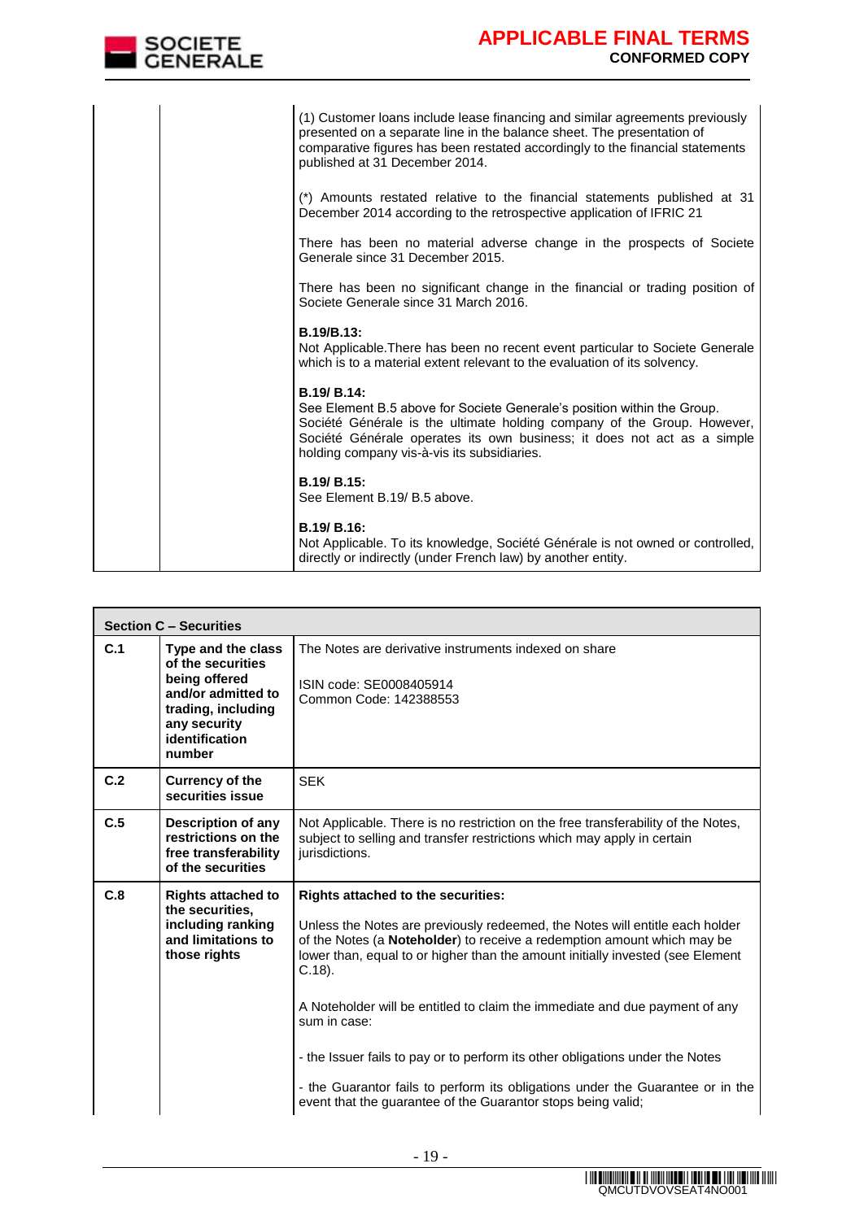| | | |
|---|---|---|
| | | (1) Customer loans include lease financing and similar agreements previously presented on a separate line in the balance sheet. The presentation of comparative figures has been restated accordingly to the financial statements published at 31 December 2014.<br><br>(*) Amounts restated relative to the financial statements published at 31 December 2014 according to the retrospective application of IFRIC 21<br><br>There has been no material adverse change in the prospects of Societe Generale since 31 December 2015.<br><br>There has been no significant change in the financial or trading position of Societe Generale since 31 March 2016.<br><br>**B.19/B.13:**<br>Not Applicable.There has been no recent event particular to Societe Generale which is to a material extent relevant to the evaluation of its solvency.<br><br>**B.19/ B.14:**<br>See Element B.5 above for Societe Generale's position within the Group. Société Générale is the ultimate holding company of the Group. However, Société Générale operates its own business; it does not act as a simple holding company vis-à-vis its subsidiaries.<br><br>**B.19/ B.15:**<br>See Element B.19/ B.5 above.<br><br>**B.19/ B.16:**<br>Not Applicable. To its knowledge, Société Générale is not owned or controlled, directly or indirectly (under French law) by another entity. |

| **Section C – Securities** | | |
|---|---|---|
| **C.1** | **Type and the class of the securities being offered and/or admitted to trading, including any security identification number** | The Notes are derivative instruments indexed on share<br><br>ISIN code: SE0008405914<br>Common Code: 142388553 |
| **C.2** | **Currency of the securities issue** | SEK |
| **C.5** | **Description of any restrictions on the free transferability of the securities** | Not Applicable. There is no restriction on the free transferability of the Notes, subject to selling and transfer restrictions which may apply in certain jurisdictions. |
| **C.8** | **Rights attached to the securities, including ranking and limitations to those rights** | **Rights attached to the securities:**<br><br>Unless the Notes are previously redeemed, the Notes will entitle each holder of the Notes (a **Noteholder**) to receive a redemption amount which may be lower than, equal to or higher than the amount initially invested (see Element C.18).<br><br>A Noteholder will be entitled to claim the immediate and due payment of any sum in case:<br><br>- the Issuer fails to pay or to perform its other obligations under the Notes<br><br>- the Guarantor fails to perform its obligations under the Guarantee or in the event that the guarantee of the Guarantor stops being valid; |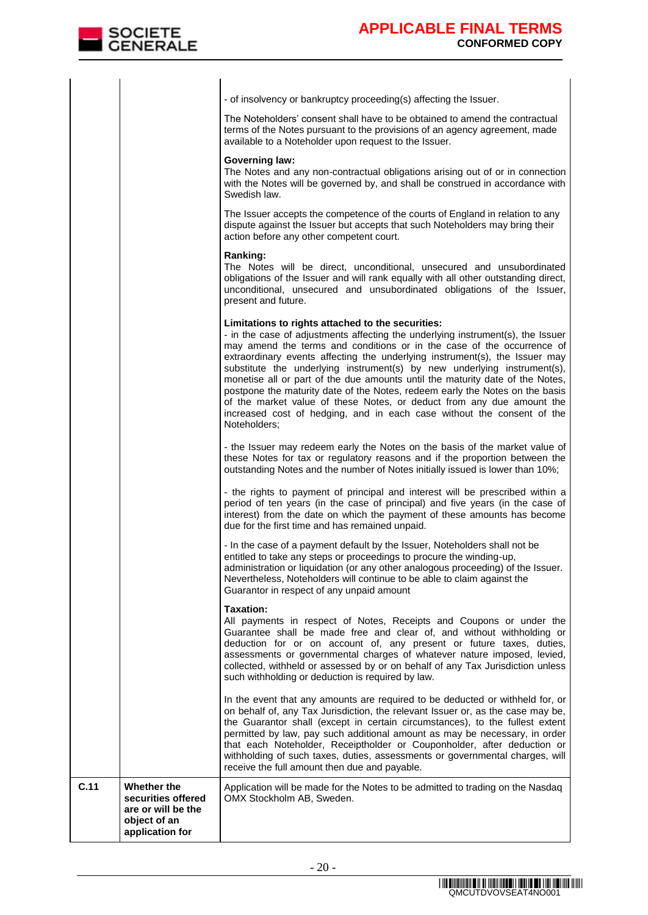| | | |
|---|---|---|
| | | - of insolvency or bankruptcy proceeding(s) affecting the Issuer.<br><br>The Noteholders' consent shall have to be obtained to amend the contractual terms of the Notes pursuant to the provisions of an agency agreement, made available to a Noteholder upon request to the Issuer.<br><br>**Governing law:**<br>The Notes and any non-contractual obligations arising out of or in connection with the Notes will be governed by, and shall be construed in accordance with Swedish law.<br><br>The Issuer accepts the competence of the courts of England in relation to any dispute against the Issuer but accepts that such Noteholders may bring their action before any other competent court.<br><br>**Ranking:**<br>The Notes will be direct, unconditional, unsecured and unsubordinated obligations of the Issuer and will rank equally with all other outstanding direct, unconditional, unsecured and unsubordinated obligations of the Issuer, present and future.<br><br>**Limitations to rights attached to the securities:**<br>- in the case of adjustments affecting the underlying instrument(s), the Issuer may amend the terms and conditions or in the case of the occurrence of extraordinary events affecting the underlying instrument(s), the Issuer may substitute the underlying instrument(s) by new underlying instrument(s), monetise all or part of the due amounts until the maturity date of the Notes, postpone the maturity date of the Notes, redeem early the Notes on the basis of the market value of these Notes, or deduct from any due amount the increased cost of hedging, and in each case without the consent of the Noteholders;<br><br>- the Issuer may redeem early the Notes on the basis of the market value of these Notes for tax or regulatory reasons and if the proportion between the outstanding Notes and the number of Notes initially issued is lower than 10%;<br><br>- the rights to payment of principal and interest will be prescribed within a period of ten years (in the case of principal) and five years (in the case of interest) from the date on which the payment of these amounts has become due for the first time and has remained unpaid.<br><br>- In the case of a payment default by the Issuer, Noteholders shall not be entitled to take any steps or proceedings to procure the winding-up, administration or liquidation (or any other analogous proceeding) of the Issuer. Nevertheless, Noteholders will continue to be able to claim against the Guarantor in respect of any unpaid amount<br><br>**Taxation:**<br>All payments in respect of Notes, Receipts and Coupons or under the Guarantee shall be made free and clear of, and without withholding or deduction for or on account of, any present or future taxes, duties, assessments or governmental charges of whatever nature imposed, levied, collected, withheld or assessed by or on behalf of any Tax Jurisdiction unless such withholding or deduction is required by law.<br><br>In the event that any amounts are required to be deducted or withheld for, or on behalf of, any Tax Jurisdiction, the relevant Issuer or, as the case may be, the Guarantor shall (except in certain circumstances), to the fullest extent permitted by law, pay such additional amount as may be necessary, in order that each Noteholder, Receiptholder or Couponholder, after deduction or withholding of such taxes, duties, assessments or governmental charges, will receive the full amount then due and payable. |
| **C.11** | **Whether the securities offered are or will be the object of an application for** | Application will be made for the Notes to be admitted to trading on the Nasdaq OMX Stockholm AB, Sweden. |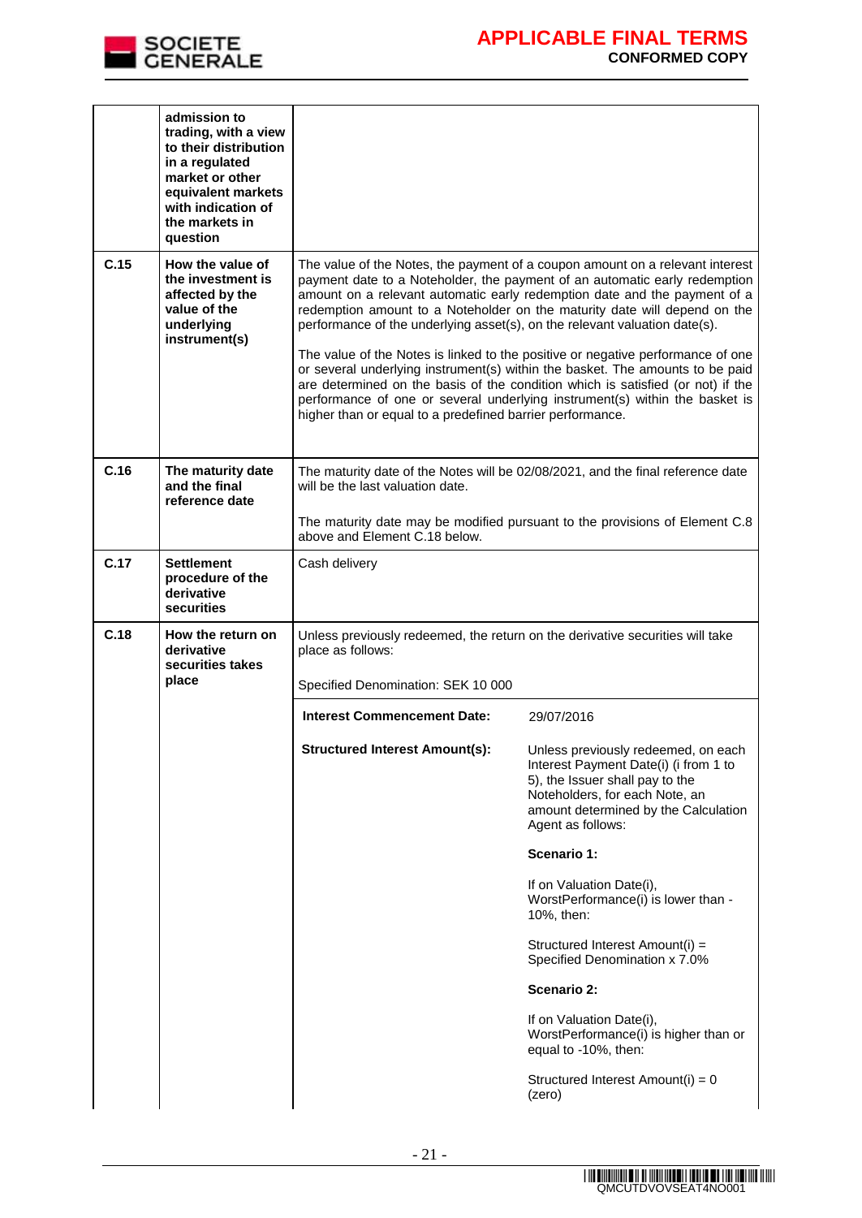| | | |
|---|---|---|
| | **admission to trading, with a view to their distribution in a regulated market or other equivalent markets with indication of the markets in question** | |
| **C.15** | **How the value of the investment is affected by the value of the underlying instrument(s)** | The value of the Notes, the payment of a coupon amount on a relevant interest payment date to a Noteholder, the payment of an automatic early redemption amount on a relevant automatic early redemption date and the payment of a redemption amount to a Noteholder on the maturity date will depend on the performance of the underlying asset(s), on the relevant valuation date(s).<br><br>The value of the Notes is linked to the positive or negative performance of one or several underlying instrument(s) within the basket. The amounts to be paid are determined on the basis of the condition which is satisfied (or not) if the performance of one or several underlying instrument(s) within the basket is higher than or equal to a predefined barrier performance. |
| **C.16** | **The maturity date and the final reference date** | The maturity date of the Notes will be 02/08/2021, and the final reference date will be the last valuation date.<br><br>The maturity date may be modified pursuant to the provisions of Element C.8 above and Element C.18 below. |
| **C.17** | **Settlement procedure of the derivative securities** | Cash delivery |
| **C.18** | **How the return on derivative securities takes place** | Unless previously redeemed, the return on the derivative securities will take place as follows:<br><br>Specified Denomination: SEK 10 000 |

| | |
|---|---|
| **Interest Commencement Date:** | 29/07/2016 |
| **Structured Interest Amount(s):** | Unless previously redeemed, on each Interest Payment Date(i) (i from 1 to 5), the Issuer shall pay to the Noteholders, for each Note, an amount determined by the Calculation Agent as follows:<br><br>**Scenario 1:**<br><br>If on Valuation Date(i), WorstPerformance(i) is lower than -10%, then:<br><br>Structured Interest Amount(i) = Specified Denomination x 7.0%<br><br>**Scenario 2:**<br><br>If on Valuation Date(i), WorstPerformance(i) is higher than or equal to -10%, then:<br><br>Structured Interest Amount(i) = 0 (zero) |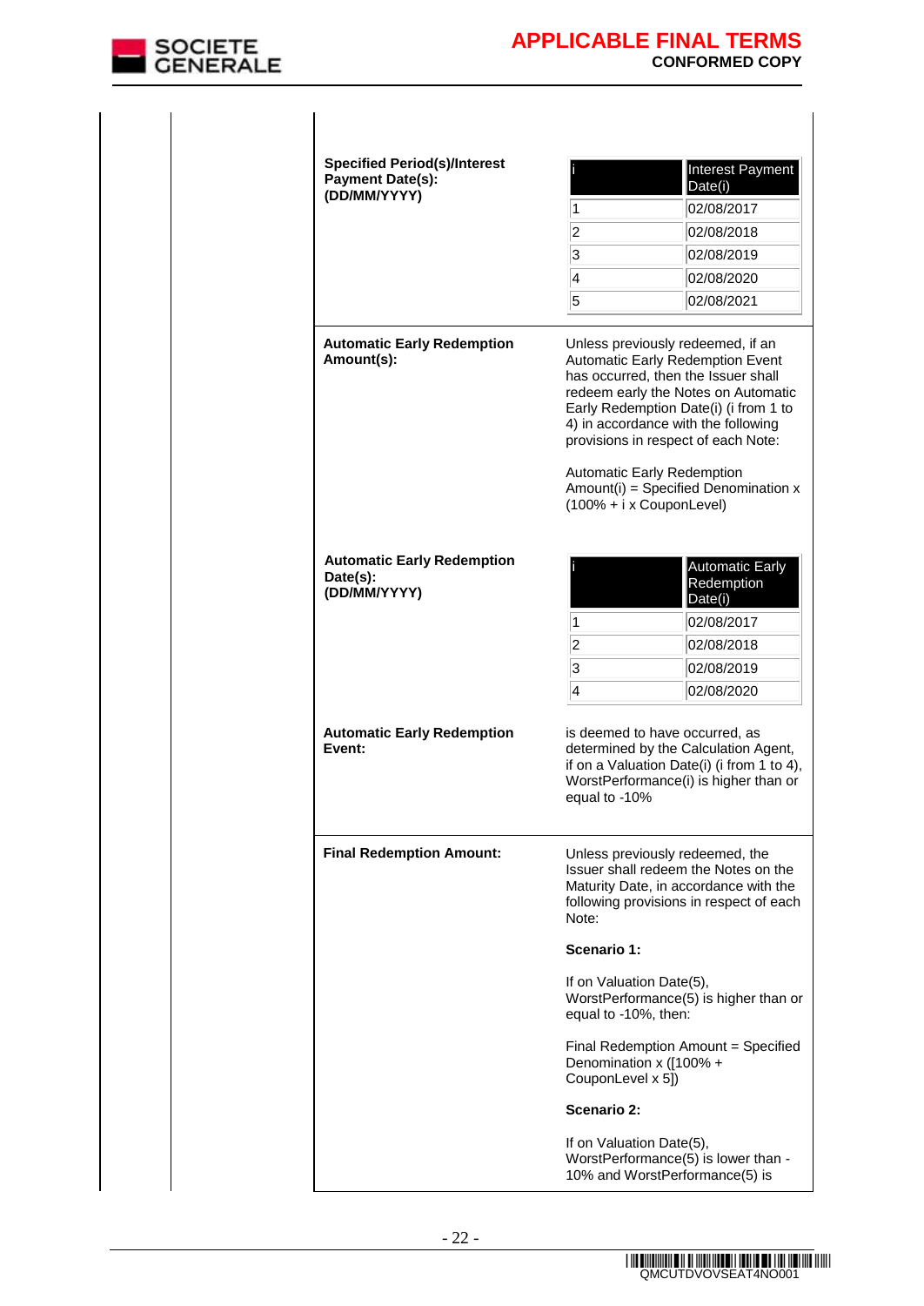**Specified Period(s)/Interest Payment Date(s): (DD/MM/YYYY)**

| i | Interest Payment Date(i) |
|---|---|
| 1 | 02/08/2017 |
| 2 | 02/08/2018 |
| 3 | 02/08/2019 |
| 4 | 02/08/2020 |
| 5 | 02/08/2021 |

**Automatic Early Redemption Amount(s):**

Unless previously redeemed, if an Automatic Early Redemption Event has occurred, then the Issuer shall redeem early the Notes on Automatic Early Redemption Date(i) (i from 1 to 4) in accordance with the following provisions in respect of each Note:

Automatic Early Redemption Amount(i) = Specified Denomination x (100% + i x CouponLevel)

**Automatic Early Redemption Date(s): (DD/MM/YYYY)**

| i | Automatic Early Redemption Date(i) |
|---|---|
| 1 | 02/08/2017 |
| 2 | 02/08/2018 |
| 3 | 02/08/2019 |
| 4 | 02/08/2020 |

**Automatic Early Redemption Event:**

is deemed to have occurred, as determined by the Calculation Agent, if on a Valuation Date(i) (i from 1 to 4), WorstPerformance(i) is higher than or equal to -10%

**Final Redemption Amount:**

Unless previously redeemed, the Issuer shall redeem the Notes on the Maturity Date, in accordance with the following provisions in respect of each Note:

**Scenario 1:**

If on Valuation Date(5), WorstPerformance(5) is higher than or equal to -10%, then:

Final Redemption Amount = Specified Denomination x ([100% + CouponLevel x 5])

**Scenario 2:**

If on Valuation Date(5), WorstPerformance(5) is lower than -10% and WorstPerformance(5) is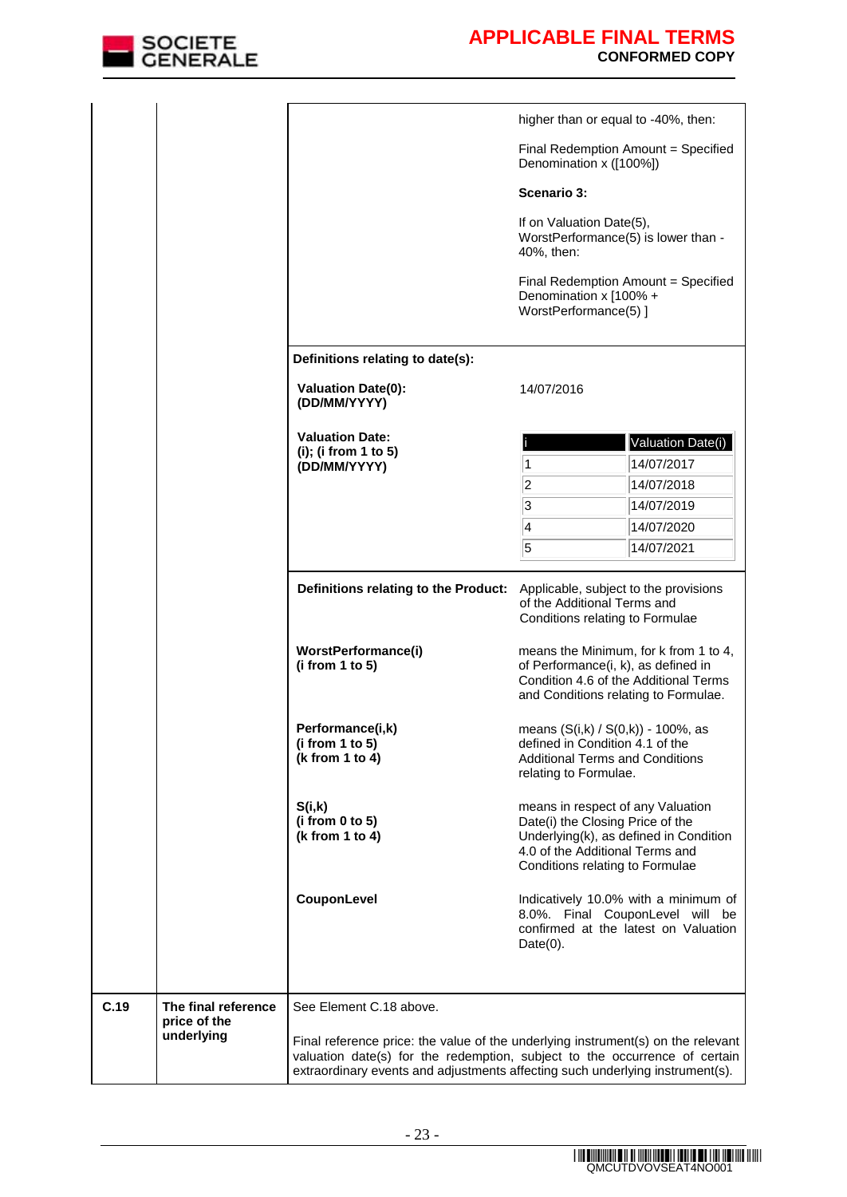| | | | |
|---|---|---|---|
| | | | higher than or equal to -40%, then:<br><br>Final Redemption Amount = Specified Denomination x ([100%])<br><br>**Scenario 3:**<br><br>If on Valuation Date(5), WorstPerformance(5) is lower than -40%, then:<br><br>Final Redemption Amount = Specified Denomination x [100% + WorstPerformance(5) ] |
| | | **Definitions relating to date(s):** | |
| | | **Valuation Date(0): (DD/MM/YYYY)** | 14/07/2016 |
| | | **Valuation Date: (i); (i from 1 to 5) (DD/MM/YYYY)** | i / Valuation Date(i):<br>1 – 14/07/2017<br>2 – 14/07/2018<br>3 – 14/07/2019<br>4 – 14/07/2020<br>5 – 14/07/2021 |
| | | **Definitions relating to the Product:** | Applicable, subject to the provisions of the Additional Terms and Conditions relating to Formulae |
| | | **WorstPerformance(i) (i from 1 to 5)** | means the Minimum, for k from 1 to 4, of Performance(i, k), as defined in Condition 4.6 of the Additional Terms and Conditions relating to Formulae. |
| | | **Performance(i,k) (i from 1 to 5) (k from 1 to 4)** | means (S(i,k) / S(0,k)) - 100%, as defined in Condition 4.1 of the Additional Terms and Conditions relating to Formulae. |
| | | **S(i,k) (i from 0 to 5) (k from 1 to 4)** | means in respect of any Valuation Date(i) the Closing Price of the Underlying(k), as defined in Condition 4.0 of the Additional Terms and Conditions relating to Formulae |
| | | **CouponLevel** | Indicatively 10.0% with a minimum of 8.0%. Final CouponLevel will be confirmed at the latest on Valuation Date(0). |
| **C.19** | **The final reference price of the underlying** | See Element C.18 above.<br><br>Final reference price: the value of the underlying instrument(s) on the relevant valuation date(s) for the redemption, subject to the occurrence of certain extraordinary events and adjustments affecting such underlying instrument(s). | |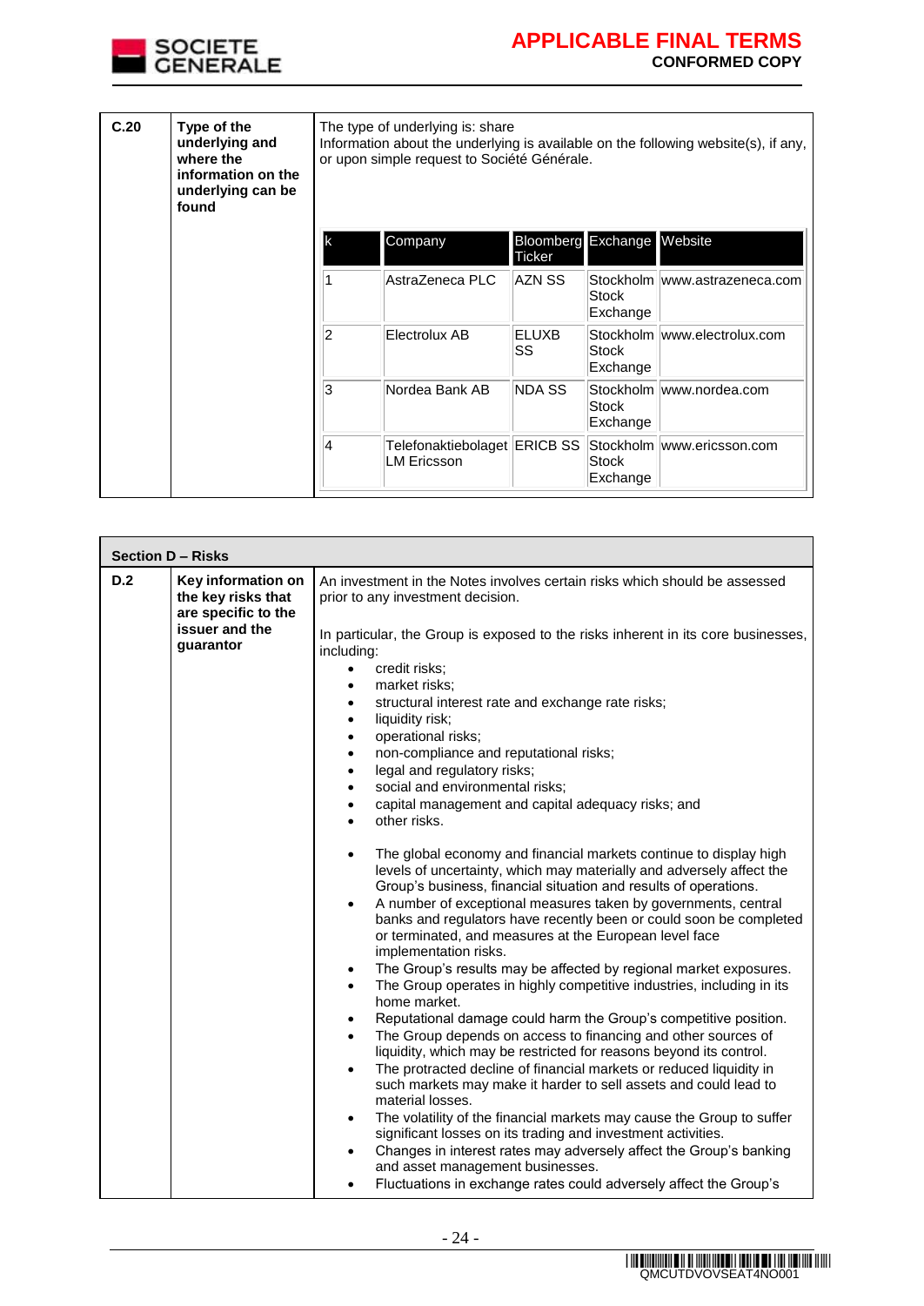| | | |
|---|---|---|
| **C.20** | **Type of the underlying and where the information on the underlying can be found** | The type of underlying is: share<br>Information about the underlying is available on the following website(s), if any, or upon simple request to Société Générale. |

| k | Company | Bloomberg Ticker | Exchange | Website |
|---|---|---|---|---|
| 1 | AstraZeneca PLC | AZN SS | Stockholm Stock Exchange | www.astrazeneca.com |
| 2 | Electrolux AB | ELUXB SS | Stockholm Stock Exchange | www.electrolux.com |
| 3 | Nordea Bank AB | NDA SS | Stockholm Stock Exchange | www.nordea.com |
| 4 | Telefonaktiebolaget LM Ericsson | ERICB SS | Stockholm Stock Exchange | www.ericsson.com |

**Section D – Risks**

**D.2** **Key information on the key risks that are specific to the issuer and the guarantor**

An investment in the Notes involves certain risks which should be assessed prior to any investment decision.

In particular, the Group is exposed to the risks inherent in its core businesses, including:

- credit risks;
- market risks;
- structural interest rate and exchange rate risks;
- liquidity risk;
- operational risks;
- non-compliance and reputational risks;
- legal and regulatory risks;
- social and environmental risks;
- capital management and capital adequacy risks; and
- other risks.

- The global economy and financial markets continue to display high levels of uncertainty, which may materially and adversely affect the Group's business, financial situation and results of operations.
- A number of exceptional measures taken by governments, central banks and regulators have recently been or could soon be completed or terminated, and measures at the European level face implementation risks.
- The Group's results may be affected by regional market exposures.
- The Group operates in highly competitive industries, including in its home market.
- Reputational damage could harm the Group's competitive position.
- The Group depends on access to financing and other sources of liquidity, which may be restricted for reasons beyond its control.
- The protracted decline of financial markets or reduced liquidity in such markets may make it harder to sell assets and could lead to material losses.
- The volatility of the financial markets may cause the Group to suffer significant losses on its trading and investment activities.
- Changes in interest rates may adversely affect the Group's banking and asset management businesses.
- Fluctuations in exchange rates could adversely affect the Group's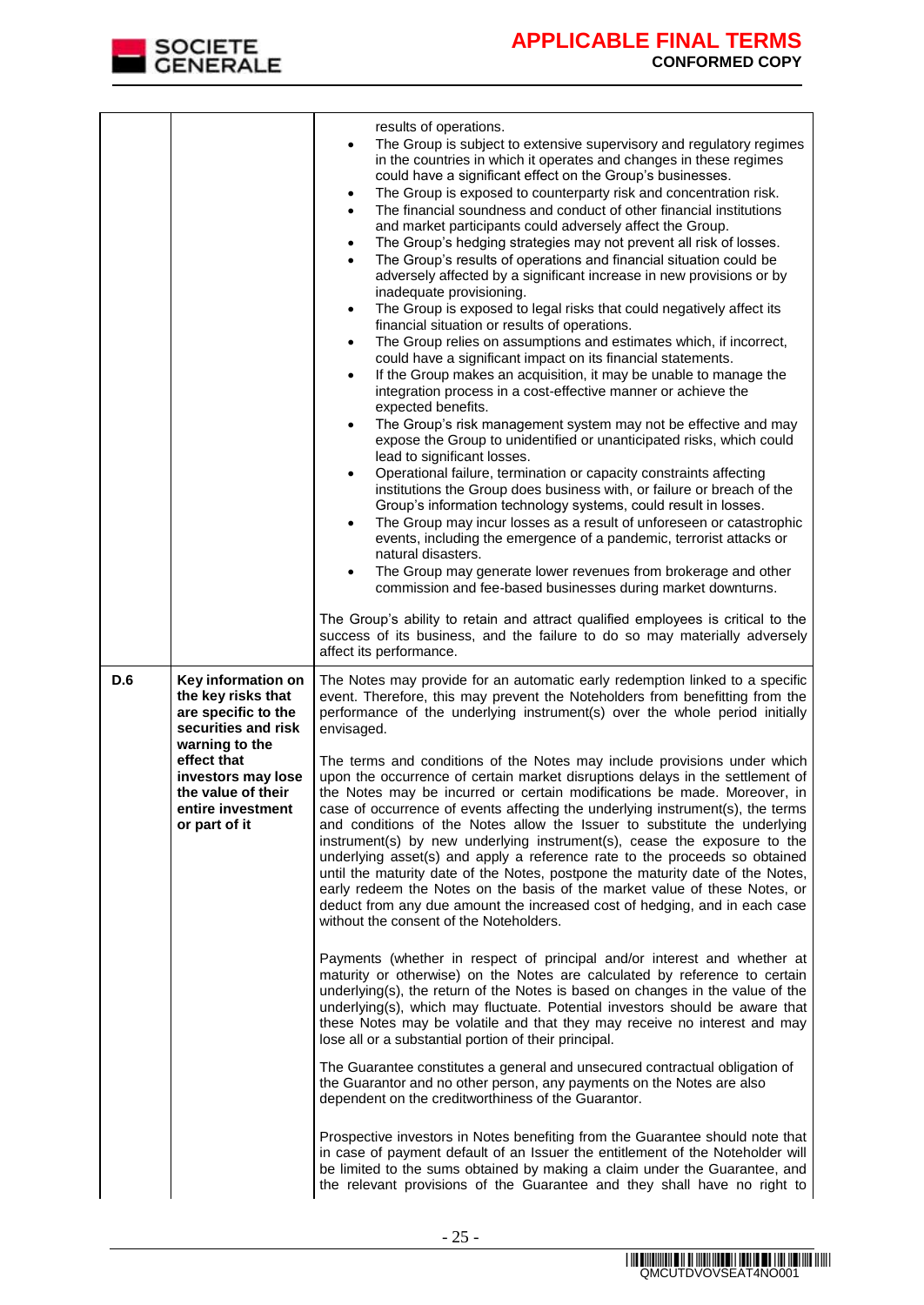| | | |
|---|---|---|
| | | results of operations.<br>• The Group is subject to extensive supervisory and regulatory regimes in the countries in which it operates and changes in these regimes could have a significant effect on the Group's businesses.<br>• The Group is exposed to counterparty risk and concentration risk.<br>• The financial soundness and conduct of other financial institutions and market participants could adversely affect the Group.<br>• The Group's hedging strategies may not prevent all risk of losses.<br>• The Group's results of operations and financial situation could be adversely affected by a significant increase in new provisions or by inadequate provisioning.<br>• The Group is exposed to legal risks that could negatively affect its financial situation or results of operations.<br>• The Group relies on assumptions and estimates which, if incorrect, could have a significant impact on its financial statements.<br>• If the Group makes an acquisition, it may be unable to manage the integration process in a cost-effective manner or achieve the expected benefits.<br>• The Group's risk management system may not be effective and may expose the Group to unidentified or unanticipated risks, which could lead to significant losses.<br>• Operational failure, termination or capacity constraints affecting institutions the Group does business with, or failure or breach of the Group's information technology systems, could result in losses.<br>• The Group may incur losses as a result of unforeseen or catastrophic events, including the emergence of a pandemic, terrorist attacks or natural disasters.<br>• The Group may generate lower revenues from brokerage and other commission and fee-based businesses during market downturns.<br><br>The Group's ability to retain and attract qualified employees is critical to the success of its business, and the failure to do so may materially adversely affect its performance. |
| **D.6** | **Key information on the key risks that are specific to the securities and risk warning to the effect that investors may lose the value of their entire investment or part of it** | The Notes may provide for an automatic early redemption linked to a specific event. Therefore, this may prevent the Noteholders from benefitting from the performance of the underlying instrument(s) over the whole period initially envisaged.<br><br>The terms and conditions of the Notes may include provisions under which upon the occurrence of certain market disruptions delays in the settlement of the Notes may be incurred or certain modifications be made. Moreover, in case of occurrence of events affecting the underlying instrument(s), the terms and conditions of the Notes allow the Issuer to substitute the underlying instrument(s) by new underlying instrument(s), cease the exposure to the underlying asset(s) and apply a reference rate to the proceeds so obtained until the maturity date of the Notes, postpone the maturity date of the Notes, early redeem the Notes on the basis of the market value of these Notes, or deduct from any due amount the increased cost of hedging, and in each case without the consent of the Noteholders.<br><br>Payments (whether in respect of principal and/or interest and whether at maturity or otherwise) on the Notes are calculated by reference to certain underlying(s), the return of the Notes is based on changes in the value of the underlying(s), which may fluctuate. Potential investors should be aware that these Notes may be volatile and that they may receive no interest and may lose all or a substantial portion of their principal.<br><br>The Guarantee constitutes a general and unsecured contractual obligation of the Guarantor and no other person, any payments on the Notes are also dependent on the creditworthiness of the Guarantor.<br><br>Prospective investors in Notes benefiting from the Guarantee should note that in case of payment default of an Issuer the entitlement of the Noteholder will be limited to the sums obtained by making a claim under the Guarantee, and the relevant provisions of the Guarantee and they shall have no right to |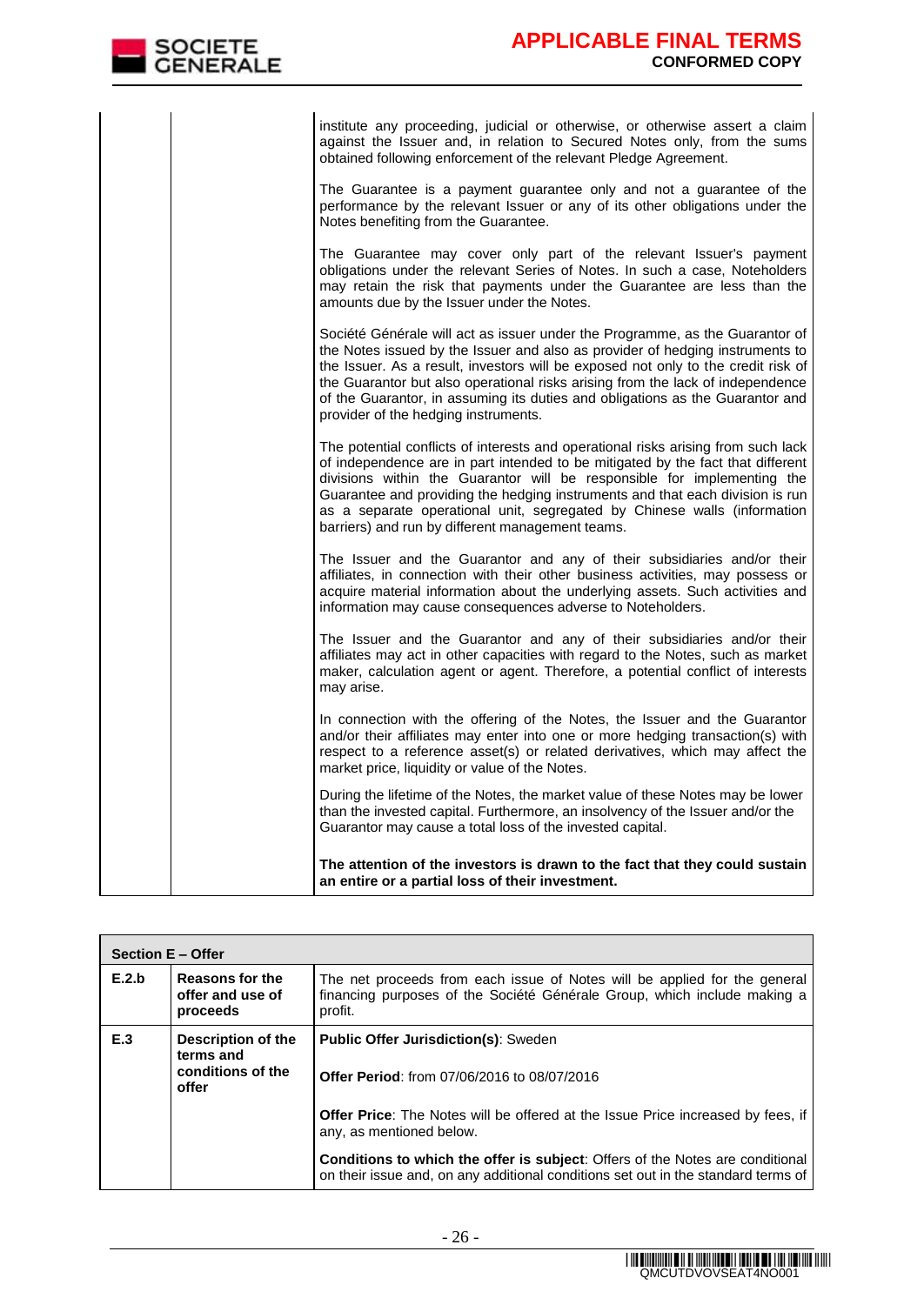| | | |
|---|---|---|
| | | institute any proceeding, judicial or otherwise, or otherwise assert a claim against the Issuer and, in relation to Secured Notes only, from the sums obtained following enforcement of the relevant Pledge Agreement.<br><br>The Guarantee is a payment guarantee only and not a guarantee of the performance by the relevant Issuer or any of its other obligations under the Notes benefiting from the Guarantee.<br><br>The Guarantee may cover only part of the relevant Issuer's payment obligations under the relevant Series of Notes. In such a case, Noteholders may retain the risk that payments under the Guarantee are less than the amounts due by the Issuer under the Notes.<br><br>Société Générale will act as issuer under the Programme, as the Guarantor of the Notes issued by the Issuer and also as provider of hedging instruments to the Issuer. As a result, investors will be exposed not only to the credit risk of the Guarantor but also operational risks arising from the lack of independence of the Guarantor, in assuming its duties and obligations as the Guarantor and provider of the hedging instruments.<br><br>The potential conflicts of interests and operational risks arising from such lack of independence are in part intended to be mitigated by the fact that different divisions within the Guarantor will be responsible for implementing the Guarantee and providing the hedging instruments and that each division is run as a separate operational unit, segregated by Chinese walls (information barriers) and run by different management teams.<br><br>The Issuer and the Guarantor and any of their subsidiaries and/or their affiliates, in connection with their other business activities, may possess or acquire material information about the underlying assets. Such activities and information may cause consequences adverse to Noteholders.<br><br>The Issuer and the Guarantor and any of their subsidiaries and/or their affiliates may act in other capacities with regard to the Notes, such as market maker, calculation agent or agent. Therefore, a potential conflict of interests may arise.<br><br>In connection with the offering of the Notes, the Issuer and the Guarantor and/or their affiliates may enter into one or more hedging transaction(s) with respect to a reference asset(s) or related derivatives, which may affect the market price, liquidity or value of the Notes.<br><br>During the lifetime of the Notes, the market value of these Notes may be lower than the invested capital. Furthermore, an insolvency of the Issuer and/or the Guarantor may cause a total loss of the invested capital.<br><br>**The attention of the investors is drawn to the fact that they could sustain an entire or a partial loss of their investment.** |

| **Section E – Offer** | | |
|---|---|---|
| **E.2.b** | **Reasons for the offer and use of proceeds** | The net proceeds from each issue of Notes will be applied for the general financing purposes of the Société Générale Group, which include making a profit. |
| **E.3** | **Description of the terms and conditions of the offer** | **Public Offer Jurisdiction(s)**: Sweden<br><br>**Offer Period**: from 07/06/2016 to 08/07/2016<br><br>**Offer Price**: The Notes will be offered at the Issue Price increased by fees, if any, as mentioned below.<br><br>**Conditions to which the offer is subject**: Offers of the Notes are conditional on their issue and, on any additional conditions set out in the standard terms of |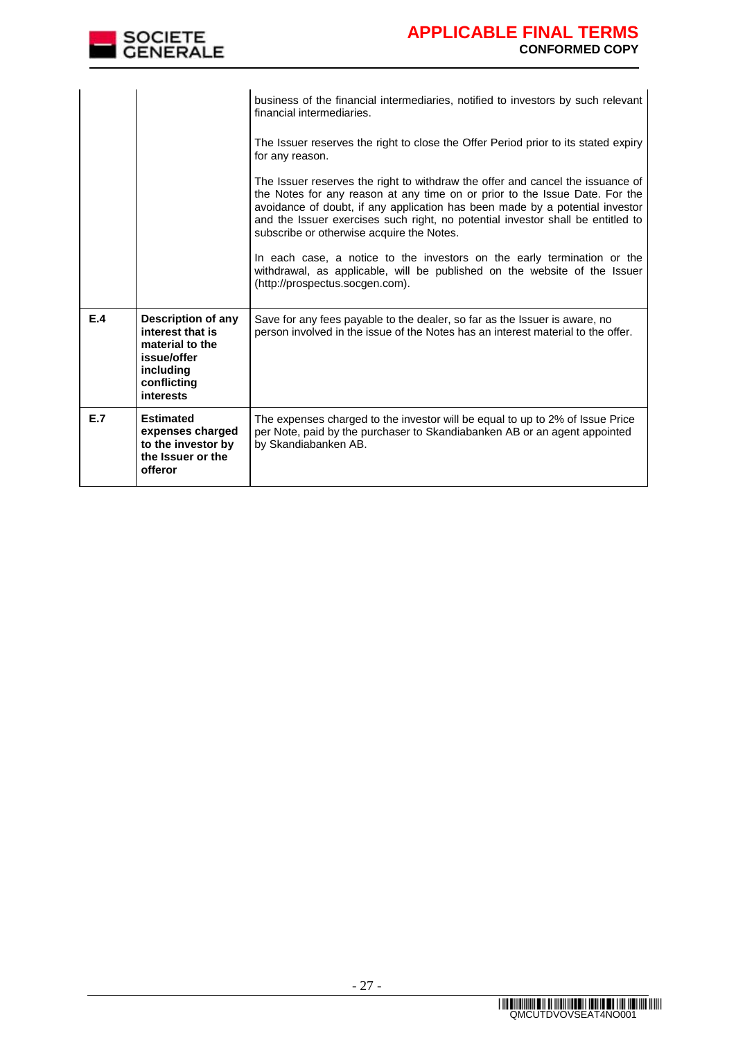| | | |
|---|---|---|
| | | business of the financial intermediaries, notified to investors by such relevant financial intermediaries.<br><br>The Issuer reserves the right to close the Offer Period prior to its stated expiry for any reason.<br><br>The Issuer reserves the right to withdraw the offer and cancel the issuance of the Notes for any reason at any time on or prior to the Issue Date. For the avoidance of doubt, if any application has been made by a potential investor and the Issuer exercises such right, no potential investor shall be entitled to subscribe or otherwise acquire the Notes.<br><br>In each case, a notice to the investors on the early termination or the withdrawal, as applicable, will be published on the website of the Issuer (http://prospectus.socgen.com). |
| **E.4** | **Description of any interest that is material to the issue/offer including conflicting interests** | Save for any fees payable to the dealer, so far as the Issuer is aware, no person involved in the issue of the Notes has an interest material to the offer. |
| **E.7** | **Estimated expenses charged to the investor by the Issuer or the offeror** | The expenses charged to the investor will be equal to up to 2% of Issue Price per Note, paid by the purchaser to Skandiabanken AB or an agent appointed by Skandiabanken AB. |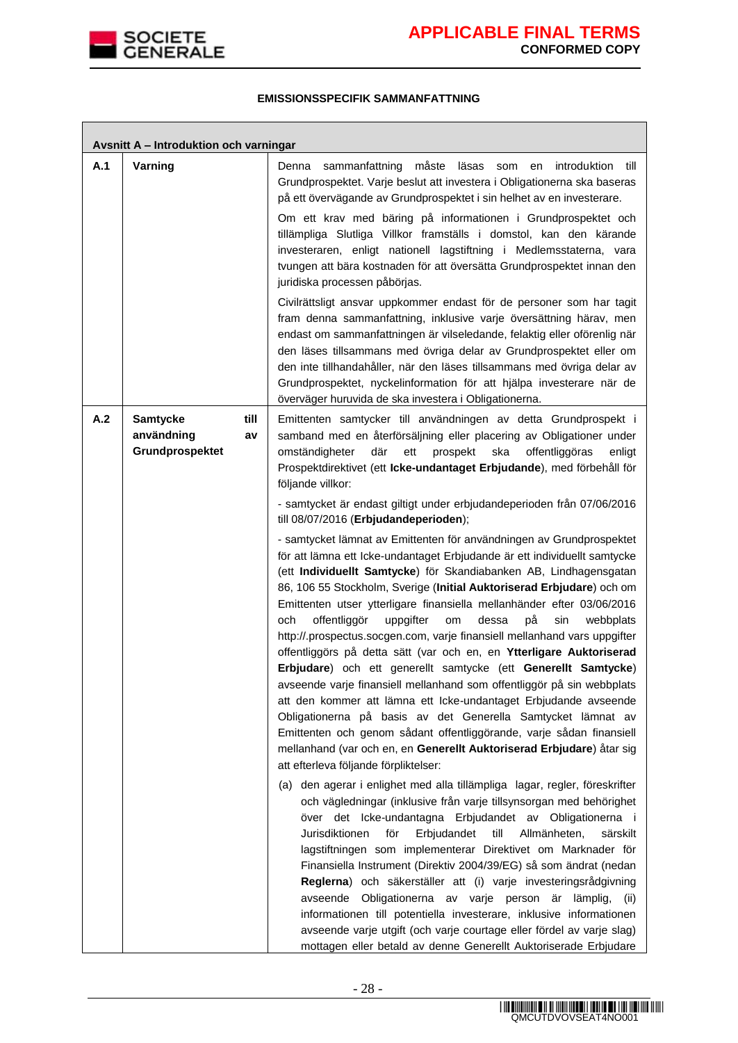**EMISSIONSSPECIFIK SAMMANFATTNING**

| Avsnitt A – Introduktion och varningar | | |
|---|---|---|
| **A.1** | **Varning** | Denna sammanfattning måste läsas som en introduktion till Grundprospektet. Varje beslut att investera i Obligationerna ska baseras på ett övervägande av Grundprospektet i sin helhet av en investerare.<br><br>Om ett krav med bäring på informationen i Grundprospektet och tillämpliga Slutliga Villkor framställs i domstol, kan den kärande investeraren, enligt nationell lagstiftning i Medlemsstaterna, vara tvungen att bära kostnaden för att översätta Grundprospektet innan den juridiska processen påbörjas.<br><br>Civilrättsligt ansvar uppkommer endast för de personer som har tagit fram denna sammanfattning, inklusive varje översättning härav, men endast om sammanfattningen är vilseledande, felaktig eller oförenlig när den läses tillsammans med övriga delar av Grundprospektet eller om den inte tillhandahåller, när den läses tillsammans med övriga delar av Grundprospektet, nyckelinformation för att hjälpa investerare när de överväger huruvida de ska investera i Obligationerna. |
| **A.2** | **Samtycke till användning av Grundprospektet** | Emittenten samtycker till användningen av detta Grundprospekt i samband med en återförsäljning eller placering av Obligationer under omständigheter där ett prospekt ska offentliggöras enligt Prospektdirektivet (ett **Icke-undantaget Erbjudande**), med förbehåll för följande villkor:<br><br>- samtycket är endast giltigt under erbjudandeperioden från 07/06/2016 till 08/07/2016 (**Erbjudandeperioden**);<br><br>- samtycket lämnat av Emittenten för användningen av Grundprospektet för att lämna ett Icke-undantaget Erbjudande är ett individuellt samtycke (ett **Individuellt Samtycke**) för Skandiabanken AB, Lindhagensgatan 86, 106 55 Stockholm, Sverige (**Initial Auktoriserad Erbjudare**) och om Emittenten utser ytterligare finansiella mellanhänder efter 03/06/2016 och offentliggör uppgifter om dessa på sin webbplats http://.prospectus.socgen.com, varje finansiell mellanhand vars uppgifter offentliggörs på detta sätt (var och en, en **Ytterligare Auktoriserad Erbjudare**) och ett generellt samtycke (ett **Generellt Samtycke**) avseende varje finansiell mellanhand som offentliggör på sin webbplats att den kommer att lämna ett Icke-undantaget Erbjudande avseende Obligationerna på basis av det Generella Samtycket lämnat av Emittenten och genom sådant offentliggörande, varje sådan finansiell mellanhand (var och en, en **Generellt Auktoriserad Erbjudare**) åtar sig att efterleva följande förpliktelser:<br><br>(a) den agerar i enlighet med alla tillämpliga lagar, regler, föreskrifter och vägledningar (inklusive från varje tillsynsorgan med behörighet över det Icke-undantagna Erbjudandet av Obligationerna i Jurisdiktionen för Erbjudandet till Allmänheten, särskilt lagstiftningen som implementerar Direktivet om Marknader för Finansiella Instrument (Direktiv 2004/39/EG) så som ändrat (nedan **Reglerna**) och säkerställer att (i) varje investeringsrådgivning avseende Obligationerna av varje person är lämplig, (ii) informationen till potentiella investerare, inklusive informationen avseende varje utgift (och varje courtage eller fördel av varje slag) mottagen eller betald av denne Generellt Auktoriserade Erbjudare |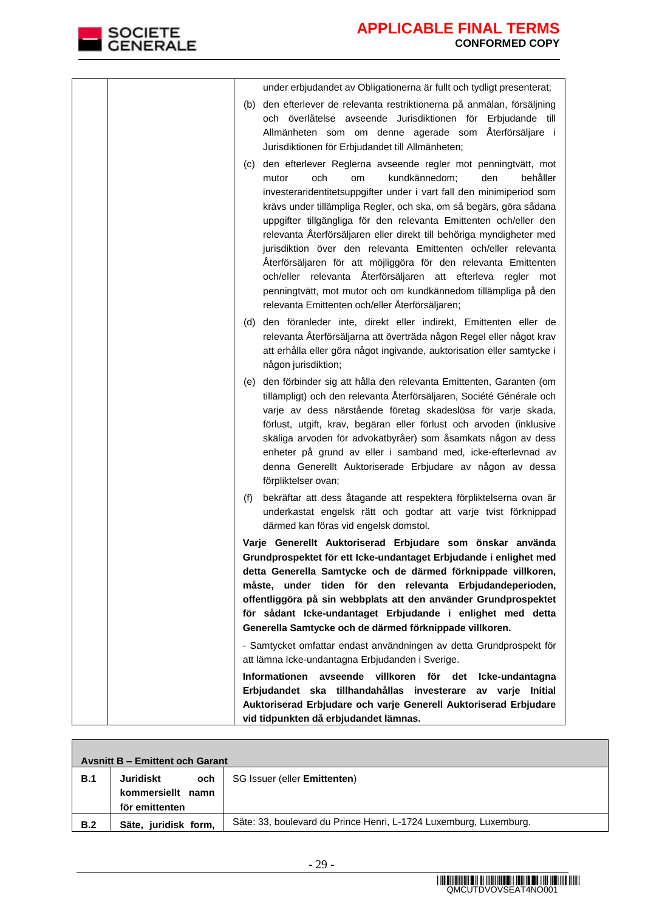| | | under erbjudandet av Obligationerna är fullt och tydligt presenterat;<br>(b) den efterlever de relevanta restriktionerna på anmälan, försäljning och överlåtelse avseende Jurisdiktionen för Erbjudande till Allmänheten som om denne agerade som Återförsäljare i Jurisdiktionen för Erbjudandet till Allmänheten;<br>(c) den efterlever Reglerna avseende regler mot penningtvätt, mot mutor och om kundkännedom; den behåller investeraridentitetsuppgifter under i vart fall den minimiperiod som krävs under tillämpliga Regler, och ska, om så begärs, göra sådana uppgifter tillgängliga för den relevanta Emittenten och/eller den relevanta Återförsäljaren eller direkt till behöriga myndigheter med jurisdiktion över den relevanta Emittenten och/eller relevanta Återförsäljaren för att möjliggöra för den relevanta Emittenten och/eller relevanta Återförsäljaren att efterleva regler mot penningtvätt, mot mutor och om kundkännedom tillämpliga på den relevanta Emittenten och/eller Återförsäljaren;<br>(d) den föranleder inte, direkt eller indirekt, Emittenten eller de relevanta Återförsäljarna att överträda någon Regel eller något krav att erhålla eller göra något ingivande, auktorisation eller samtycke i någon jurisdiktion;<br>(e) den förbinder sig att hålla den relevanta Emittenten, Garanten (om tillämpligt) och den relevanta Återförsäljaren, Société Générale och varje av dess närstående företag skadeslösa för varje skada, förlust, utgift, krav, begäran eller förlust och arvoden (inklusive skäliga arvoden för advokatbyråer) som åsamkats någon av dess enheter på grund av eller i samband med, icke-efterlevnad av denna Generellt Auktoriserade Erbjudare av någon av dessa förpliktelser ovan;<br>(f) bekräftar att dess åtagande att respektera förpliktelserna ovan är underkastat engelsk rätt och godtar att varje tvist förknippad därmed kan föras vid engelsk domstol.<br>**Varje Generellt Auktoriserad Erbjudare som önskar använda Grundprospektet för ett Icke-undantaget Erbjudande i enlighet med detta Generella Samtycke och de därmed förknippade villkoren, måste, under tiden för den relevanta Erbjudandeperioden, offentliggöra på sin webbplats att den använder Grundprospektet för sådant Icke-undantaget Erbjudande i enlighet med detta Generella Samtycke och de därmed förknippade villkoren.**<br>- Samtycket omfattar endast användningen av detta Grundprospekt för att lämna Icke-undantagna Erbjudanden i Sverige.<br>**Informationen avseende villkoren för det Icke-undantagna Erbjudandet ska tillhandahållas investerare av varje Initial Auktoriserad Erbjudare och varje Generell Auktoriserad Erbjudare vid tidpunkten då erbjudandet lämnas.** |

| **Avsnitt B – Emittent och Garant** | | |
|---|---|---|
| **B.1** | **Juridiskt och kommersiellt namn för emittenten** | SG Issuer (eller **Emittenten**) |
| **B.2** | **Säte, juridisk form,** | Säte: 33, boulevard du Prince Henri, L-1724 Luxemburg, Luxemburg. |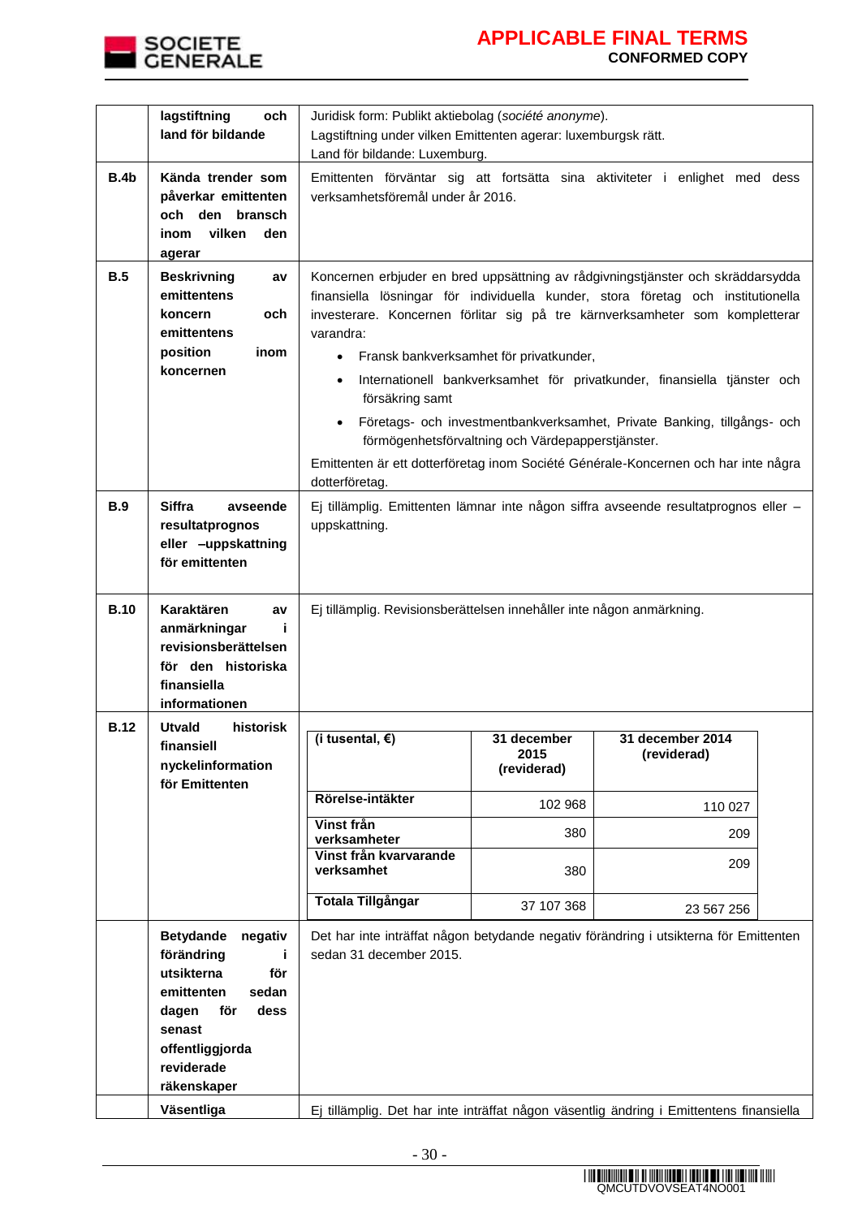| | | |
|---|---|---|
| | **lagstiftning och land för bildande** | Juridisk form: Publikt aktiebolag (*société anonyme*).<br>Lagstiftning under vilken Emittenten agerar: luxemburgsk rätt.<br>Land för bildande: Luxemburg. |
| **B.4b** | **Kända trender som påverkar emittenten och den bransch inom vilken den agerar** | Emittenten förväntar sig att fortsätta sina aktiviteter i enlighet med dess verksamhetsföremål under år 2016. |
| **B.5** | **Beskrivning av emittentens koncern och emittentens position inom koncernen** | Koncernen erbjuder en bred uppsättning av rådgivningstjänster och skräddarsydda finansiella lösningar för individuella kunder, stora företag och institutionella investerare. Koncernen förlitar sig på tre kärnverksamheter som kompletterar varandra:<br>• Fransk bankverksamhet för privatkunder,<br>• Internationell bankverksamhet för privatkunder, finansiella tjänster och försäkring samt<br>• Företags- och investmentbankverksamhet, Private Banking, tillgångs- och förmögenhetsförvaltning och Värdepapperstjänster.<br>Emittenten är ett dotterföretag inom Société Générale-Koncernen och har inte några dotterföretag. |
| **B.9** | **Siffra avseende resultatprognos eller –uppskattning för emittenten** | Ej tillämplig. Emittenten lämnar inte någon siffra avseende resultatprognos eller – uppskattning. |
| **B.10** | **Karaktären av anmärkningar i revisionsberättelsen för den historiska finansiella informationen** | Ej tillämplig. Revisionsberättelsen innehåller inte någon anmärkning. |
| **B.12** | **Utvald historisk finansiell nyckelinformation för Emittenten** | (see table below) |
| | **Betydande negativ förändring i utsikterna för emittenten sedan dagen för dess senast offentliggjorda reviderade räkenskaper** | Det har inte inträffat någon betydande negativ förändring i utsikterna för Emittenten sedan 31 december 2015. |
| | **Väsentliga** | Ej tillämplig. Det har inte inträffat någon väsentlig ändring i Emittentens finansiella |

**B.12 – Utvald historisk finansiell nyckelinformation för Emittenten**

| (i tusental, €) | 31 december 2015 (reviderad) | 31 december 2014 (reviderad) |
|---|---|---|
| Rörelse-intäkter | 102 968 | 110 027 |
| Vinst från verksamheter | 380 | 209 |
| Vinst från kvarvarande verksamhet | 380 | 209 |
| Totala Tillgångar | 37 107 368 | 23 567 256 |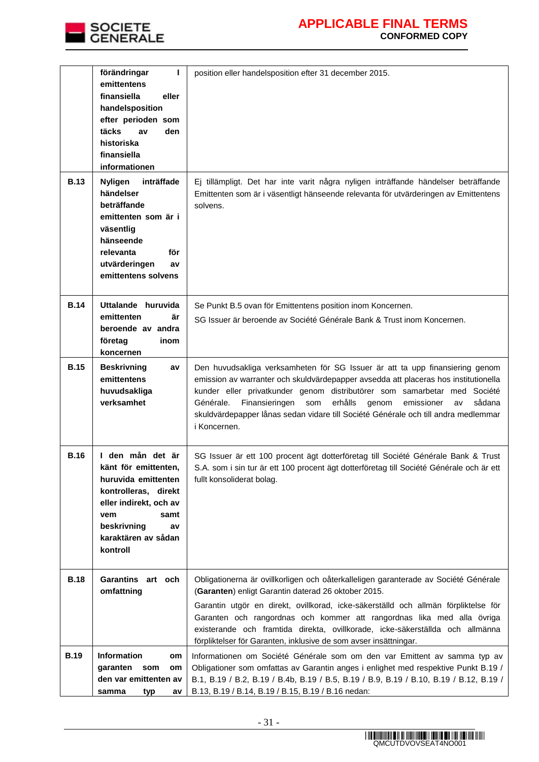| | | |
|---|---|---|
| | **förändringar i emittentens finansiella eller handelsposition efter perioden som täcks av den historiska finansiella informationen** | position eller handelsposition efter 31 december 2015. |
| **B.13** | **Nyligen inträffade händelser beträffande emittenten som är i väsentlig hänseende relevanta för utvärderingen av emittentens solvens** | Ej tillämpligt. Det har inte varit några nyligen inträffande händelser beträffande Emittenten som är i väsentligt hänseende relevanta för utvärderingen av Emittentens solvens. |
| **B.14** | **Uttalande huruvida emittenten är beroende av andra företag inom koncernen** | Se Punkt B.5 ovan för Emittentens position inom Koncernen.<br>SG Issuer är beroende av Société Générale Bank & Trust inom Koncernen. |
| **B.15** | **Beskrivning av emittentens huvudsakliga verksamhet** | Den huvudsakliga verksamheten för SG Issuer är att ta upp finansiering genom emission av warranter och skuldvärdepapper avsedda att placeras hos institutionella kunder eller privatkunder genom distributörer som samarbetar med Société Générale. Finansieringen som erhålls genom emissioner av sådana skuldvärdepapper lånas sedan vidare till Société Générale och till andra medlemmar i Koncernen. |
| **B.16** | **I den mån det är känt för emittenten, huruvida emittenten kontrolleras, direkt eller indirekt, och av vem samt beskrivning av karaktären av sådan kontroll** | SG Issuer är ett 100 procent ägt dotterföretag till Société Générale Bank & Trust S.A. som i sin tur är ett 100 procent ägt dotterföretag till Société Générale och är ett fullt konsoliderat bolag. |
| **B.18** | **Garantins art och omfattning** | Obligationerna är ovillkorligen och oåterkalleligen garanterade av Société Générale (**Garanten**) enligt Garantin daterad 26 oktober 2015.<br>Garantin utgör en direkt, ovillkorad, icke-säkerställd och allmän förpliktelse för Garanten och rangordnas och kommer att rangordnas lika med alla övriga existerande och framtida direkta, ovillkorade, icke-säkerställda och allmänna förpliktelser för Garanten, inklusive de som avser insättningar. |
| **B.19** | **Information om garanten som om den var emittenten av samma typ av** | Informationen om Société Générale som om den var Emittent av samma typ av Obligationer som omfattas av Garantin anges i enlighet med respektive Punkt B.19 / B.1, B.19 / B.2, B.19 / B.4b, B.19 / B.5, B.19 / B.9, B.19 / B.10, B.19 / B.12, B.19 / B.13, B.19 / B.14, B.19 / B.15, B.19 / B.16 nedan: |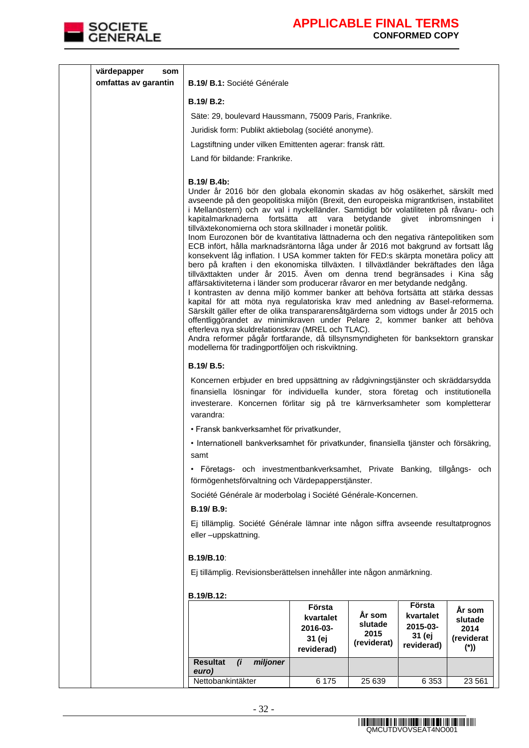| värdepapper som omfattas av garantin | **B.19/ B.1:** Société Générale |
|---|---|

**B.19/ B.2:**

Säte: 29, boulevard Haussmann, 75009 Paris, Frankrike.

Juridisk form: Publikt aktiebolag (société anonyme).

Lagstiftning under vilken Emittenten agerar: fransk rätt.

Land för bildande: Frankrike.

**B.19/ B.4b:**

Under år 2016 bör den globala ekonomin skadas av hög osäkerhet, särskilt med avseende på den geopolitiska miljön (Brexit, den europeiska migrantkrisen, instabilitet i Mellanöstern) och av val i nyckelländer. Samtidigt bör volatiliteten på råvaru- och kapitalmarknaderna fortsätta att vara betydande givet inbromsningen i tillväxtekonomierna och stora skillnader i monetär politik.

Inom Eurozonen bör de kvantitativa lättnaderna och den negativa räntepolitiken som ECB infört, hålla marknadsräntorna låga under år 2016 mot bakgrund av fortsatt låg konsekvent låg inflation. I USA kommer takten för FED:s skärpta monetära policy att bero på kraften i den ekonomiska tillväxten. I tillväxtländer bekräftades den låga tillväxttakten under år 2015. Även om denna trend begränsades i Kina såg affärsaktiviteterna i länder som producerar råvaror en mer betydande nedgång.

I kontrasten av denna miljö kommer banker att behöva fortsätta att stärka dessas kapital för att möta nya regulatoriska krav med anledning av Basel-reformerna. Särskilt gäller efter de olika transpararensåtgärderna som vidtogs under år 2015 och offentliggörandet av minimikraven under Pelare 2, kommer banker att behöva efterleva nya skuldrelationskrav (MREL och TLAC).

Andra reformer pågår fortfarande, då tillsynsmyndigheten för banksektorn granskar modellerna för tradingportföljen och riskviktning.

**B.19/ B.5:**

Koncernen erbjuder en bred uppsättning av rådgivningstjänster och skräddarsydda finansiella lösningar för individuella kunder, stora företag och institutionella investerare. Koncernen förlitar sig på tre kärnverksamheter som kompletterar varandra:

• Fransk bankverksamhet för privatkunder,

• Internationell bankverksamhet för privatkunder, finansiella tjänster och försäkring, samt

• Företags- och investmentbankverksamhet, Private Banking, tillgångs- och förmögenhetsförvaltning och Värdepapperstjänster.

Société Générale är moderbolag i Société Générale-Koncernen.

**B.19/ B.9:**

Ej tillämplig. Société Générale lämnar inte någon siffra avseende resultatprognos eller –uppskattning.

**B.19/B.10**:

Ej tillämplig. Revisionsberättelsen innehåller inte någon anmärkning.

**B.19/B.12:**

| | **Första kvartalet 2016-03-31 (ej reviderad)** | **År som slutade 2015 (reviderat)** | **Första kvartalet 2015-03-31 (ej reviderad)** | **År som slutade 2014 (reviderat (*))** |
|---|---|---|---|---|
| **Resultat *(i miljoner euro)*** | | | | |
| Nettobankintäkter | 6 175 | 25 639 | 6 353 | 23 561 |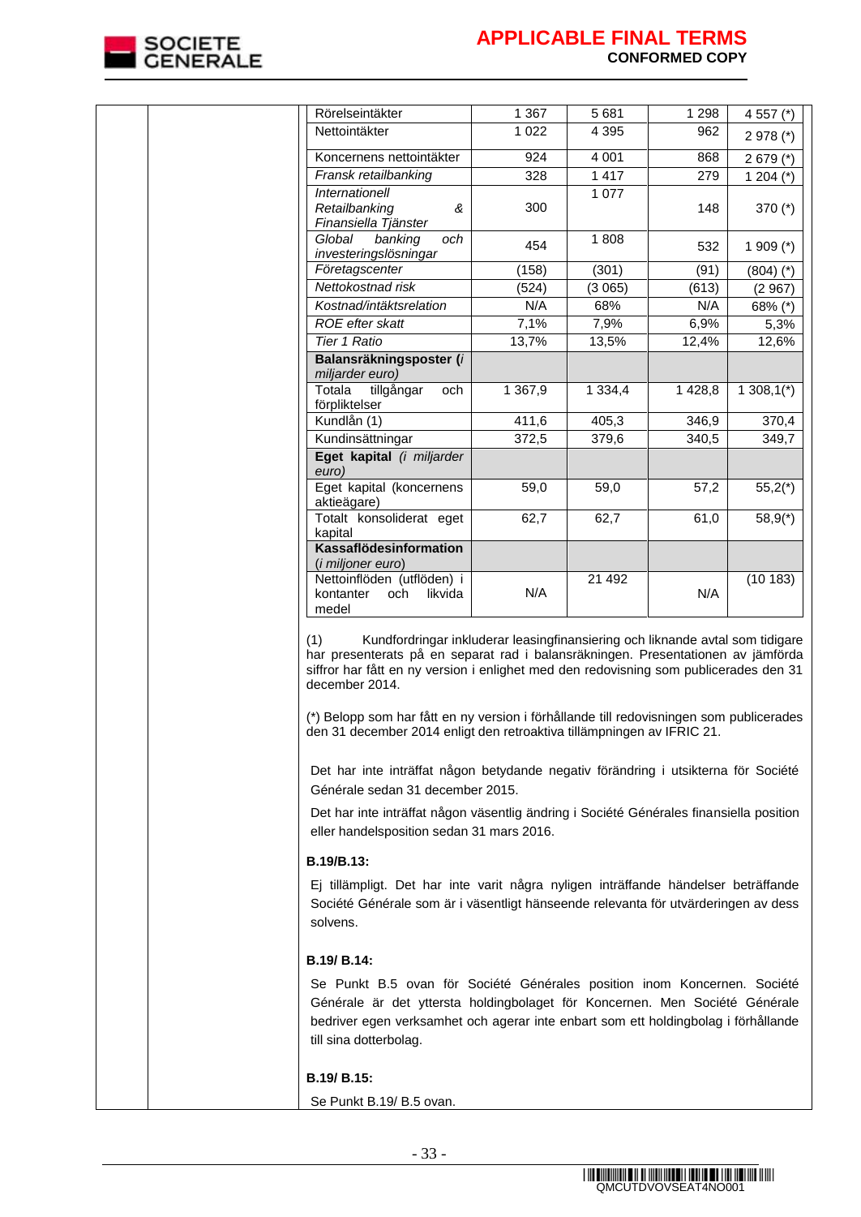| | | | | |
|---|---|---|---|---|
| Rörelseintäkter | 1 367 | 5 681 | 1 298 | 4 557 (*) |
| Nettointäkter | 1 022 | 4 395 | 962 | 2 978 (*) |
| Koncernens nettointäkter | 924 | 4 001 | 868 | 2 679 (*) |
| *Fransk retailbanking* | 328 | 1 417 | 279 | 1 204 (*) |
| *Internationell Retailbanking & Finansiella Tjänster* | 300 | 1 077 | 148 | 370 (*) |
| *Global banking och investeringslösningar* | 454 | 1 808 | 532 | 1 909 (*) |
| *Företagscenter* | (158) | (301) | (91) | (804) (*) |
| *Nettokostnad risk* | (524) | (3 065) | (613) | (2 967) |
| *Kostnad/intäktsrelation* | N/A | 68% | N/A | 68% (*) |
| *ROE efter skatt* | 7,1% | 7,9% | 6,9% | 5,3% |
| *Tier 1 Ratio* | 13,7% | 13,5% | 12,4% | 12,6% |
| **Balansräkningsposter** (*i miljarder euro)* | | | | |
| Totala tillgångar och förpliktelser | 1 367,9 | 1 334,4 | 1 428,8 | 1 308,1(*) |
| Kundlån (1) | 411,6 | 405,3 | 346,9 | 370,4 |
| Kundinsättningar | 372,5 | 379,6 | 340,5 | 349,7 |
| **Eget kapital** *(i miljarder euro)* | | | | |
| Eget kapital (koncernens aktieägare) | 59,0 | 59,0 | 57,2 | 55,2(*) |
| Totalt konsoliderat eget kapital | 62,7 | 62,7 | 61,0 | 58,9(*) |
| **Kassaflödesinformation** (*i miljoner euro*) | | | | |
| Nettoinflöden (utflöden) i kontanter och likvida medel | N/A | 21 492 | N/A | (10 183) |

(1) Kundfordringar inkluderar leasingfinansiering och liknande avtal som tidigare har presenterats på en separat rad i balansräkningen. Presentationen av jämförda siffror har fått en ny version i enlighet med den redovisning som publicerades den 31 december 2014.

(*) Belopp som har fått en ny version i förhållande till redovisningen som publicerades den 31 december 2014 enligt den retroaktiva tillämpningen av IFRIC 21.

Det har inte inträffat någon betydande negativ förändring i utsikterna för Société Générale sedan 31 december 2015.

Det har inte inträffat någon väsentlig ändring i Société Générales finansiella position eller handelsposition sedan 31 mars 2016.

**B.19/B.13:**

Ej tillämpligt. Det har inte varit några nyligen inträffande händelser beträffande Société Générale som är i väsentligt hänseende relevanta för utvärderingen av dess solvens.

**B.19/ B.14:**

Se Punkt B.5 ovan för Société Générales position inom Koncernen. Société Générale är det yttersta holdingbolaget för Koncernen. Men Société Générale bedriver egen verksamhet och agerar inte enbart som ett holdingbolag i förhållande till sina dotterbolag.

**B.19/ B.15:**

Se Punkt B.19/ B.5 ovan.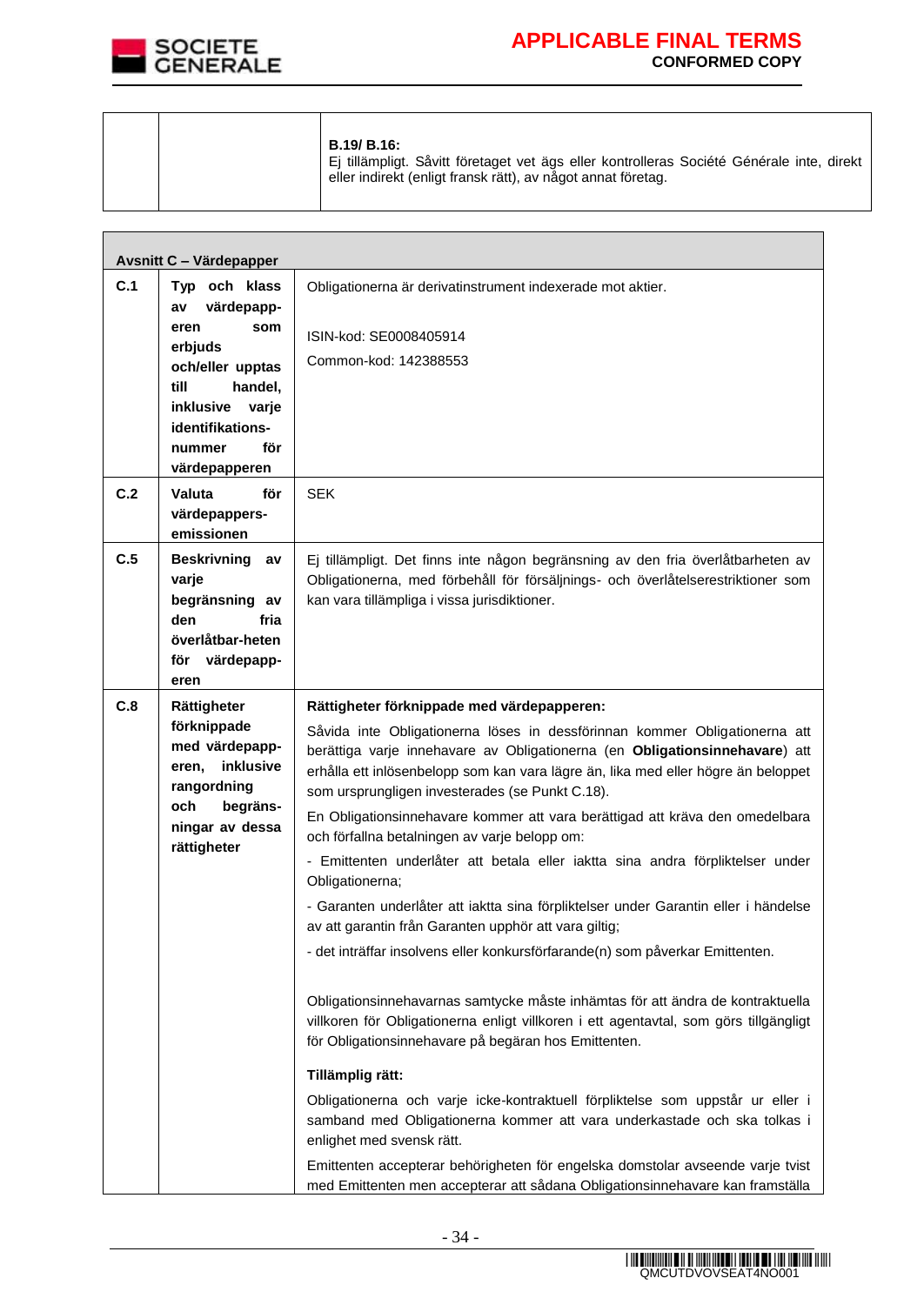| | | **B.19/ B.16:**<br>Ej tillämpligt. Såvitt företaget vet ägs eller kontrolleras Société Générale inte, direkt eller indirekt (enligt fransk rätt), av något annat företag. |
|---|---|---|

| **Avsnitt C – Värdepapper** | | |
|---|---|---|
| **C.1** | **Typ och klass av värdepappreren som erbjuds och/eller upptas till handel, inklusive varje identifikationsnummer för värdepapperen** | Obligationerna är derivatinstrument indexerade mot aktier.<br><br>ISIN-kod: SE0008405914<br>Common-kod: 142388553 |
| **C.2** | **Valuta för värdepappersemissionen** | SEK |
| **C.5** | **Beskrivning av varje begränsning av den fria överlåtbarheten för värdepapperen** | Ej tillämpligt. Det finns inte någon begränsning av den fria överlåtbarheten av Obligationerna, med förbehåll för försäljnings- och överlåtelserestriktioner som kan vara tillämpliga i vissa jurisdiktioner. |
| **C.8** | **Rättigheter förknippade med värdepapperen, inklusive rangordning och begränsningar av dessa rättigheter** | **Rättigheter förknippade med värdepapperen:**<br>Såvida inte Obligationerna löses in dessförinnan kommer Obligationerna att berättiga varje innehavare av Obligationerna (en **Obligationsinnehavare**) att erhålla ett inlösenbelopp som kan vara lägre än, lika med eller högre än beloppet som ursprungligen investerades (se Punkt C.18).<br>En Obligationsinnehavare kommer att vara berättigad att kräva den omedelbara och förfallna betalningen av varje belopp om:<br>- Emittenten underlåter att betala eller iaktta sina andra förpliktelser under Obligationerna;<br>- Garanten underlåter att iaktta sina förpliktelser under Garantin eller i händelse av att garantin från Garanten upphör att vara giltig;<br>- det inträffar insolvens eller konkursförfarande(n) som påverkar Emittenten.<br><br>Obligationsinnehavarnas samtycke måste inhämtas för att ändra de kontraktuella villkoren för Obligationerna enligt villkoren i ett agentavtal, som görs tillgängligt för Obligationsinnehavare på begäran hos Emittenten.<br>**Tillämplig rätt:**<br>Obligationerna och varje icke-kontraktuell förpliktelse som uppstår ur eller i samband med Obligationerna kommer att vara underkastade och ska tolkas i enlighet med svensk rätt.<br>Emittenten accepterar behörigheten för engelska domstolar avseende varje tvist med Emittenten men accepterar att sådana Obligationsinnehavare kan framställa |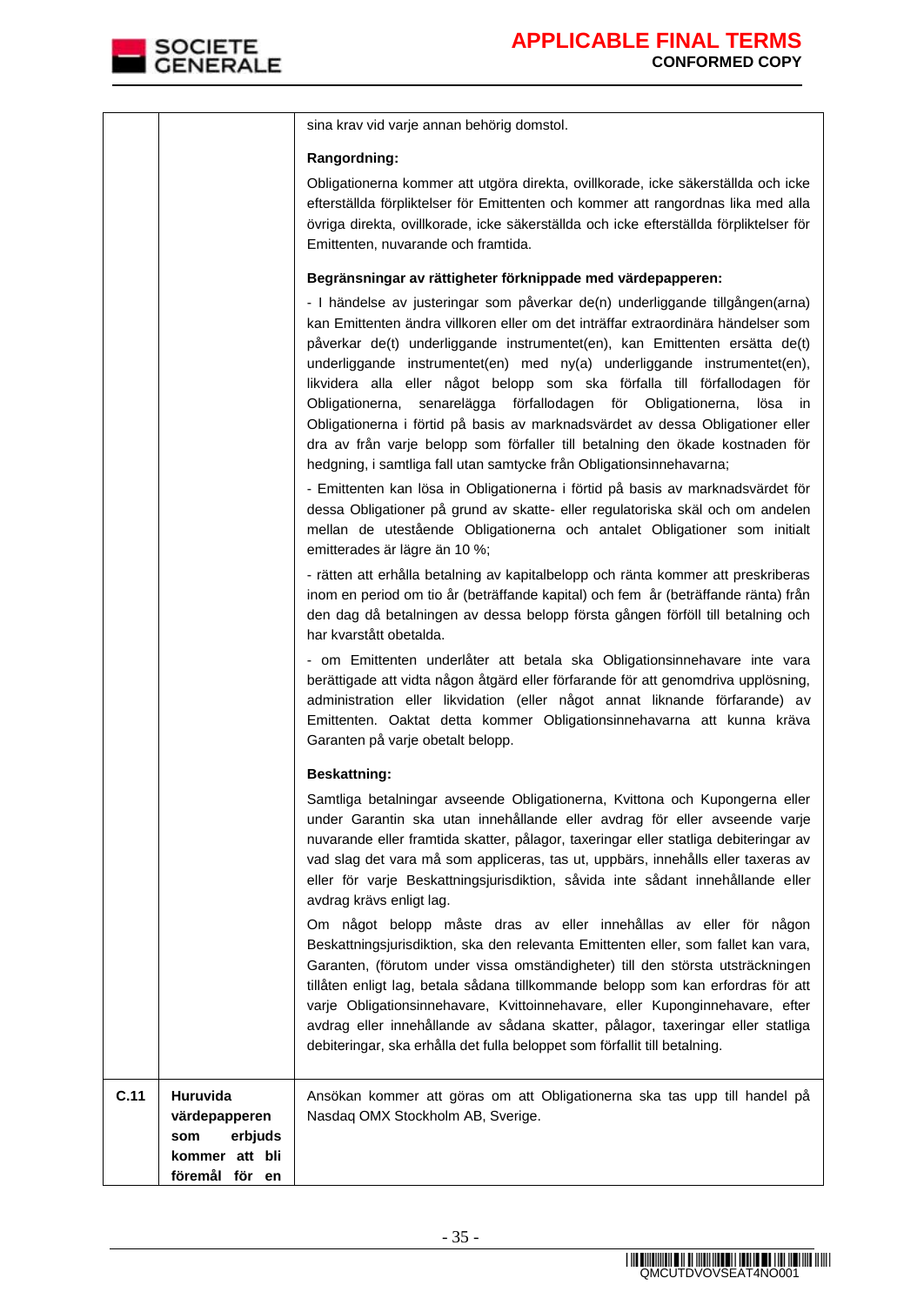| | | |
|---|---|---|
| | | sina krav vid varje annan behörig domstol.<br><br>**Rangordning:**<br><br>Obligationerna kommer att utgöra direkta, ovillkorade, icke säkerställda och icke efterställda förpliktelser för Emittenten och kommer att rangordnas lika med alla övriga direkta, ovillkorade, icke säkerställda och icke efterställda förpliktelser för Emittenten, nuvarande och framtida.<br><br>**Begränsningar av rättigheter förknippade med värdepapperen:**<br><br>- I händelse av justeringar som påverkar de(n) underliggande tillgången(arna) kan Emittenten ändra villkoren eller om det inträffar extraordinära händelser som påverkar de(t) underliggande instrumentet(en), kan Emittenten ersätta de(t) underliggande instrumentet(en) med ny(a) underliggande instrumentet(en), likvidera alla eller något belopp som ska förfalla till förfallodagen för Obligationerna, senarelägga förfallodagen för Obligationerna, lösa in Obligationerna i förtid på basis av marknadsvärdet av dessa Obligationer eller dra av från varje belopp som förfaller till betalning den ökade kostnaden för hedgning, i samtliga fall utan samtycke från Obligationsinnehavarna;<br><br>- Emittenten kan lösa in Obligationerna i förtid på basis av marknadsvärdet för dessa Obligationer på grund av skatte- eller regulatoriska skäl och om andelen mellan de utestående Obligationerna och antalet Obligationer som initialt emitterades är lägre än 10 %;<br><br>- rätten att erhålla betalning av kapitalbelopp och ränta kommer att preskriberas inom en period om tio år (beträffande kapital) och fem år (beträffande ränta) från den dag då betalningen av dessa belopp första gången förföll till betalning och har kvarstått obetalda.<br><br>- om Emittenten underlåter att betala ska Obligationsinnehavare inte vara berättigade att vidta någon åtgärd eller förfarande för att genomdriva upplösning, administration eller likvidation (eller något annat liknande förfarande) av Emittenten. Oaktat detta kommer Obligationsinnehavarna att kunna kräva Garanten på varje obetalt belopp.<br><br>**Beskattning:**<br><br>Samtliga betalningar avseende Obligationerna, Kvittona och Kupongerna eller under Garantin ska utan innehållande eller avdrag för eller avseende varje nuvarande eller framtida skatter, pålagor, taxeringar eller statliga debiteringar av vad slag det vara må som appliceras, tas ut, uppbärs, innehålls eller taxeras av eller för varje Beskattningsjurisdiktion, såvida inte sådant innehållande eller avdrag krävs enligt lag.<br><br>Om något belopp måste dras av eller innehållas av eller för någon Beskattningsjurisdiktion, ska den relevanta Emittenten eller, som fallet kan vara, Garanten, (förutom under vissa omständigheter) till den största utsträckningen tillåten enligt lag, betala sådana tillkommande belopp som kan erfordras för att varje Obligationsinnehavare, Kvittoinnehavare, eller Kuponginnehavare, efter avdrag eller innehållande av sådana skatter, pålagor, taxeringar eller statliga debiteringar, ska erhålla det fulla beloppet som förfallit till betalning. |
| **C.11** | **Huruvida värdepapperen som erbjuds kommer att bli föremål för en** | Ansökan kommer att göras om att Obligationerna ska tas upp till handel på Nasdaq OMX Stockholm AB, Sverige. |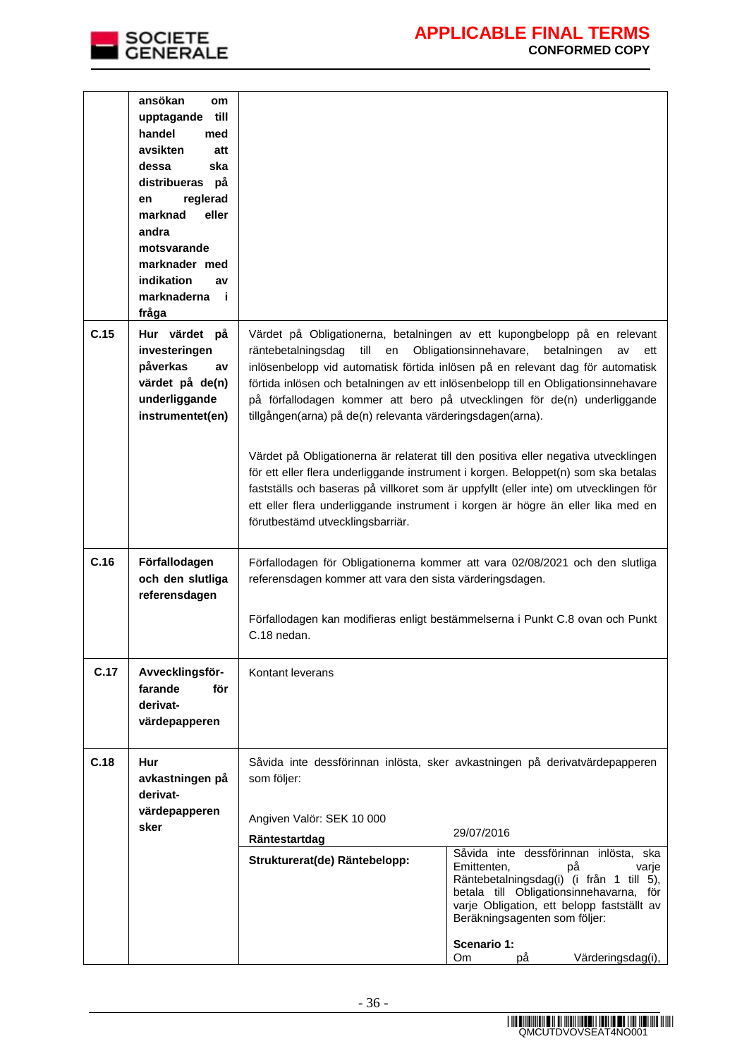| | | |
|---|---|---|
| | **ansökan om upptagande till handel med avsikten att dessa ska distribueras på en reglerad marknad eller andra motsvarande marknader med indikation av marknaderna i fråga** | |
| **C.15** | **Hur värdet på investeringen påverkas av värdet på de(n) underliggande instrumentet(en)** | Värdet på Obligationerna, betalningen av ett kupongbelopp på en relevant räntebetalningsdag till en Obligationsinnehavare, betalningen av ett inlösenbelopp vid automatisk förtida inlösen på en relevant dag för automatisk förtida inlösen och betalningen av ett inlösenbelopp till en Obligationsinnehavare på förfallodagen kommer att bero på utvecklingen för de(n) underliggande tillgången(arna) på de(n) relevanta värderingsdagen(arna).<br><br>Värdet på Obligationerna är relaterat till den positiva eller negativa utvecklingen för ett eller flera underliggande instrument i korgen. Beloppet(n) som ska betalas fastställs och baseras på villkoret som är uppfyllt (eller inte) om utvecklingen för ett eller flera underliggande instrument i korgen är högre än eller lika med en förutbestämd utvecklingsbarriär. |
| **C.16** | **Förfallodagen och den slutliga referensdagen** | Förfallodagen för Obligationerna kommer att vara 02/08/2021 och den slutliga referensdagen kommer att vara den sista värderingsdagen.<br><br>Förfallodagen kan modifieras enligt bestämmelserna i Punkt C.8 ovan och Punkt C.18 nedan. |
| **C.17** | **Avvecklingsförfarande för derivatvärdepapperen** | Kontant leverans |
| **C.18** | **Hur avkastningen på derivatvärdepapperen sker** | Såvida inte dessförinnan inlösta, sker avkastningen på derivatvärdepapperen som följer:<br><br>Angiven Valör: SEK 10 000<br><br>**Räntestartdag**: 29/07/2016<br><br>**Strukturerat(de) Räntebelopp:** Såvida inte dessförinnan inlösta, ska Emittenten, på varje Räntebetalningsdag(i) (i från 1 till 5), betala till Obligationsinnehavarna, för varje Obligation, ett belopp fastställt av Beräkningsagenten som följer:<br><br>**Scenario 1:**<br>Om på Värderingsdag(i), |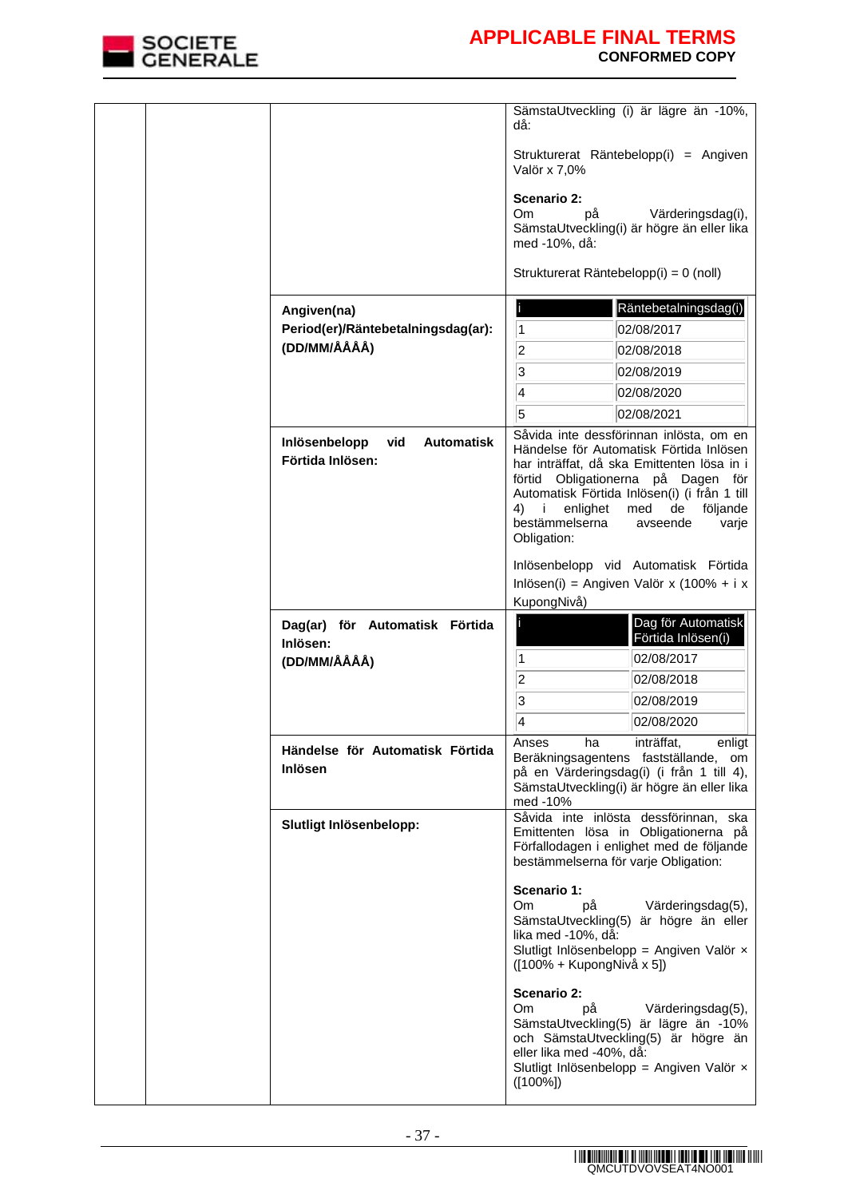| | | | |
|---|---|---|---|
| | | | SämstaUtveckling (i) är lägre än -10%, då:<br><br>Strukturerat Räntebelopp(i) = Angiven Valör x 7,0%<br><br>**Scenario 2:**<br>Om på Värderingsdag(i), SämstaUtveckling(i) är högre än eller lika med -10%, då:<br><br>Strukturerat Räntebelopp(i) = 0 (noll) |
| | | **Angiven(na) Period(er)/Räntebetalningsdag(ar): (DD/MM/ÅÅÅÅ)** | i \| Räntebetalningsdag(i)<br>1 \| 02/08/2017<br>2 \| 02/08/2018<br>3 \| 02/08/2019<br>4 \| 02/08/2020<br>5 \| 02/08/2021 |
| | | **Inlösenbelopp vid Automatisk Förtida Inlösen:** | Såvida inte dessförinnan inlösta, om en Händelse för Automatisk Förtida Inlösen har inträffat, då ska Emittenten lösa in i förtid Obligationerna på Dagen för Automatisk Förtida Inlösen(i) (i från 1 till 4) i enlighet med de följande bestämmelserna avseende varje Obligation:<br><br>Inlösenbelopp vid Automatisk Förtida Inlösen(i) = Angiven Valör x (100% + i x KupongNivå) |
| | | **Dag(ar) för Automatisk Förtida Inlösen: (DD/MM/ÅÅÅÅ)** | i \| Dag för Automatisk Förtida Inlösen(i)<br>1 \| 02/08/2017<br>2 \| 02/08/2018<br>3 \| 02/08/2019<br>4 \| 02/08/2020 |
| | | **Händelse för Automatisk Förtida Inlösen** | Anses ha inträffat, enligt Beräkningsagentens fastställande, om på en Värderingsdag(i) (i från 1 till 4), SämstaUtveckling(i) är högre än eller lika med -10% |
| | | **Slutligt Inlösenbelopp:** | Såvida inte inlösta dessförinnan, ska Emittenten lösa in Obligationerna på Förfallodagen i enlighet med de följande bestämmelserna för varje Obligation:<br><br>**Scenario 1:**<br>Om på Värderingsdag(5), SämstaUtveckling(5) är högre än eller lika med -10%, då:<br>Slutligt Inlösenbelopp = Angiven Valör × ([100% + KupongNivå x 5])<br><br>**Scenario 2:**<br>Om på Värderingsdag(5), SämstaUtveckling(5) är lägre än -10% och SämstaUtveckling(5) är högre än eller lika med -40%, då:<br>Slutligt Inlösenbelopp = Angiven Valör × ([100%]) |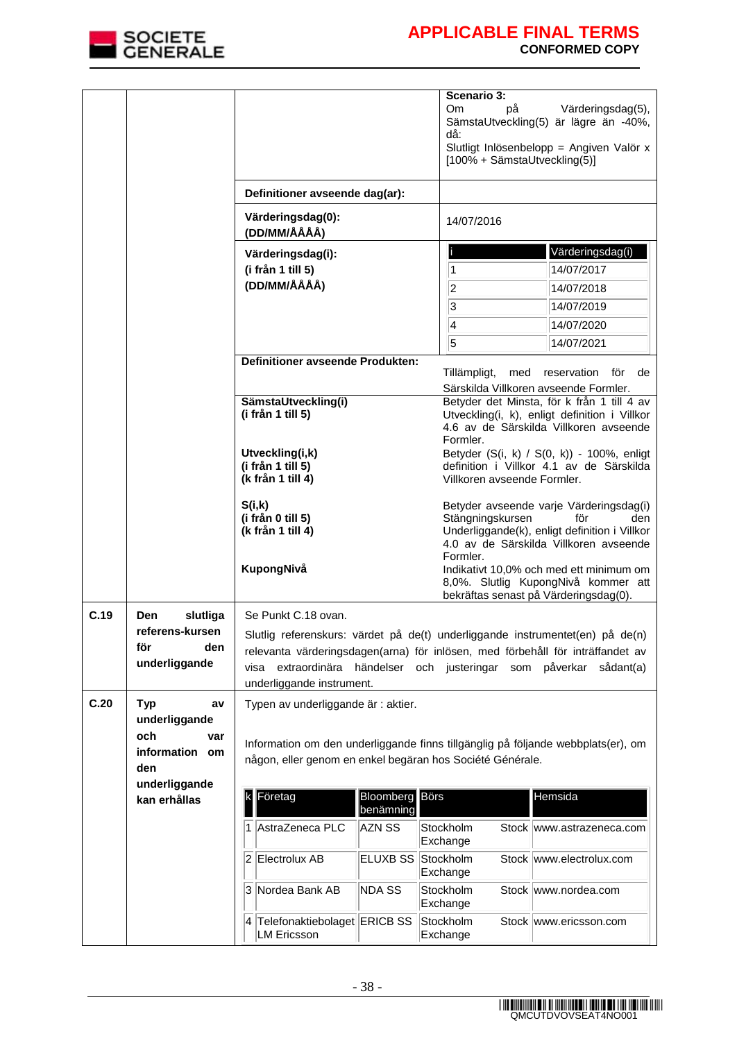| | | | |
|---|---|---|---|
| | | | **Scenario 3:**<br>Om på Värderingsdag(5), SämstaUtveckling(5) är lägre än -40%, då:<br>Slutligt Inlösenbelopp = Angiven Valör x [100% + SämstaUtveckling(5)] |
| | | **Definitioner avseende dag(ar):** | |
| | | **Värderingsdag(0):**<br>**(DD/MM/ÅÅÅÅ)** | 14/07/2016 |
| | | **Värderingsdag(i):**<br>**(i från 1 till 5)**<br>**(DD/MM/ÅÅÅÅ)** | i: Värderingsdag(i)<br>1: 14/07/2017<br>2: 14/07/2018<br>3: 14/07/2019<br>4: 14/07/2020<br>5: 14/07/2021 |
| | | **Definitioner avseende Produkten:** | Tillämpligt, med reservation för de Särskilda Villkoren avseende Formler. |
| | | **SämstaUtveckling(i)**<br>**(i från 1 till 5)** | Betyder det Minsta, för k från 1 till 4 av Utveckling(i, k), enligt definition i Villkor 4.6 av de Särskilda Villkoren avseende Formler. |
| | | **Utveckling(i,k)**<br>**(i från 1 till 5)**<br>**(k från 1 till 4)** | Betyder (S(i, k) / S(0, k)) - 100%, enligt definition i Villkor 4.1 av de Särskilda Villkoren avseende Formler. |
| | | **S(i,k)**<br>**(i från 0 till 5)**<br>**(k från 1 till 4)** | Betyder avseende varje Värderingsdag(i) Stängningskursen för den Underliggande(k), enligt definition i Villkor 4.0 av de Särskilda Villkoren avseende Formler. |
| | | **KupongNivå** | Indikativt 10,0% och med ett minimum om 8,0%. Slutlig KupongNivå kommer att bekräftas senast på Värderingsdag(0). |
| **C.19** | **Den slutliga referens-kursen för den underliggande** | Se Punkt C.18 ovan.<br>Slutlig referenskurs: värdet på de(t) underliggande instrumentet(en) på de(n) relevanta värderingsdagen(arna) för inlösen, med förbehåll för inträffandet av visa extraordinära händelser och justeringar som påverkar sådant(a) underliggande instrument. | |
| **C.20** | **Typ av underliggande och var information om den underliggande kan erhållas** | Typen av underliggande är : aktier.<br>Information om den underliggande finns tillgänglig på följande webbplats(er), om någon, eller genom en enkel begäran hos Société Générale. | |

| k | Företag | Bloomberg benämning | Börs | Hemsida |
|---|---|---|---|---|
| 1 | AstraZeneca PLC | AZN SS | Stockholm Stock Exchange | www.astrazeneca.com |
| 2 | Electrolux AB | ELUXB SS | Stockholm Stock Exchange | www.electrolux.com |
| 3 | Nordea Bank AB | NDA SS | Stockholm Stock Exchange | www.nordea.com |
| 4 | Telefonaktiebolaget LM Ericsson | ERICB SS | Stockholm Stock Exchange | www.ericsson.com |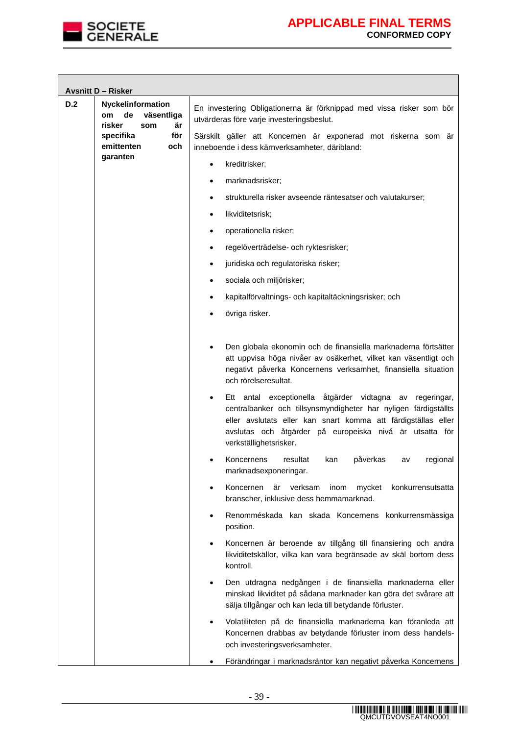| Avsnitt D – Risker | | |
|---|---|---|
| **D.2** | **Nyckelinformation om de väsentliga risker som är specifika för emittenten och garanten** | En investering Obligationerna är förknippad med vissa risker som bör utvärderas före varje investeringsbeslut.<br><br>Särskilt gäller att Koncernen är exponerad mot riskerna som är inneboende i dess kärnverksamheter, däribland:<br><br>• kreditrisker;<br>• marknadsrisker;<br>• strukturella risker avseende räntesatser och valutakurser;<br>• likviditetsrisk;<br>• operationella risker;<br>• regelöverträdelse- och ryktesrisker;<br>• juridiska och regulatoriska risker;<br>• sociala och miljörisker;<br>• kapitalförvaltnings- och kapitaltäckningsrisker; och<br>• övriga risker.<br><br>• Den globala ekonomin och de finansiella marknaderna fortsätter att uppvisa höga nivåer av osäkerhet, vilket kan väsentligt och negativt påverka Koncernens verksamhet, finansiella situation och rörelseresultat.<br>• Ett antal exceptionella åtgärder vidtagna av regeringar, centralbanker och tillsynsmyndigheter har nyligen färdigställts eller avslutats eller kan snart komma att färdigställas eller avslutas och åtgärder på europeiska nivå är utsatta för verkställighetsrisker.<br>• Koncernens resultat kan påverkas av regional marknadsexponeringar.<br>• Koncernen är verksam inom mycket konkurrensutsatta branscher, inklusive dess hemmamarknad.<br>• Renomméskada kan skada Koncernens konkurrensmässiga position.<br>• Koncernen är beroende av tillgång till finansiering och andra likviditetskällor, vilka kan vara begränsade av skäl bortom dess kontroll.<br>• Den utdragna nedgången i de finansiella marknaderna eller minskad likviditet på sådana marknader kan göra det svårare att sälja tillgångar och kan leda till betydande förluster.<br>• Volatiliteten på de finansiella marknaderna kan föranleda att Koncernen drabbas av betydande förluster inom dess handels- och investeringsverksamheter.<br>• Förändringar i marknadsräntor kan negativt påverka Koncernens |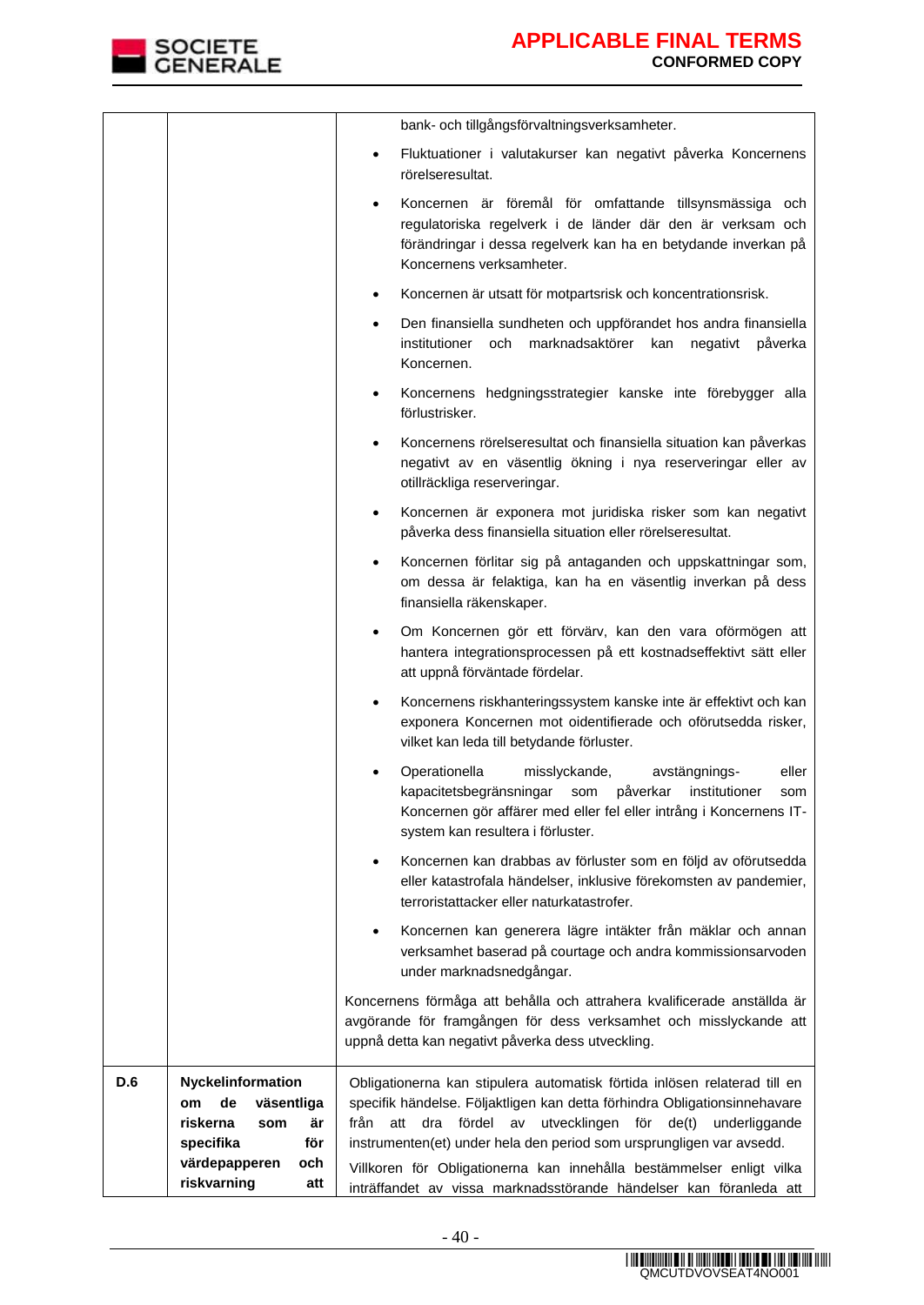| | | |
|---|---|---|
| | | bank- och tillgångsförvaltningsverksamheter.<br>• Fluktuationer i valutakurser kan negativt påverka Koncernens rörelseresultat.<br>• Koncernen är föremål för omfattande tillsynsmässiga och regulatoriska regelverk i de länder där den är verksam och förändringar i dessa regelverk kan ha en betydande inverkan på Koncernens verksamheter.<br>• Koncernen är utsatt för motpartsrisk och koncentrationsrisk.<br>• Den finansiella sundheten och uppförandet hos andra finansiella institutioner och marknadsaktörer kan negativt påverka Koncernen.<br>• Koncernens hedgningsstrategier kanske inte förebygger alla förlustrisker.<br>• Koncernens rörelseresultat och finansiella situation kan påverkas negativt av en väsentlig ökning i nya reserveringar eller av otillräckliga reserveringar.<br>• Koncernen är exponera mot juridiska risker som kan negativt påverka dess finansiella situation eller rörelseresultat.<br>• Koncernen förlitar sig på antaganden och uppskattningar som, om dessa är felaktiga, kan ha en väsentlig inverkan på dess finansiella räkenskaper.<br>• Om Koncernen gör ett förvärv, kan den vara oförmögen att hantera integrationsprocessen på ett kostnadseffektivt sätt eller att uppnå förväntade fördelar.<br>• Koncernens riskhanteringssystem kanske inte är effektivt och kan exponera Koncernen mot oidentifierade och oförutsedda risker, vilket kan leda till betydande förluster.<br>• Operationella misslyckande, avstängnings- eller kapacitetsbegränsningar som påverkar institutioner som Koncernen gör affärer med eller fel eller intrång i Koncernens IT-system kan resultera i förluster.<br>• Koncernen kan drabbas av förluster som en följd av oförutsedda eller katastrofala händelser, inklusive förekomsten av pandemier, terroristattacker eller naturkatastrofer.<br>• Koncernen kan generera lägre intäkter från mäklar och annan verksamhet baserad på courtage och andra kommissionsarvoden under marknadsnedgångar.<br>Koncernens förmåga att behålla och attrahera kvalificerade anställda är avgörande för framgången för dess verksamhet och misslyckande att uppnå detta kan negativt påverka dess utveckling. |
| **D.6** | **Nyckelinformation om de väsentliga riskerna som är specifika för värdepapperen och riskvarning att** | Obligationerna kan stipulera automatisk förtida inlösen relaterad till en specifik händelse. Följaktligen kan detta förhindra Obligationsinnehavare från att dra fördel av utvecklingen för de(t) underliggande instrumenten(et) under hela den period som ursprungligen var avsedd.<br>Villkoren för Obligationerna kan innehålla bestämmelser enligt vilka inträffandet av vissa marknadsstörande händelser kan föranleda att |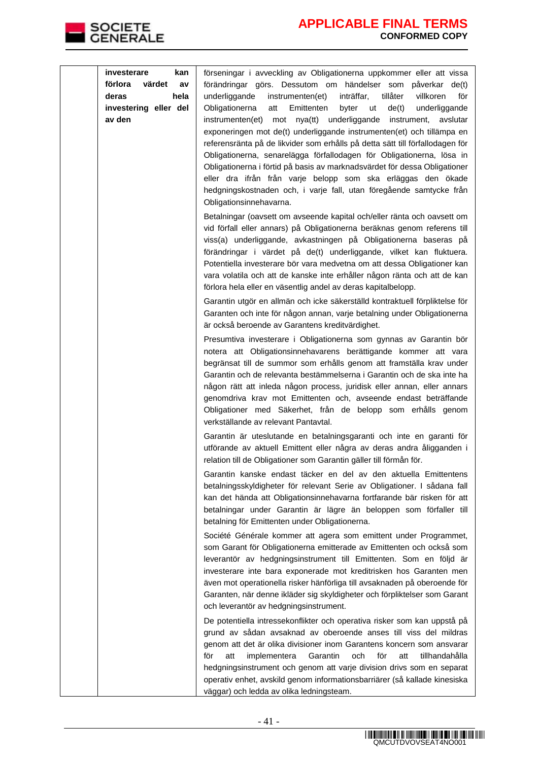| | **investerare kan förlora värdet av deras hela investering eller del av den** | förseningar i avveckling av Obligationerna uppkommer eller att vissa förändringar görs. Dessutom om händelser som påverkar de(t) underliggande instrumenten(et) inträffar, tillåter villkoren för Obligationerna att Emittenten byter ut de(t) underliggande instrumenten(et) mot nya(tt) underliggande instrument, avslutar exponeringen mot de(t) underliggande instrumenten(et) och tillämpa en referensränta på de likvider som erhålls på detta sätt till förfallodagen för Obligationerna, senarelägga förfallodagen för Obligationerna, lösa in Obligationerna i förtid på basis av marknadsvärdet för dessa Obligationer eller dra ifrån från varje belopp som ska erläggas den ökade hedgningskostnaden och, i varje fall, utan föregående samtycke från Obligationsinnehavarna.<br><br>Betalningar (oavsett om avseende kapital och/eller ränta och oavsett om vid förfall eller annars) på Obligationerna beräknas genom referens till viss(a) underliggande, avkastningen på Obligationerna baseras på förändringar i värdet på de(t) underliggande, vilket kan fluktuera. Potentiella investerare bör vara medvetna om att dessa Obligationer kan vara volatila och att de kanske inte erhåller någon ränta och att de kan förlora hela eller en väsentlig andel av deras kapitalbelopp.<br><br>Garantin utgör en allmän och icke säkerställd kontraktuell förpliktelse för Garanten och inte för någon annan, varje betalning under Obligationerna är också beroende av Garantens kreditvärdighet.<br><br>Presumtiva investerare i Obligationerna som gynnas av Garantin bör notera att Obligationsinnehavarens berättigande kommer att vara begränsat till de summor som erhålls genom att framställa krav under Garantin och de relevanta bestämmelserna i Garantin och de ska inte ha någon rätt att inleda någon process, juridisk eller annan, eller annars genomdriva krav mot Emittenten och, avseende endast beträffande Obligationer med Säkerhet, från de belopp som erhålls genom verkställande av relevant Pantavtal.<br><br>Garantin är uteslutande en betalningsgaranti och inte en garanti för utförande av aktuell Emittent eller några av deras andra åligganden i relation till de Obligationer som Garantin gäller till förmån för.<br><br>Garantin kanske endast täcker en del av den aktuella Emittentens betalningsskyldigheter för relevant Serie av Obligationer. I sådana fall kan det hända att Obligationsinnehavarna fortfarande bär risken för att betalningar under Garantin är lägre än beloppen som förfaller till betalning för Emittenten under Obligationerna.<br><br>Société Générale kommer att agera som emittent under Programmet, som Garant för Obligationerna emitterade av Emittenten och också som leverantör av hedgningsinstrument till Emittenten. Som en följd är investerare inte bara exponerade mot kreditrisken hos Garanten men även mot operationella risker hänförliga till avsaknaden på oberoende för Garanten, när denne ikläder sig skyldigheter och förpliktelser som Garant och leverantör av hedgningsinstrument.<br><br>De potentiella intressekonflikter och operativa risker som kan uppstå på grund av sådan avsaknad av oberoende anses till viss del mildras genom att det är olika divisioner inom Garantens koncern som ansvarar för att implementera Garantin och för att tillhandahålla hedgningsinstrument och genom att varje division drivs som en separat operativ enhet, avskild genom informationsbarriärer (så kallade kinesiska väggar) och ledda av olika ledningsteam. |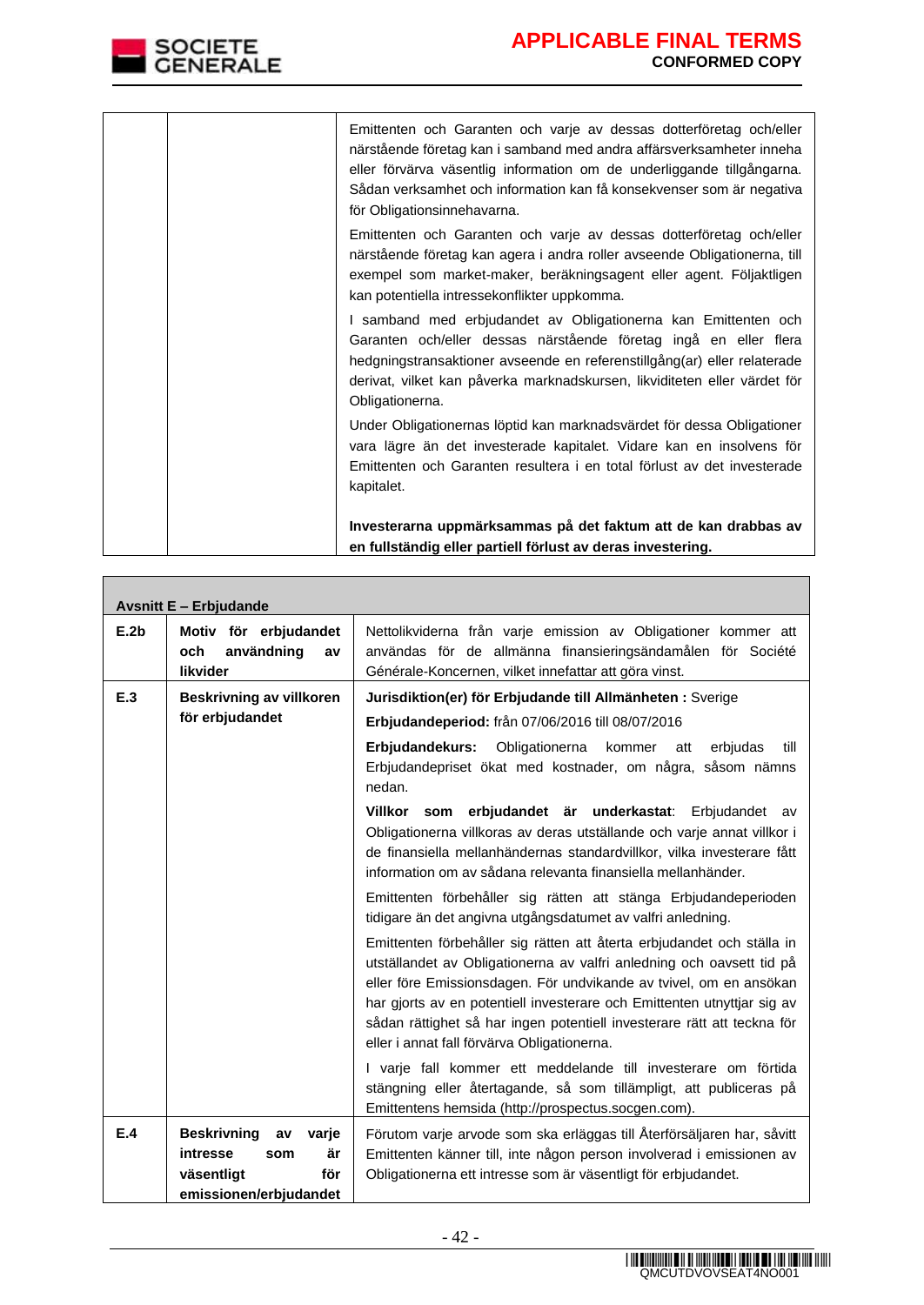| | | |
|---|---|---|
| | | Emittenten och Garanten och varje av dessas dotterföretag och/eller närstående företag kan i samband med andra affärsverksamheter inneha eller förvärva väsentlig information om de underliggande tillgångarna. Sådan verksamhet och information kan få konsekvenser som är negativa för Obligationsinnehavarna.<br><br>Emittenten och Garanten och varje av dessas dotterföretag och/eller närstående företag kan agera i andra roller avseende Obligationerna, till exempel som market-maker, beräkningsagent eller agent. Följaktligen kan potentiella intressekonflikter uppkomma.<br><br>I samband med erbjudandet av Obligationerna kan Emittenten och Garanten och/eller dessas närstående företag ingå en eller flera hedgningstransaktioner avseende en referenstillgång(ar) eller relaterade derivat, vilket kan påverka marknadskursen, likviditeten eller värdet för Obligationerna.<br><br>Under Obligationernas löptid kan marknadsvärdet för dessa Obligationer vara lägre än det investerade kapitalet. Vidare kan en insolvens för Emittenten och Garanten resultera i en total förlust av det investerade kapitalet.<br><br>**Investerarna uppmärksammas på det faktum att de kan drabbas av en fullständig eller partiell förlust av deras investering.** |

| **Avsnitt E – Erbjudande** | | |
|---|---|---|
| **E.2b** | **Motiv för erbjudandet och användning av likvider** | Nettolikviderna från varje emission av Obligationer kommer att användas för de allmänna finansieringsändamålen för Société Générale-Koncernen, vilket innefattar att göra vinst. |
| **E.3** | **Beskrivning av villkoren för erbjudandet** | **Jurisdiktion(er) för Erbjudande till Allmänheten :** Sverige<br><br>**Erbjudandeperiod:** från 07/06/2016 till 08/07/2016<br><br>**Erbjudandekurs:** Obligationerna kommer att erbjudas till Erbjudandepriset ökat med kostnader, om några, såsom nämns nedan.<br><br>**Villkor som erbjudandet är underkastat**: Erbjudandet av Obligationerna villkoras av deras utställande och varje annat villkor i de finansiella mellanhändernas standardvillkor, vilka investerare fått information om av sådana relevanta finansiella mellanhänder.<br><br>Emittenten förbehåller sig rätten att stänga Erbjudandeperioden tidigare än det angivna utgångsdatumet av valfri anledning.<br><br>Emittenten förbehåller sig rätten att återta erbjudandet och ställa in utställandet av Obligationerna av valfri anledning och oavsett tid på eller före Emissionsdagen. För undvikande av tvivel, om en ansökan har gjorts av en potentiell investerare och Emittenten utnyttjar sig av sådan rättighet så har ingen potentiell investerare rätt att teckna för eller i annat fall förvärva Obligationerna.<br><br>I varje fall kommer ett meddelande till investerare om förtida stängning eller återtagande, så som tillämpligt, att publiceras på Emittentens hemsida (http://prospectus.socgen.com). |
| **E.4** | **Beskrivning av varje intresse som är väsentligt för emissionen/erbjudandet** | Förutom varje arvode som ska erläggas till Återförsäljaren har, såvitt Emittenten känner till, inte någon person involverad i emissionen av Obligationerna ett intresse som är väsentligt för erbjudandet. |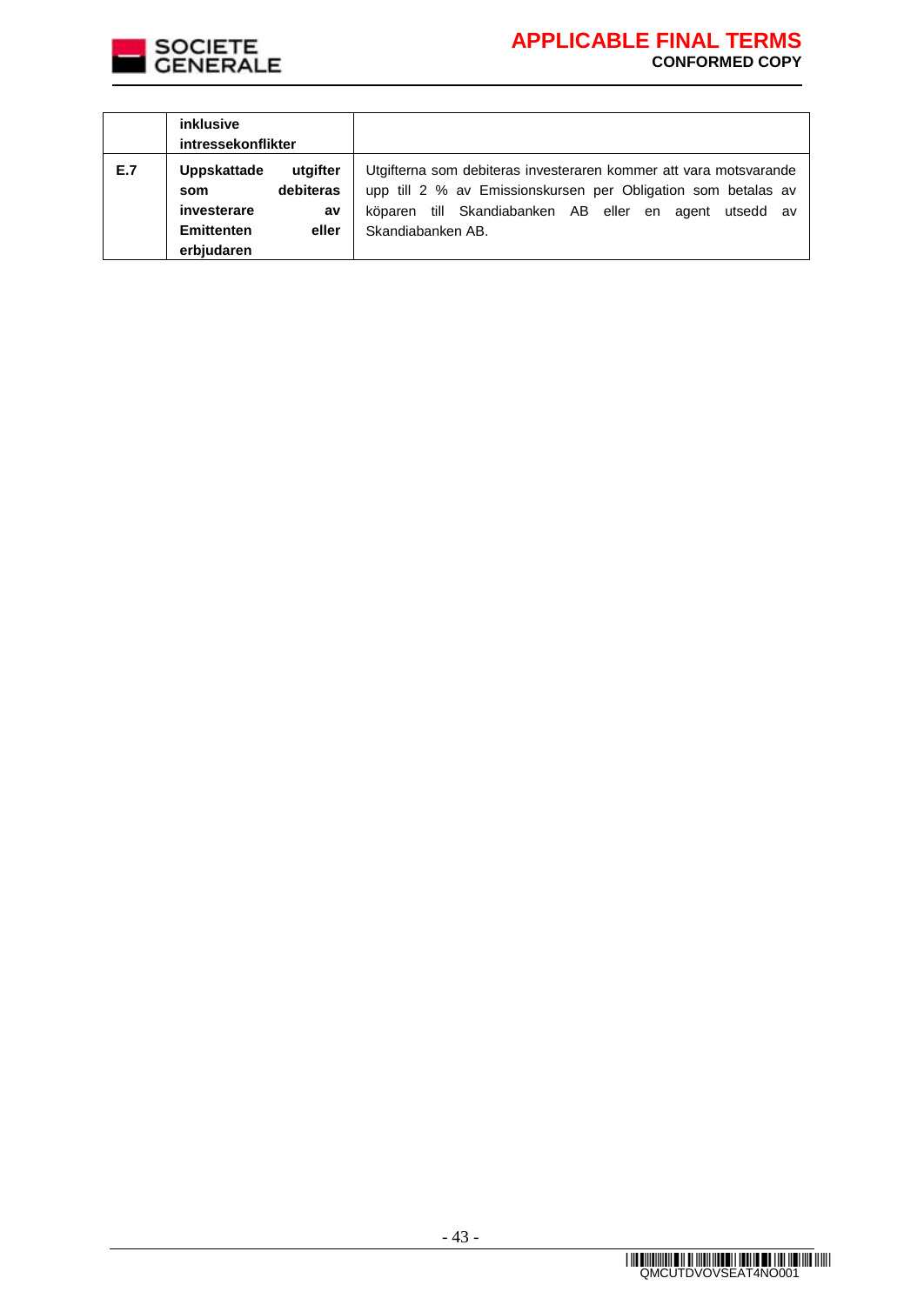| | | |
|---|---|---|
| | **inklusive intressekonflikter** | |
| **E.7** | **Uppskattade utgifter som debiteras investerare av Emittenten eller erbjudaren** | Utgifterna som debiteras investeraren kommer att vara motsvarande upp till 2 % av Emissionskursen per Obligation som betalas av köparen till Skandiabanken AB eller en agent utsedd av Skandiabanken AB. |